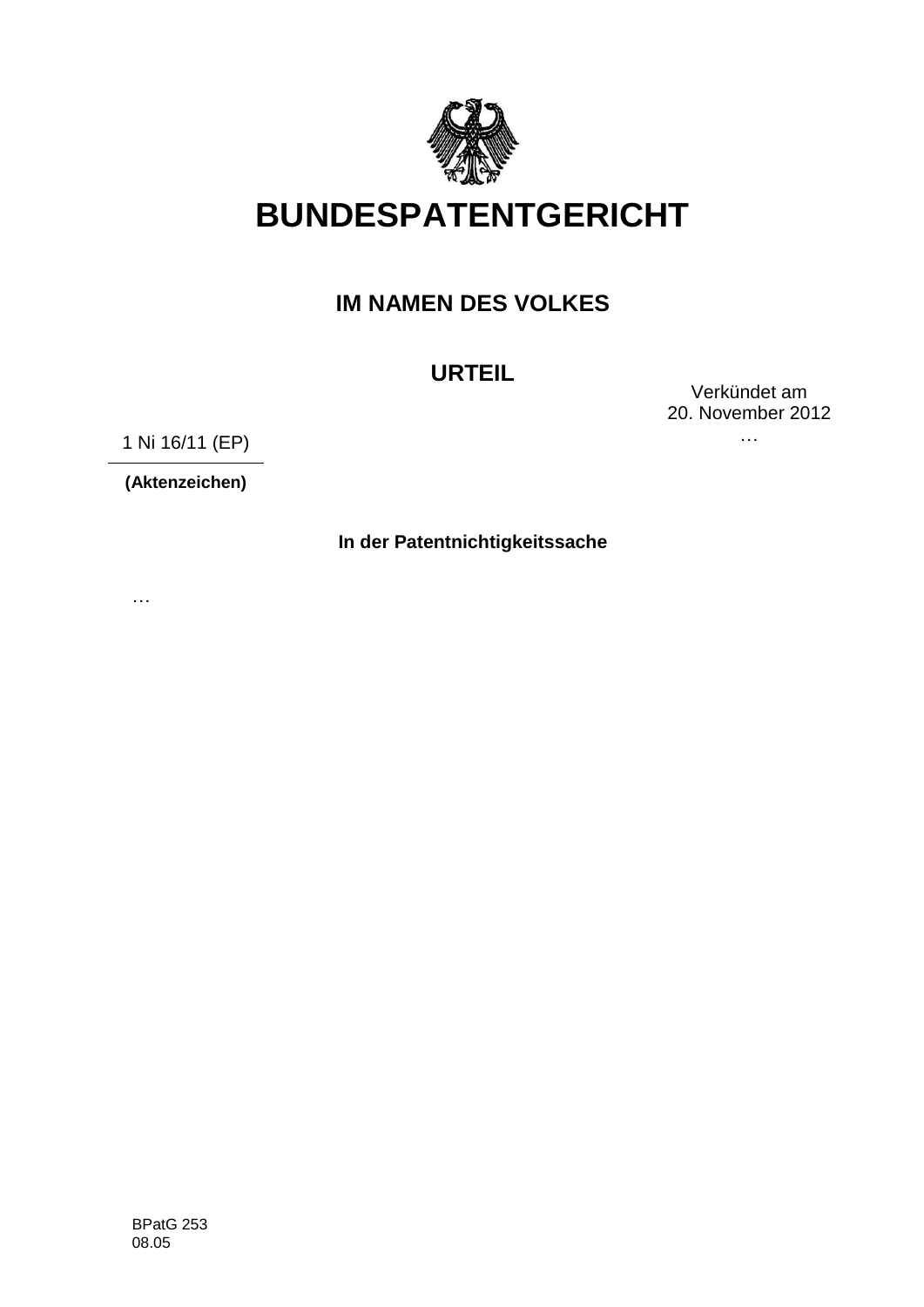# BUNDESPATENTGERICHT

## IM NAMEN DES VOLKES

## URTEIL

Verkündet am
20. November 2012
…

1 Ni 16/11 (EP)

**(Aktenzeichen)**

**In der Patentnichtigkeitssache**

…

BPatG 253
08.05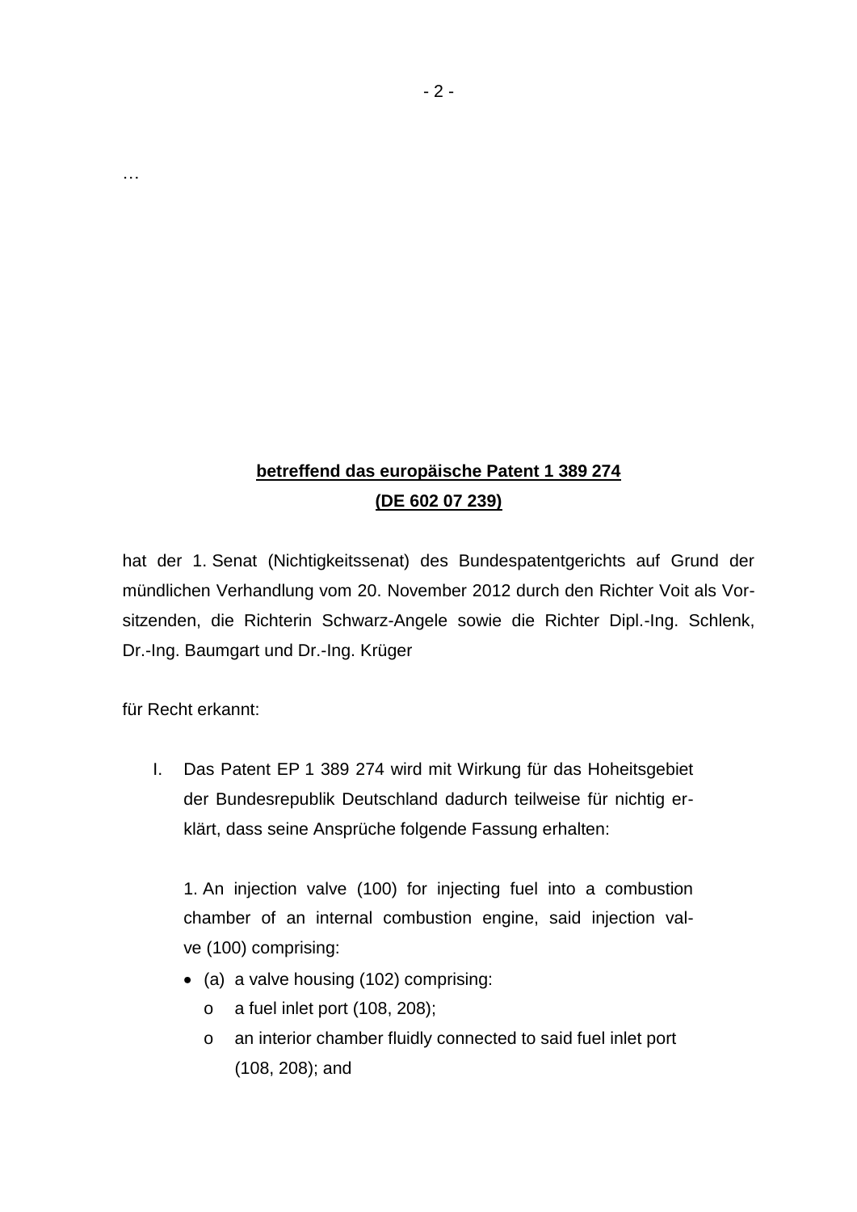…

**betreffend das europäische Patent 1 389 274**
**(DE 602 07 239)**

hat der 1. Senat (Nichtigkeitssenat) des Bundespatentgerichts auf Grund der mündlichen Verhandlung vom 20. November 2012 durch den Richter Voit als Vorsitzenden, die Richterin Schwarz-Angele sowie die Richter Dipl.-Ing. Schlenk, Dr.-Ing. Baumgart und Dr.-Ing. Krüger

für Recht erkannt:

I. Das Patent EP 1 389 274 wird mit Wirkung für das Hoheitsgebiet der Bundesrepublik Deutschland dadurch teilweise für nichtig erklärt, dass seine Ansprüche folgende Fassung erhalten:

   1. An injection valve (100) for injecting fuel into a combustion chamber of an internal combustion engine, said injection valve (100) comprising:

   - (a) a valve housing (102) comprising:
     - o a fuel inlet port (108, 208);
     - o an interior chamber fluidly connected to said fuel inlet port (108, 208); and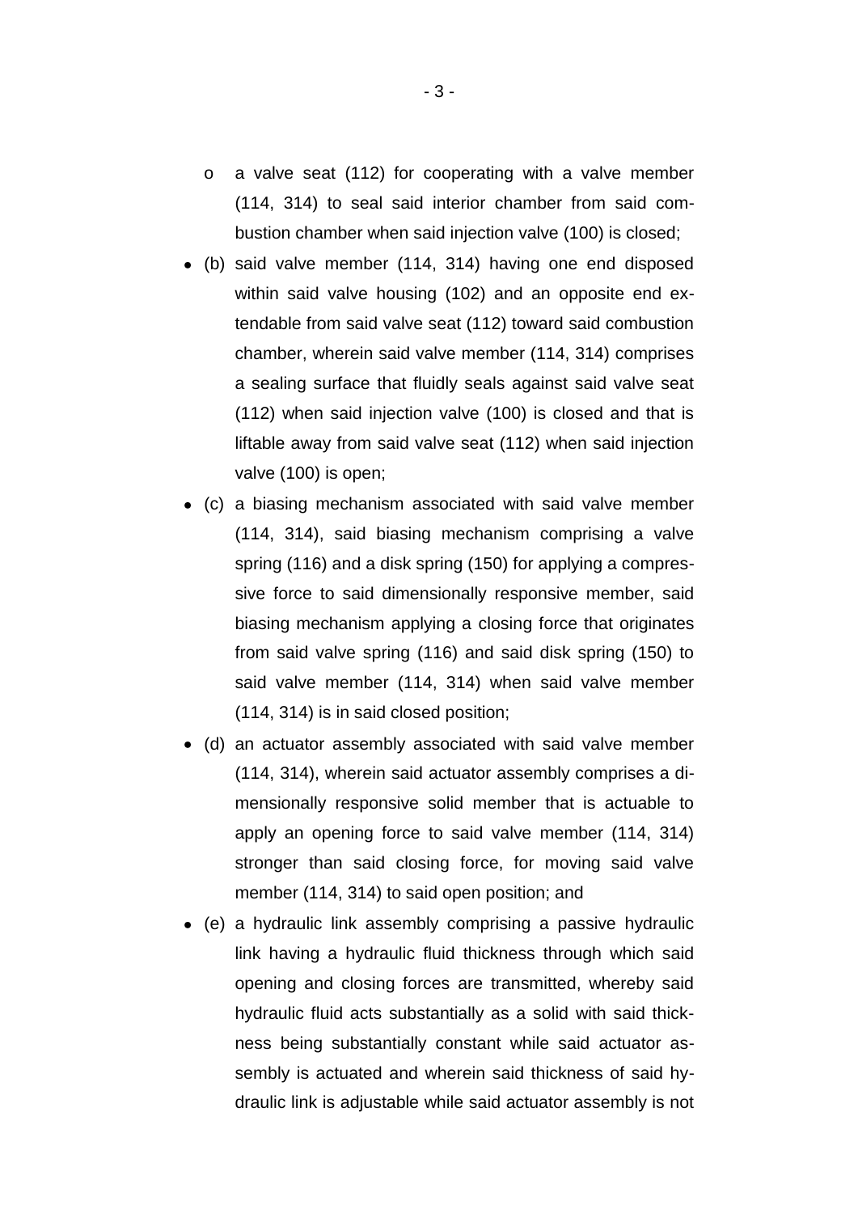- o a valve seat (112) for cooperating with a valve member (114, 314) to seal said interior chamber from said combustion chamber when said injection valve (100) is closed;

- (b) said valve member (114, 314) having one end disposed within said valve housing (102) and an opposite end extendable from said valve seat (112) toward said combustion chamber, wherein said valve member (114, 314) comprises a sealing surface that fluidly seals against said valve seat (112) when said injection valve (100) is closed and that is liftable away from said valve seat (112) when said injection valve (100) is open;
- (c) a biasing mechanism associated with said valve member (114, 314), said biasing mechanism comprising a valve spring (116) and a disk spring (150) for applying a compressive force to said dimensionally responsive member, said biasing mechanism applying a closing force that originates from said valve spring (116) and said disk spring (150) to said valve member (114, 314) when said valve member (114, 314) is in said closed position;
- (d) an actuator assembly associated with said valve member (114, 314), wherein said actuator assembly comprises a dimensionally responsive solid member that is actuable to apply an opening force to said valve member (114, 314) stronger than said closing force, for moving said valve member (114, 314) to said open position; and
- (e) a hydraulic link assembly comprising a passive hydraulic link having a hydraulic fluid thickness through which said opening and closing forces are transmitted, whereby said hydraulic fluid acts substantially as a solid with said thickness being substantially constant while said actuator assembly is actuated and wherein said thickness of said hydraulic link is adjustable while said actuator assembly is not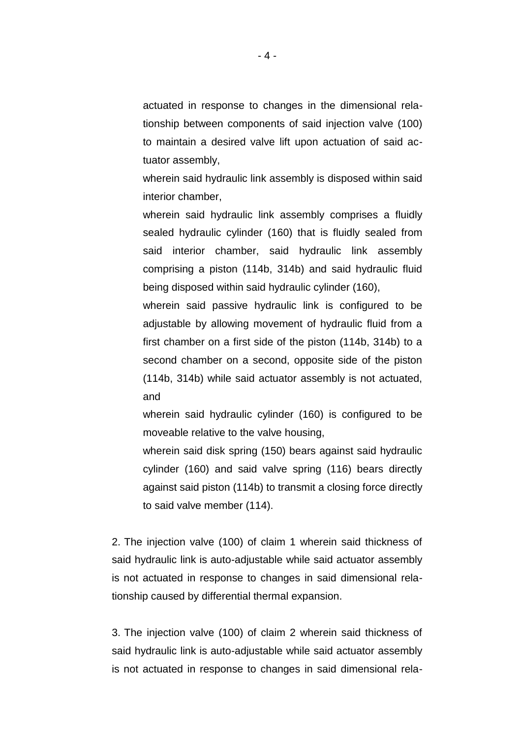actuated in response to changes in the dimensional relationship between components of said injection valve (100) to maintain a desired valve lift upon actuation of said actuator assembly,

wherein said hydraulic link assembly is disposed within said interior chamber,

wherein said hydraulic link assembly comprises a fluidly sealed hydraulic cylinder (160) that is fluidly sealed from said interior chamber, said hydraulic link assembly comprising a piston (114b, 314b) and said hydraulic fluid being disposed within said hydraulic cylinder (160),

wherein said passive hydraulic link is configured to be adjustable by allowing movement of hydraulic fluid from a first chamber on a first side of the piston (114b, 314b) to a second chamber on a second, opposite side of the piston (114b, 314b) while said actuator assembly is not actuated, and

wherein said hydraulic cylinder (160) is configured to be moveable relative to the valve housing,

wherein said disk spring (150) bears against said hydraulic cylinder (160) and said valve spring (116) bears directly against said piston (114b) to transmit a closing force directly to said valve member (114).

2. The injection valve (100) of claim 1 wherein said thickness of said hydraulic link is auto-adjustable while said actuator assembly is not actuated in response to changes in said dimensional relationship caused by differential thermal expansion.

3. The injection valve (100) of claim 2 wherein said thickness of said hydraulic link is auto-adjustable while said actuator assembly is not actuated in response to changes in said dimensional rela-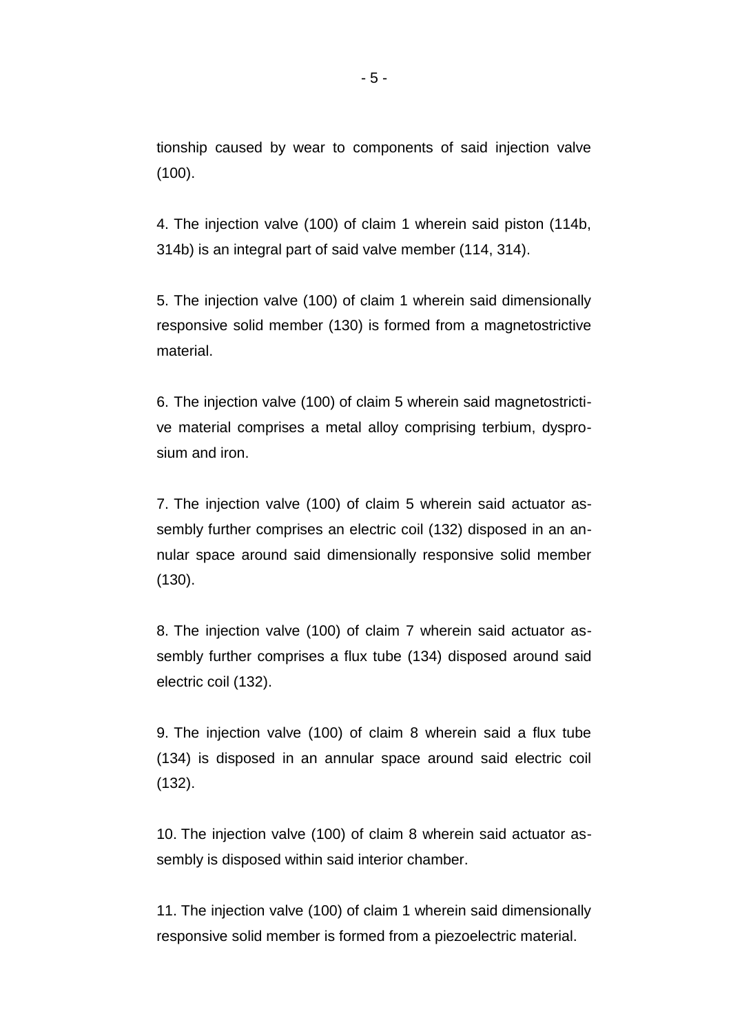tionship caused by wear to components of said injection valve (100).

4. The injection valve (100) of claim 1 wherein said piston (114b, 314b) is an integral part of said valve member (114, 314).

5. The injection valve (100) of claim 1 wherein said dimensionally responsive solid member (130) is formed from a magnetostrictive material.

6. The injection valve (100) of claim 5 wherein said magnetostrictive material comprises a metal alloy comprising terbium, dysprosium and iron.

7. The injection valve (100) of claim 5 wherein said actuator assembly further comprises an electric coil (132) disposed in an annular space around said dimensionally responsive solid member (130).

8. The injection valve (100) of claim 7 wherein said actuator assembly further comprises a flux tube (134) disposed around said electric coil (132).

9. The injection valve (100) of claim 8 wherein said a flux tube (134) is disposed in an annular space around said electric coil (132).

10. The injection valve (100) of claim 8 wherein said actuator assembly is disposed within said interior chamber.

11. The injection valve (100) of claim 1 wherein said dimensionally responsive solid member is formed from a piezoelectric material.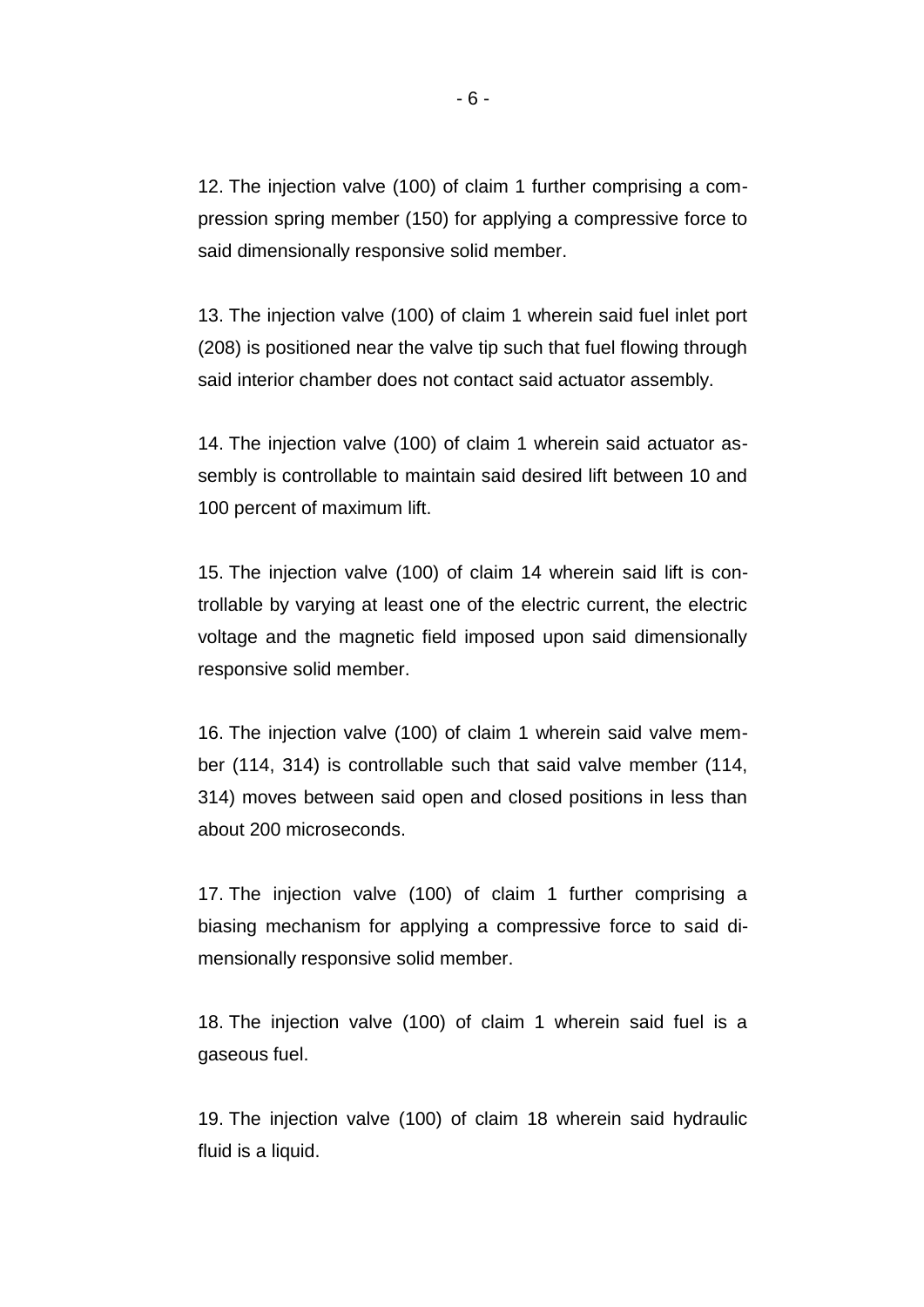12. The injection valve (100) of claim 1 further comprising a compression spring member (150) for applying a compressive force to said dimensionally responsive solid member.

13. The injection valve (100) of claim 1 wherein said fuel inlet port (208) is positioned near the valve tip such that fuel flowing through said interior chamber does not contact said actuator assembly.

14. The injection valve (100) of claim 1 wherein said actuator assembly is controllable to maintain said desired lift between 10 and 100 percent of maximum lift.

15. The injection valve (100) of claim 14 wherein said lift is controllable by varying at least one of the electric current, the electric voltage and the magnetic field imposed upon said dimensionally responsive solid member.

16. The injection valve (100) of claim 1 wherein said valve member (114, 314) is controllable such that said valve member (114, 314) moves between said open and closed positions in less than about 200 microseconds.

17. The injection valve (100) of claim 1 further comprising a biasing mechanism for applying a compressive force to said dimensionally responsive solid member.

18. The injection valve (100) of claim 1 wherein said fuel is a gaseous fuel.

19. The injection valve (100) of claim 18 wherein said hydraulic fluid is a liquid.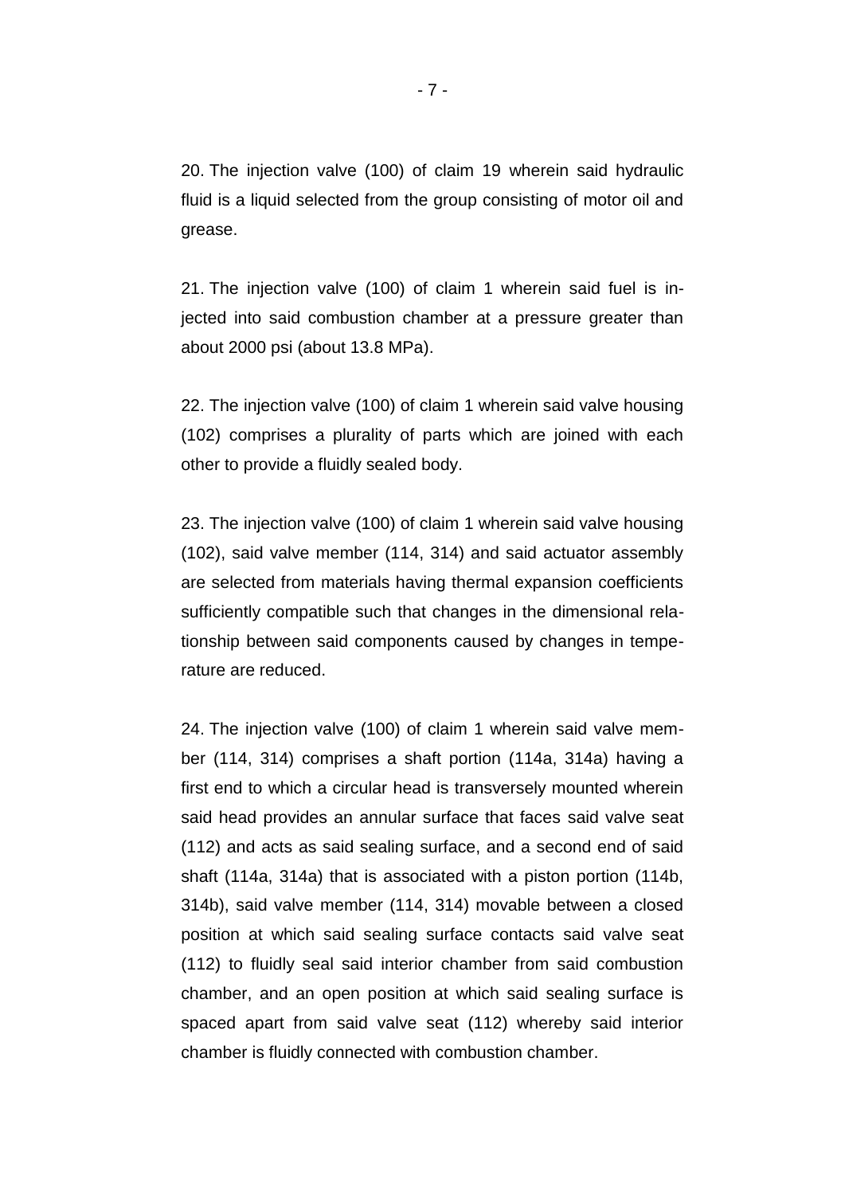20. The injection valve (100) of claim 19 wherein said hydraulic fluid is a liquid selected from the group consisting of motor oil and grease.

21. The injection valve (100) of claim 1 wherein said fuel is injected into said combustion chamber at a pressure greater than about 2000 psi (about 13.8 MPa).

22. The injection valve (100) of claim 1 wherein said valve housing (102) comprises a plurality of parts which are joined with each other to provide a fluidly sealed body.

23. The injection valve (100) of claim 1 wherein said valve housing (102), said valve member (114, 314) and said actuator assembly are selected from materials having thermal expansion coefficients sufficiently compatible such that changes in the dimensional relationship between said components caused by changes in temperature are reduced.

24. The injection valve (100) of claim 1 wherein said valve member (114, 314) comprises a shaft portion (114a, 314a) having a first end to which a circular head is transversely mounted wherein said head provides an annular surface that faces said valve seat (112) and acts as said sealing surface, and a second end of said shaft (114a, 314a) that is associated with a piston portion (114b, 314b), said valve member (114, 314) movable between a closed position at which said sealing surface contacts said valve seat (112) to fluidly seal said interior chamber from said combustion chamber, and an open position at which said sealing surface is spaced apart from said valve seat (112) whereby said interior chamber is fluidly connected with combustion chamber.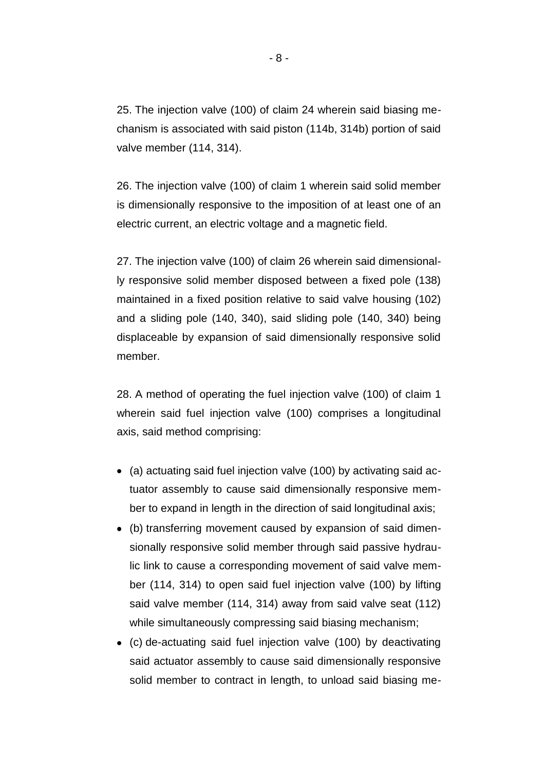25. The injection valve (100) of claim 24 wherein said biasing mechanism is associated with said piston (114b, 314b) portion of said valve member (114, 314).

26. The injection valve (100) of claim 1 wherein said solid member is dimensionally responsive to the imposition of at least one of an electric current, an electric voltage and a magnetic field.

27. The injection valve (100) of claim 26 wherein said dimensionally responsive solid member disposed between a fixed pole (138) maintained in a fixed position relative to said valve housing (102) and a sliding pole (140, 340), said sliding pole (140, 340) being displaceable by expansion of said dimensionally responsive solid member.

28. A method of operating the fuel injection valve (100) of claim 1 wherein said fuel injection valve (100) comprises a longitudinal axis, said method comprising:

- (a) actuating said fuel injection valve (100) by activating said actuator assembly to cause said dimensionally responsive member to expand in length in the direction of said longitudinal axis;
- (b) transferring movement caused by expansion of said dimensionally responsive solid member through said passive hydraulic link to cause a corresponding movement of said valve member (114, 314) to open said fuel injection valve (100) by lifting said valve member (114, 314) away from said valve seat (112) while simultaneously compressing said biasing mechanism;
- (c) de-actuating said fuel injection valve (100) by deactivating said actuator assembly to cause said dimensionally responsive solid member to contract in length, to unload said biasing me-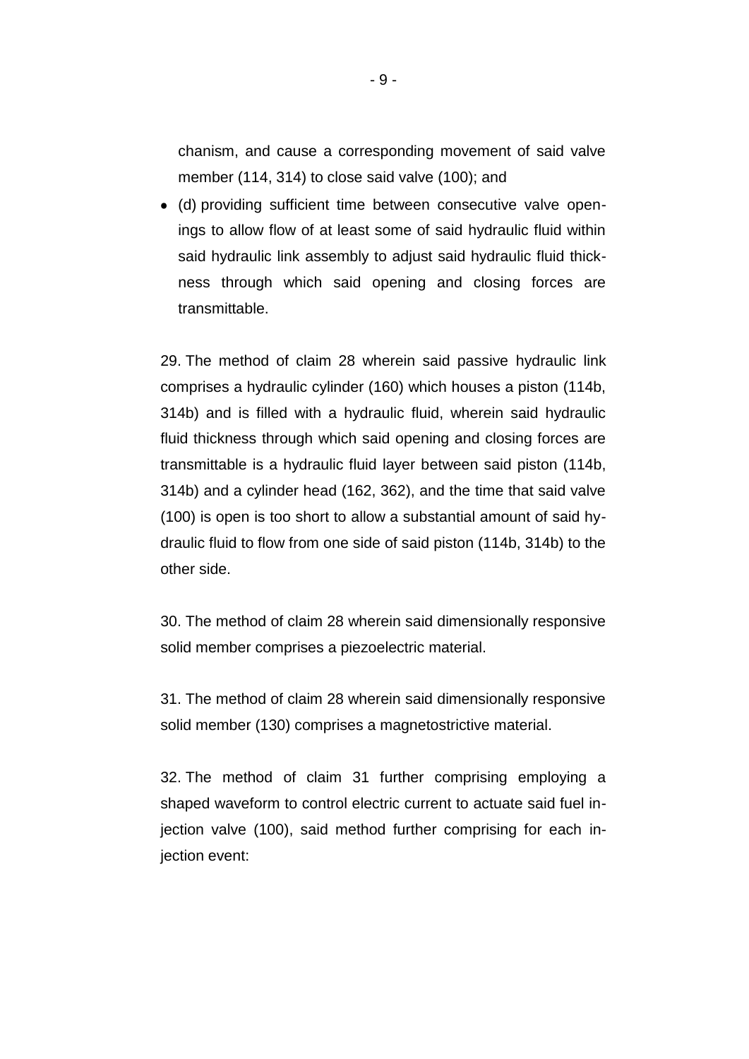chanism, and cause a corresponding movement of said valve member (114, 314) to close said valve (100); and

- (d) providing sufficient time between consecutive valve openings to allow flow of at least some of said hydraulic fluid within said hydraulic link assembly to adjust said hydraulic fluid thickness through which said opening and closing forces are transmittable.

29. The method of claim 28 wherein said passive hydraulic link comprises a hydraulic cylinder (160) which houses a piston (114b, 314b) and is filled with a hydraulic fluid, wherein said hydraulic fluid thickness through which said opening and closing forces are transmittable is a hydraulic fluid layer between said piston (114b, 314b) and a cylinder head (162, 362), and the time that said valve (100) is open is too short to allow a substantial amount of said hydraulic fluid to flow from one side of said piston (114b, 314b) to the other side.

30. The method of claim 28 wherein said dimensionally responsive solid member comprises a piezoelectric material.

31. The method of claim 28 wherein said dimensionally responsive solid member (130) comprises a magnetostrictive material.

32. The method of claim 31 further comprising employing a shaped waveform to control electric current to actuate said fuel injection valve (100), said method further comprising for each injection event: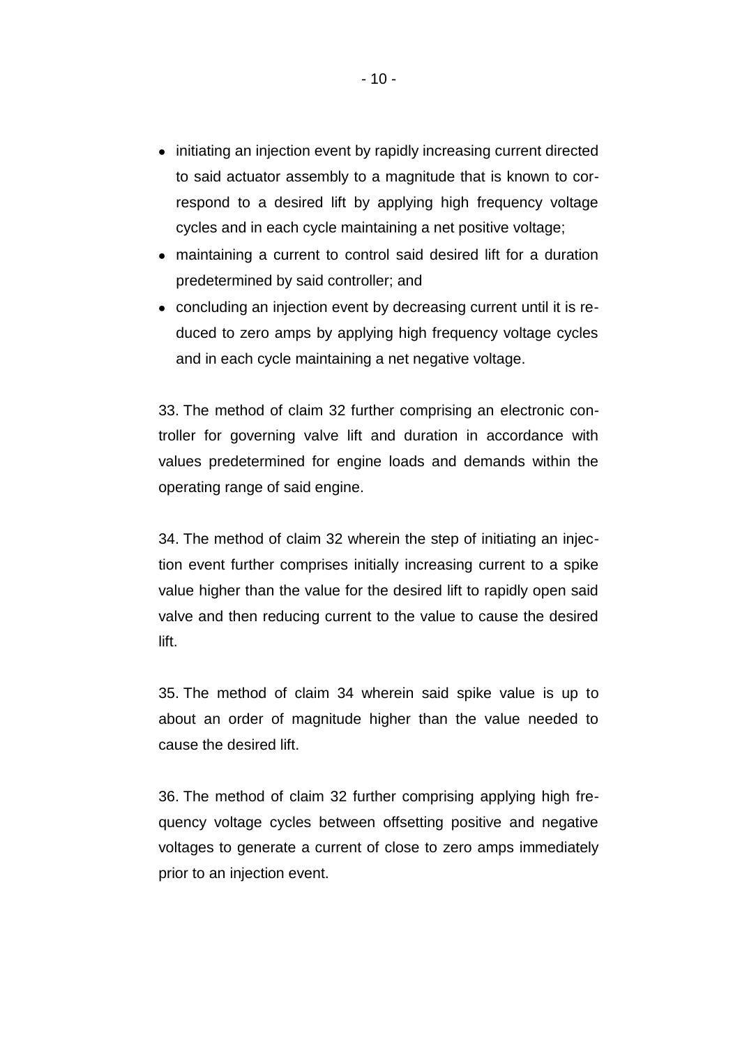- initiating an injection event by rapidly increasing current directed to said actuator assembly to a magnitude that is known to correspond to a desired lift by applying high frequency voltage cycles and in each cycle maintaining a net positive voltage;
- maintaining a current to control said desired lift for a duration predetermined by said controller; and
- concluding an injection event by decreasing current until it is reduced to zero amps by applying high frequency voltage cycles and in each cycle maintaining a net negative voltage.

33. The method of claim 32 further comprising an electronic controller for governing valve lift and duration in accordance with values predetermined for engine loads and demands within the operating range of said engine.

34. The method of claim 32 wherein the step of initiating an injection event further comprises initially increasing current to a spike value higher than the value for the desired lift to rapidly open said valve and then reducing current to the value to cause the desired lift.

35. The method of claim 34 wherein said spike value is up to about an order of magnitude higher than the value needed to cause the desired lift.

36. The method of claim 32 further comprising applying high frequency voltage cycles between offsetting positive and negative voltages to generate a current of close to zero amps immediately prior to an injection event.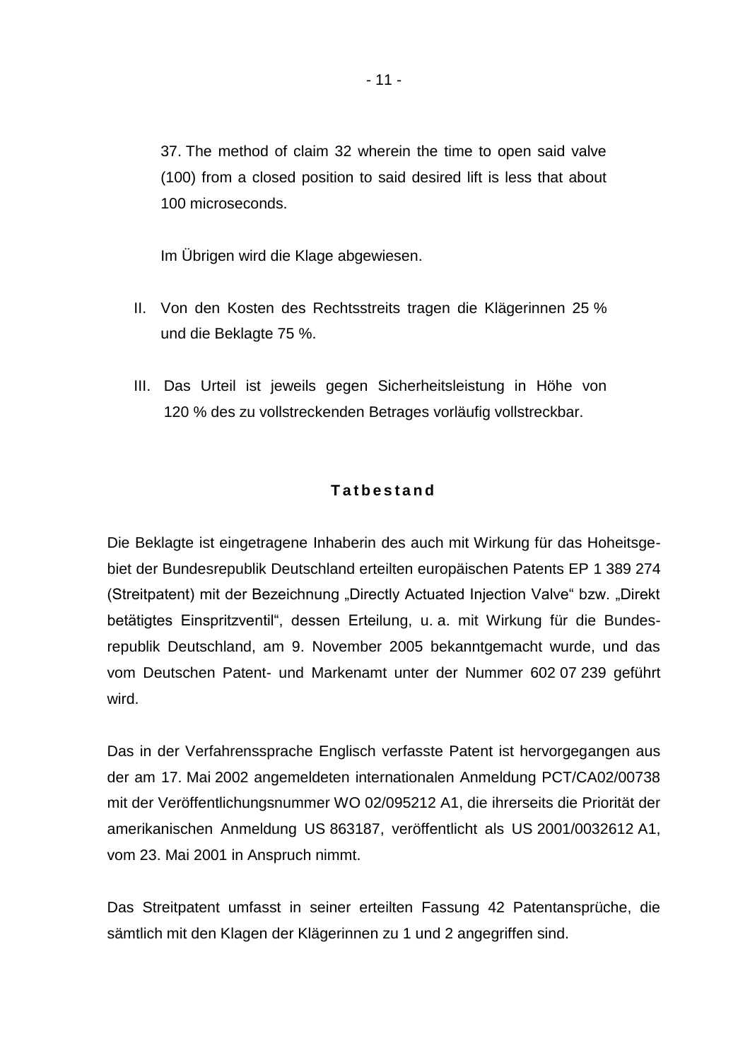37. The method of claim 32 wherein the time to open said valve (100) from a closed position to said desired lift is less that about 100 microseconds.

Im Übrigen wird die Klage abgewiesen.

II. Von den Kosten des Rechtsstreits tragen die Klägerinnen 25 % und die Beklagte 75 %.

III. Das Urteil ist jeweils gegen Sicherheitsleistung in Höhe von 120 % des zu vollstreckenden Betrages vorläufig vollstreckbar.

## Tatbestand

Die Beklagte ist eingetragene Inhaberin des auch mit Wirkung für das Hoheitsgebiet der Bundesrepublik Deutschland erteilten europäischen Patents EP 1 389 274 (Streitpatent) mit der Bezeichnung „Directly Actuated Injection Valve" bzw. „Direkt betätigtes Einspritzventil", dessen Erteilung, u. a. mit Wirkung für die Bundesrepublik Deutschland, am 9. November 2005 bekanntgemacht wurde, und das vom Deutschen Patent- und Markenamt unter der Nummer 602 07 239 geführt wird.

Das in der Verfahrenssprache Englisch verfasste Patent ist hervorgegangen aus der am 17. Mai 2002 angemeldeten internationalen Anmeldung PCT/CA02/00738 mit der Veröffentlichungsnummer WO 02/095212 A1, die ihrerseits die Priorität der amerikanischen Anmeldung US 863187, veröffentlicht als US 2001/0032612 A1, vom 23. Mai 2001 in Anspruch nimmt.

Das Streitpatent umfasst in seiner erteilten Fassung 42 Patentansprüche, die sämtlich mit den Klagen der Klägerinnen zu 1 und 2 angegriffen sind.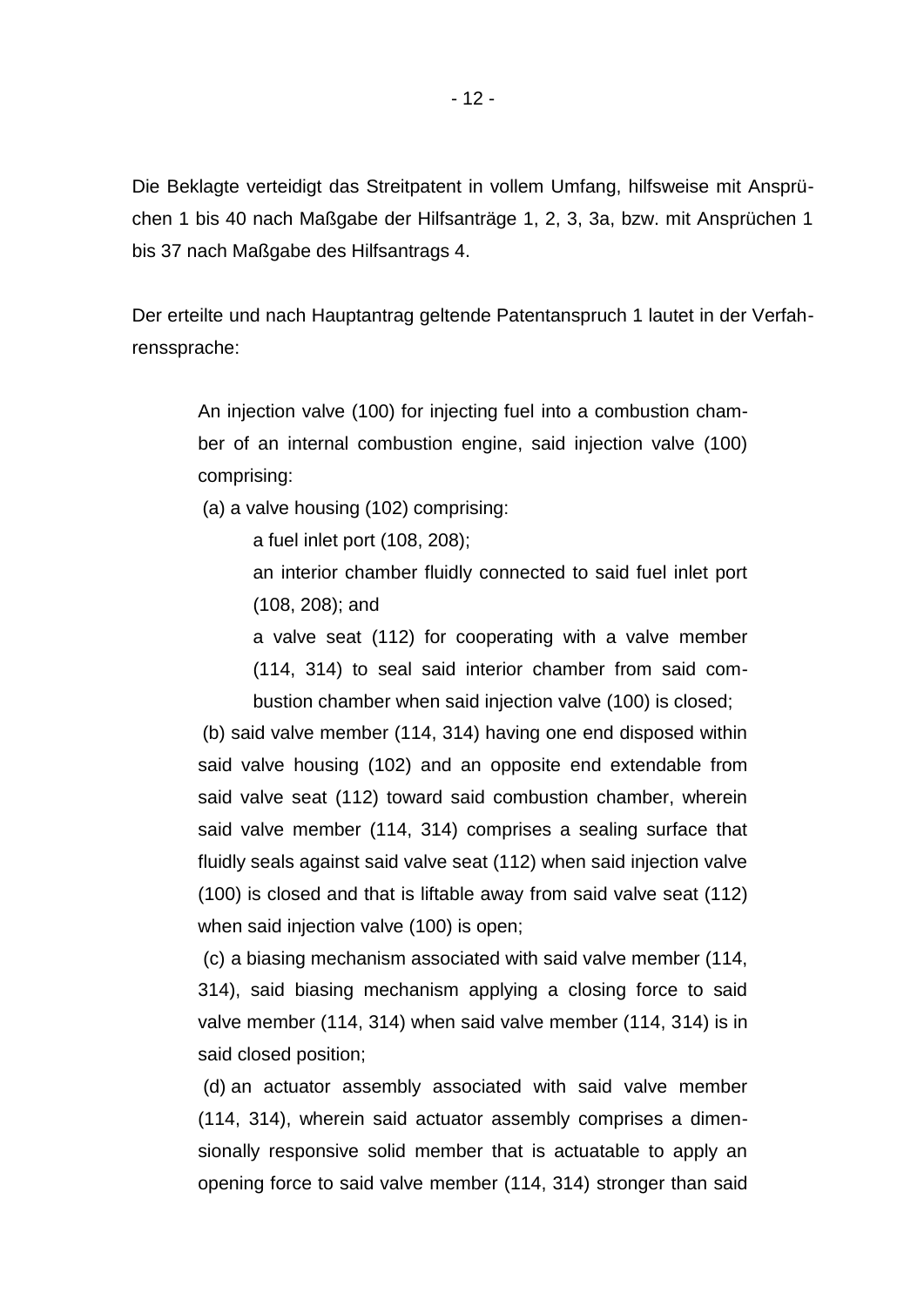Die Beklagte verteidigt das Streitpatent in vollem Umfang, hilfsweise mit Ansprüchen 1 bis 40 nach Maßgabe der Hilfsanträge 1, 2, 3, 3a, bzw. mit Ansprüchen 1 bis 37 nach Maßgabe des Hilfsantrags 4.

Der erteilte und nach Hauptantrag geltende Patentanspruch 1 lautet in der Verfahrenssprache:

> An injection valve (100) for injecting fuel into a combustion chamber of an internal combustion engine, said injection valve (100) comprising:
>
> (a) a valve housing (102) comprising:
>
> > a fuel inlet port (108, 208);
> >
> > an interior chamber fluidly connected to said fuel inlet port (108, 208); and
> >
> > a valve seat (112) for cooperating with a valve member (114, 314) to seal said interior chamber from said combustion chamber when said injection valve (100) is closed;
>
> (b) said valve member (114, 314) having one end disposed within said valve housing (102) and an opposite end extendable from said valve seat (112) toward said combustion chamber, wherein said valve member (114, 314) comprises a sealing surface that fluidly seals against said valve seat (112) when said injection valve (100) is closed and that is liftable away from said valve seat (112) when said injection valve (100) is open;
>
> (c) a biasing mechanism associated with said valve member (114, 314), said biasing mechanism applying a closing force to said valve member (114, 314) when said valve member (114, 314) is in said closed position;
>
> (d) an actuator assembly associated with said valve member (114, 314), wherein said actuator assembly comprises a dimensionally responsive solid member that is actuatable to apply an opening force to said valve member (114, 314) stronger than said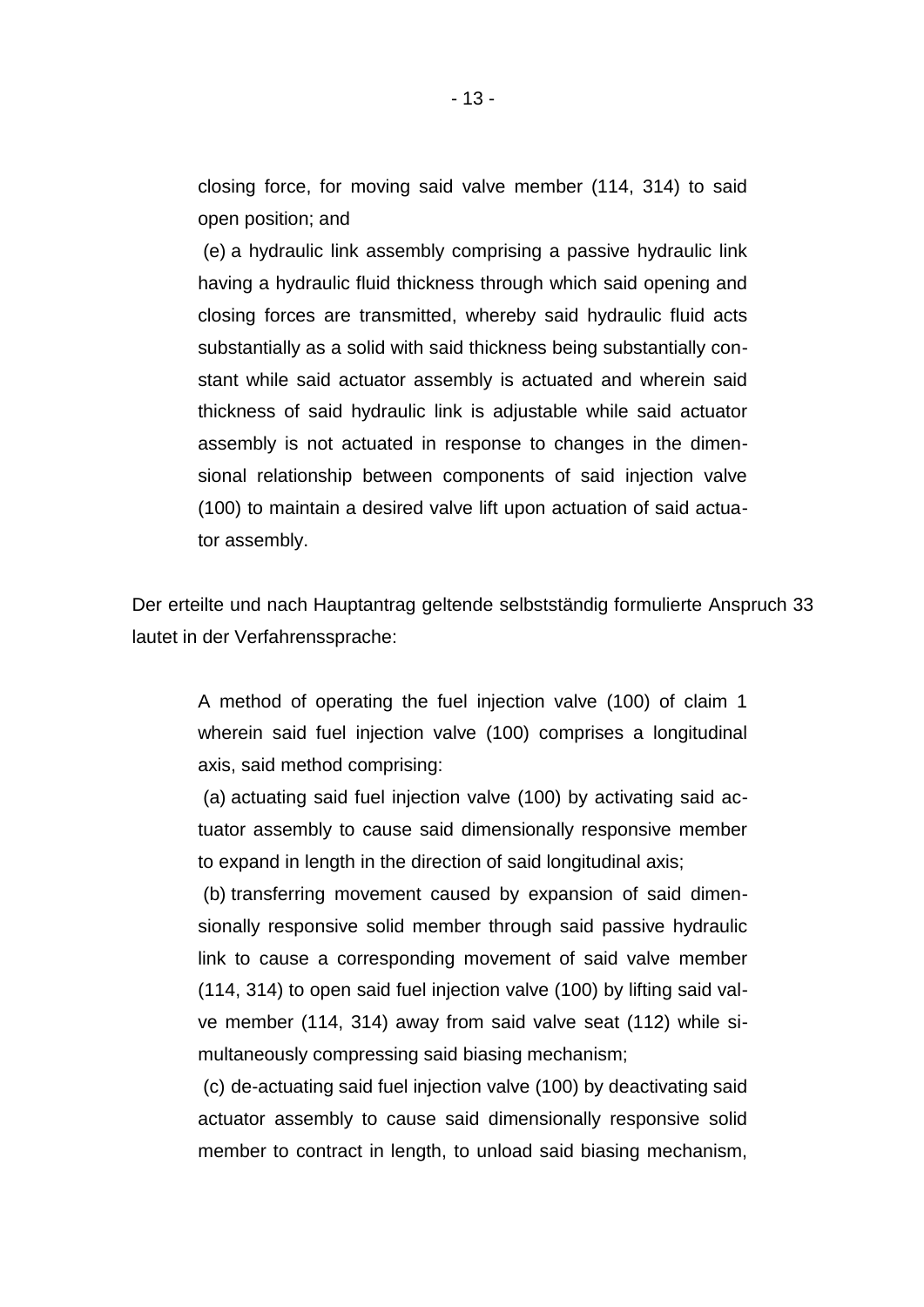closing force, for moving said valve member (114, 314) to said open position; and

(e) a hydraulic link assembly comprising a passive hydraulic link having a hydraulic fluid thickness through which said opening and closing forces are transmitted, whereby said hydraulic fluid acts substantially as a solid with said thickness being substantially constant while said actuator assembly is actuated and wherein said thickness of said hydraulic link is adjustable while said actuator assembly is not actuated in response to changes in the dimensional relationship between components of said injection valve (100) to maintain a desired valve lift upon actuation of said actuator assembly.

Der erteilte und nach Hauptantrag geltende selbstständig formulierte Anspruch 33 lautet in der Verfahrenssprache:

A method of operating the fuel injection valve (100) of claim 1 wherein said fuel injection valve (100) comprises a longitudinal axis, said method comprising:

(a) actuating said fuel injection valve (100) by activating said actuator assembly to cause said dimensionally responsive member to expand in length in the direction of said longitudinal axis;

(b) transferring movement caused by expansion of said dimensionally responsive solid member through said passive hydraulic link to cause a corresponding movement of said valve member (114, 314) to open said fuel injection valve (100) by lifting said valve member (114, 314) away from said valve seat (112) while simultaneously compressing said biasing mechanism;

(c) de-actuating said fuel injection valve (100) by deactivating said actuator assembly to cause said dimensionally responsive solid member to contract in length, to unload said biasing mechanism,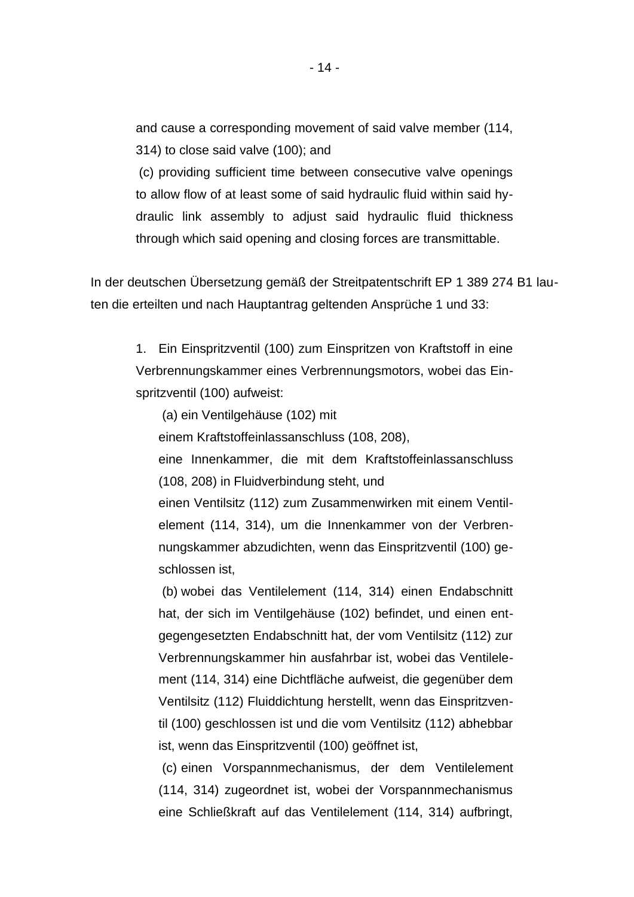and cause a corresponding movement of said valve member (114, 314) to close said valve (100); and

(c) providing sufficient time between consecutive valve openings to allow flow of at least some of said hydraulic fluid within said hydraulic link assembly to adjust said hydraulic fluid thickness through which said opening and closing forces are transmittable.

In der deutschen Übersetzung gemäß der Streitpatentschrift EP 1 389 274 B1 lauten die erteilten und nach Hauptantrag geltenden Ansprüche 1 und 33:

1. Ein Einspritzventil (100) zum Einspritzen von Kraftstoff in eine Verbrennungskammer eines Verbrennungsmotors, wobei das Einspritzventil (100) aufweist:

(a) ein Ventilgehäuse (102) mit

einem Kraftstoffeinlassanschluss (108, 208),

eine Innenkammer, die mit dem Kraftstoffeinlassanschluss (108, 208) in Fluidverbindung steht, und

einen Ventilsitz (112) zum Zusammenwirken mit einem Ventilelement (114, 314), um die Innenkammer von der Verbrennungskammer abzudichten, wenn das Einspritzventil (100) geschlossen ist,

(b) wobei das Ventilelement (114, 314) einen Endabschnitt hat, der sich im Ventilgehäuse (102) befindet, und einen entgegengesetzten Endabschnitt hat, der vom Ventilsitz (112) zur Verbrennungskammer hin ausfahrbar ist, wobei das Ventilelement (114, 314) eine Dichtfläche aufweist, die gegenüber dem Ventilsitz (112) Fluiddichtung herstellt, wenn das Einspritzventil (100) geschlossen ist und die vom Ventilsitz (112) abhebbar ist, wenn das Einspritzventil (100) geöffnet ist,

(c) einen Vorspannmechanismus, der dem Ventilelement (114, 314) zugeordnet ist, wobei der Vorspannmechanismus eine Schließkraft auf das Ventilelement (114, 314) aufbringt,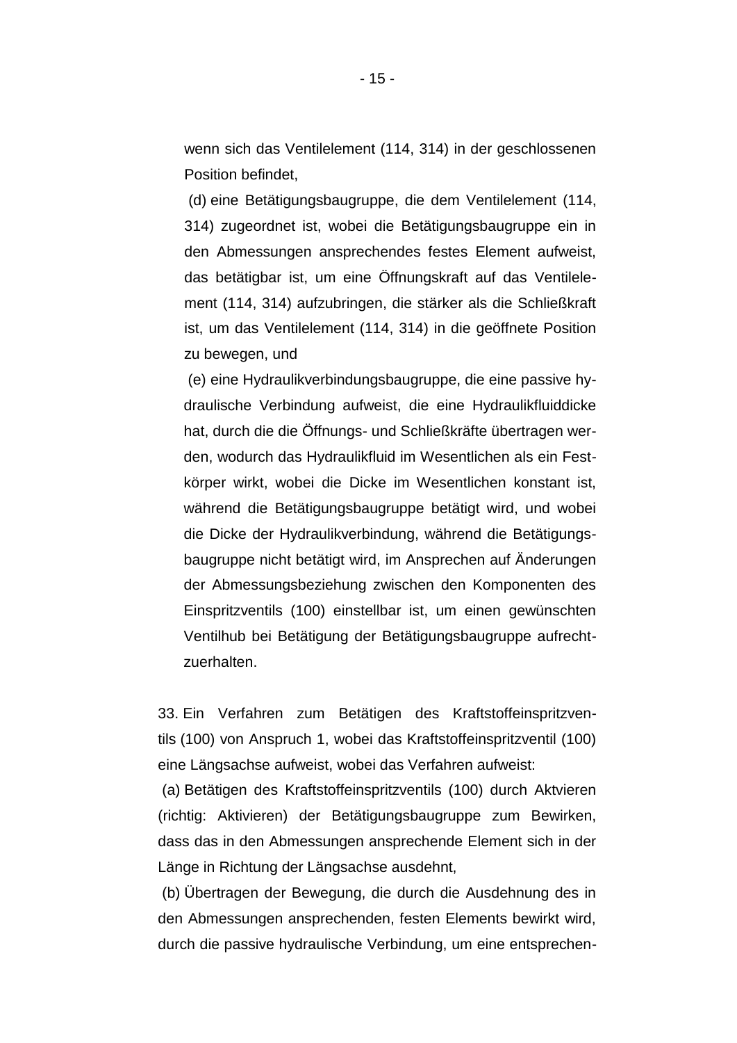wenn sich das Ventilelement (114, 314) in der geschlossenen Position befindet,

(d) eine Betätigungsbaugruppe, die dem Ventilelement (114, 314) zugeordnet ist, wobei die Betätigungsbaugruppe ein in den Abmessungen ansprechendes festes Element aufweist, das betätigbar ist, um eine Öffnungskraft auf das Ventilelement (114, 314) aufzubringen, die stärker als die Schließkraft ist, um das Ventilelement (114, 314) in die geöffnete Position zu bewegen, und

(e) eine Hydraulikverbindungsbaugruppe, die eine passive hydraulische Verbindung aufweist, die eine Hydraulikfluiddicke hat, durch die die Öffnungs- und Schließkräfte übertragen werden, wodurch das Hydraulikfluid im Wesentlichen als ein Festkörper wirkt, wobei die Dicke im Wesentlichen konstant ist, während die Betätigungsbaugruppe betätigt wird, und wobei die Dicke der Hydraulikverbindung, während die Betätigungsbaugruppe nicht betätigt wird, im Ansprechen auf Änderungen der Abmessungsbeziehung zwischen den Komponenten des Einspritzventils (100) einstellbar ist, um einen gewünschten Ventilhub bei Betätigung der Betätigungsbaugruppe aufrechtzuerhalten.

33. Ein Verfahren zum Betätigen des Kraftstoffeinspritzventils (100) von Anspruch 1, wobei das Kraftstoffeinspritzventil (100) eine Längsachse aufweist, wobei das Verfahren aufweist:

(a) Betätigen des Kraftstoffeinspritzventils (100) durch Aktvieren (richtig: Aktivieren) der Betätigungsbaugruppe zum Bewirken, dass das in den Abmessungen ansprechende Element sich in der Länge in Richtung der Längsachse ausdehnt,

(b) Übertragen der Bewegung, die durch die Ausdehnung des in den Abmessungen ansprechenden, festen Elements bewirkt wird, durch die passive hydraulische Verbindung, um eine entsprechen-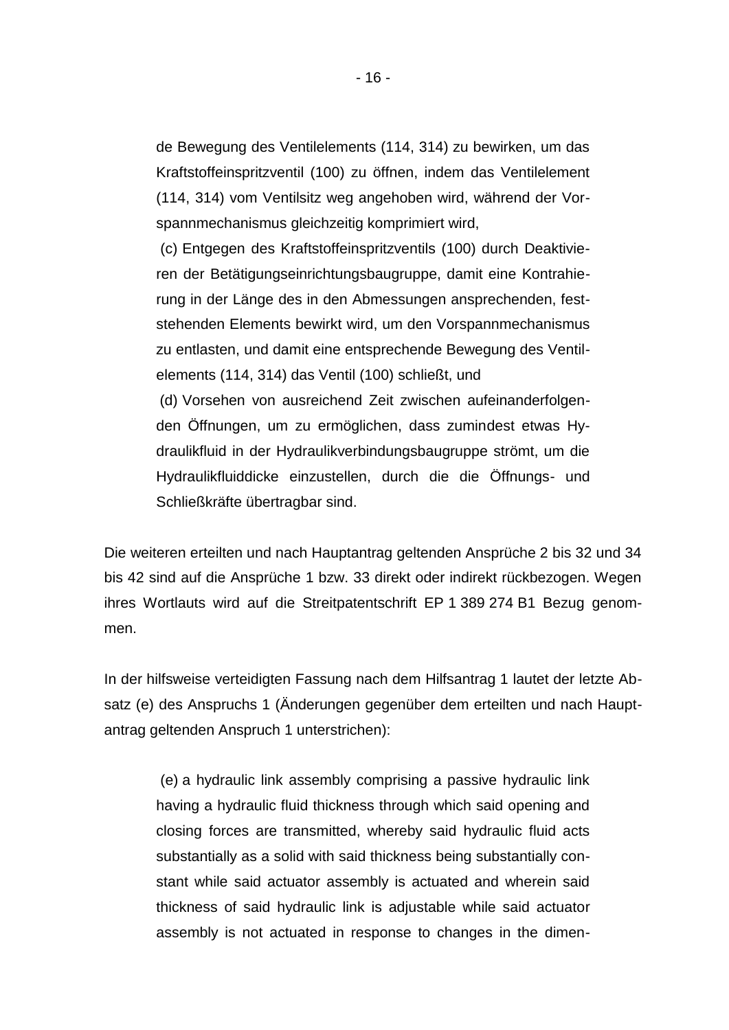de Bewegung des Ventilelements (114, 314) zu bewirken, um das Kraftstoffeinspritzventil (100) zu öffnen, indem das Ventilelement (114, 314) vom Ventilsitz weg angehoben wird, während der Vorspannmechanismus gleichzeitig komprimiert wird,

(c) Entgegen des Kraftstoffeinspritzventils (100) durch Deaktivieren der Betätigungseinrichtungsbaugruppe, damit eine Kontrahierung in der Länge des in den Abmessungen ansprechenden, feststehenden Elements bewirkt wird, um den Vorspannmechanismus zu entlasten, und damit eine entsprechende Bewegung des Ventilelements (114, 314) das Ventil (100) schließt, und

(d) Vorsehen von ausreichend Zeit zwischen aufeinanderfolgenden Öffnungen, um zu ermöglichen, dass zumindest etwas Hydraulikfluid in der Hydraulikverbindungsbaugruppe strömt, um die Hydraulikfluiddicke einzustellen, durch die die Öffnungs- und Schließkräfte übertragbar sind.

Die weiteren erteilten und nach Hauptantrag geltenden Ansprüche 2 bis 32 und 34 bis 42 sind auf die Ansprüche 1 bzw. 33 direkt oder indirekt rückbezogen. Wegen ihres Wortlauts wird auf die Streitpatentschrift EP 1 389 274 B1 Bezug genommen.

In der hilfsweise verteidigten Fassung nach dem Hilfsantrag 1 lautet der letzte Absatz (e) des Anspruchs 1 (Änderungen gegenüber dem erteilten und nach Hauptantrag geltenden Anspruch 1 unterstrichen):

(e) a hydraulic link assembly comprising a passive hydraulic link having a hydraulic fluid thickness through which said opening and closing forces are transmitted, whereby said hydraulic fluid acts substantially as a solid with said thickness being substantially constant while said actuator assembly is actuated and wherein said thickness of said hydraulic link is adjustable while said actuator assembly is not actuated in response to changes in the dimen-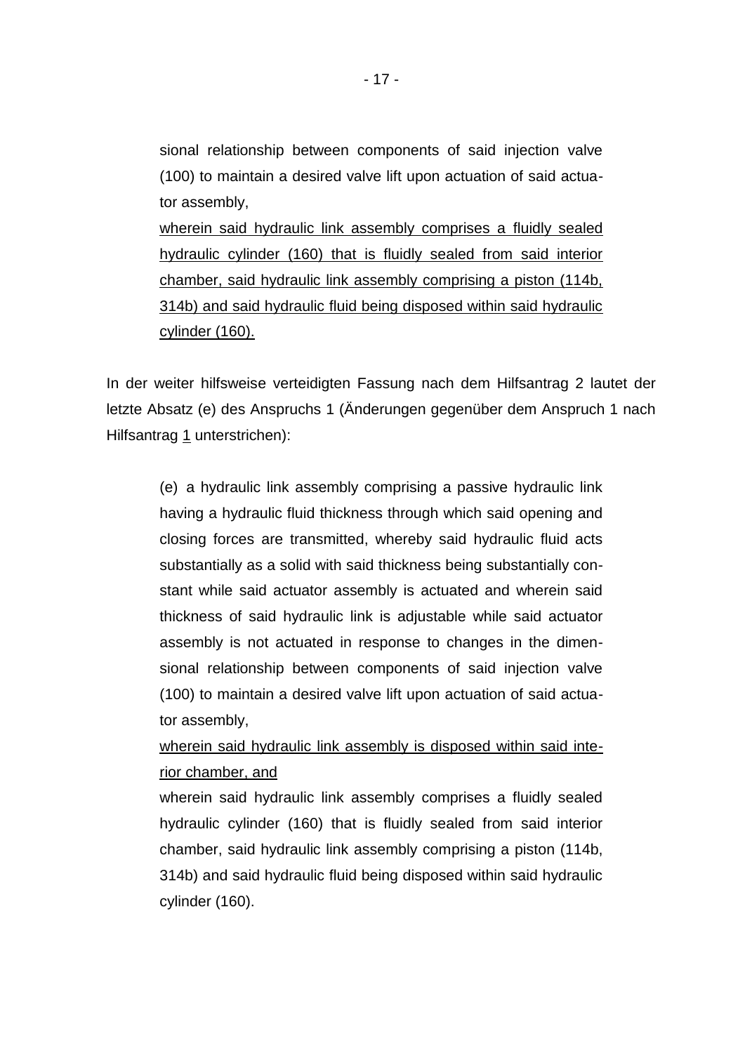sional relationship between components of said injection valve (100) to maintain a desired valve lift upon actuation of said actuator assembly,

<u>wherein said hydraulic link assembly comprises a fluidly sealed hydraulic cylinder (160) that is fluidly sealed from said interior chamber, said hydraulic link assembly comprising a piston (114b, 314b) and said hydraulic fluid being disposed within said hydraulic cylinder (160).</u>

In der weiter hilfsweise verteidigten Fassung nach dem Hilfsantrag 2 lautet der letzte Absatz (e) des Anspruchs 1 (Änderungen gegenüber dem Anspruch 1 nach Hilfsantrag <u>1</u> unterstrichen):

> (e) a hydraulic link assembly comprising a passive hydraulic link having a hydraulic fluid thickness through which said opening and closing forces are transmitted, whereby said hydraulic fluid acts substantially as a solid with said thickness being substantially constant while said actuator assembly is actuated and wherein said thickness of said hydraulic link is adjustable while said actuator assembly is not actuated in response to changes in the dimensional relationship between components of said injection valve (100) to maintain a desired valve lift upon actuation of said actuator assembly,
>
> <u>wherein said hydraulic link assembly is disposed within said interior chamber, and</u>
>
> wherein said hydraulic link assembly comprises a fluidly sealed hydraulic cylinder (160) that is fluidly sealed from said interior chamber, said hydraulic link assembly comprising a piston (114b, 314b) and said hydraulic fluid being disposed within said hydraulic cylinder (160).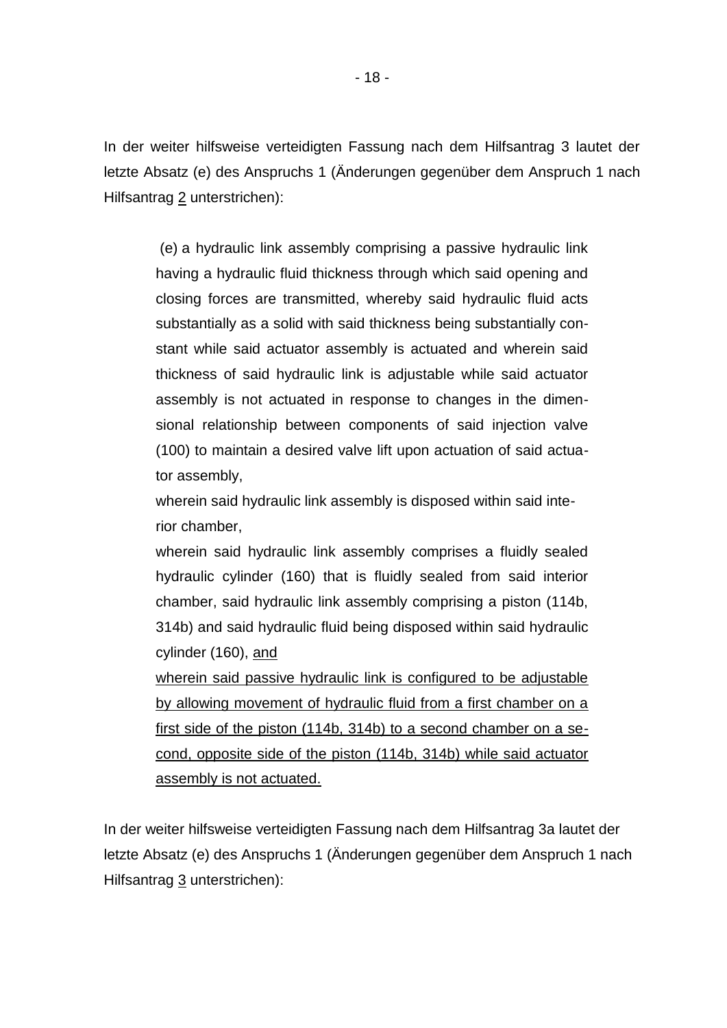In der weiter hilfsweise verteidigten Fassung nach dem Hilfsantrag 3 lautet der letzte Absatz (e) des Anspruchs 1 (Änderungen gegenüber dem Anspruch 1 nach Hilfsantrag <u>2</u> unterstrichen):

> (e) a hydraulic link assembly comprising a passive hydraulic link having a hydraulic fluid thickness through which said opening and closing forces are transmitted, whereby said hydraulic fluid acts substantially as a solid with said thickness being substantially constant while said actuator assembly is actuated and wherein said thickness of said hydraulic link is adjustable while said actuator assembly is not actuated in response to changes in the dimensional relationship between components of said injection valve (100) to maintain a desired valve lift upon actuation of said actuator assembly,
>
> wherein said hydraulic link assembly is disposed within said interior chamber,
>
> wherein said hydraulic link assembly comprises a fluidly sealed hydraulic cylinder (160) that is fluidly sealed from said interior chamber, said hydraulic link assembly comprising a piston (114b, 314b) and said hydraulic fluid being disposed within said hydraulic cylinder (160), <u>and</u>
>
> <u>wherein said passive hydraulic link is configured to be adjustable by allowing movement of hydraulic fluid from a first chamber on a first side of the piston (114b, 314b) to a second chamber on a second, opposite side of the piston (114b, 314b) while said actuator assembly is not actuated.</u>

In der weiter hilfsweise verteidigten Fassung nach dem Hilfsantrag 3a lautet der letzte Absatz (e) des Anspruchs 1 (Änderungen gegenüber dem Anspruch 1 nach Hilfsantrag <u>3</u> unterstrichen):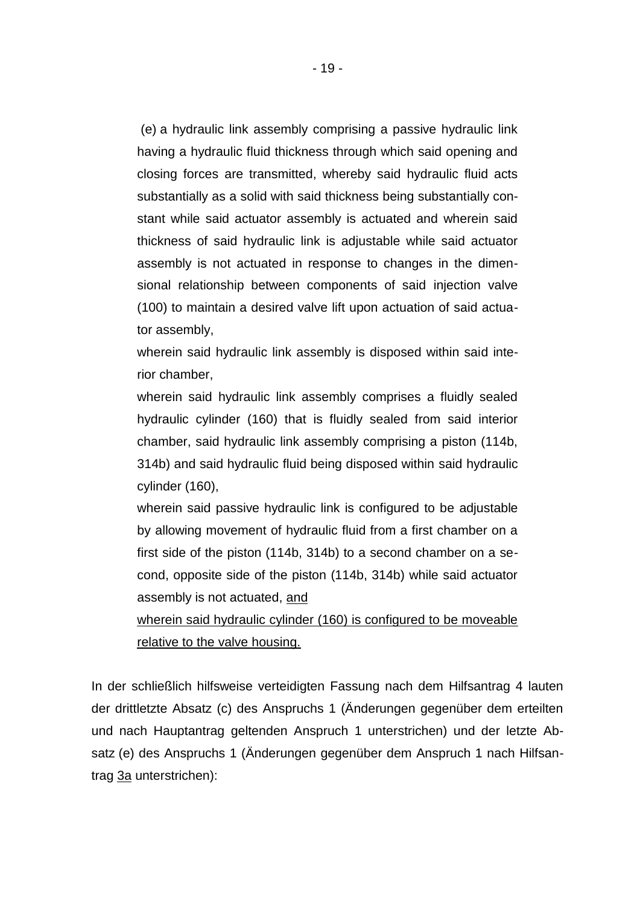(e) a hydraulic link assembly comprising a passive hydraulic link having a hydraulic fluid thickness through which said opening and closing forces are transmitted, whereby said hydraulic fluid acts substantially as a solid with said thickness being substantially constant while said actuator assembly is actuated and wherein said thickness of said hydraulic link is adjustable while said actuator assembly is not actuated in response to changes in the dimensional relationship between components of said injection valve (100) to maintain a desired valve lift upon actuation of said actuator assembly,

wherein said hydraulic link assembly is disposed within said interior chamber,

wherein said hydraulic link assembly comprises a fluidly sealed hydraulic cylinder (160) that is fluidly sealed from said interior chamber, said hydraulic link assembly comprising a piston (114b, 314b) and said hydraulic fluid being disposed within said hydraulic cylinder (160),

wherein said passive hydraulic link is configured to be adjustable by allowing movement of hydraulic fluid from a first chamber on a first side of the piston (114b, 314b) to a second chamber on a second, opposite side of the piston (114b, 314b) while said actuator assembly is not actuated, <u>and</u>

<u>wherein said hydraulic cylinder (160) is configured to be moveable relative to the valve housing.</u>

In der schließlich hilfsweise verteidigten Fassung nach dem Hilfsantrag 4 lauten der drittletzte Absatz (c) des Anspruchs 1 (Änderungen gegenüber dem erteilten und nach Hauptantrag geltenden Anspruch 1 unterstrichen) und der letzte Absatz (e) des Anspruchs 1 (Änderungen gegenüber dem Anspruch 1 nach Hilfsantrag <u>3a</u> unterstrichen):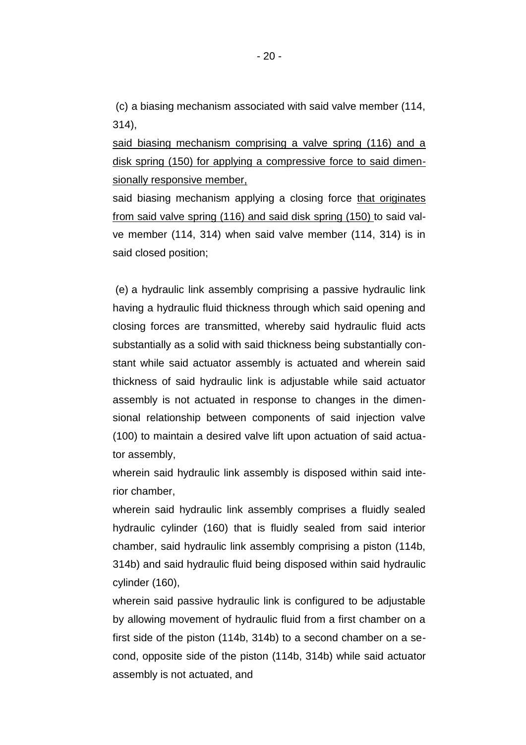(c) a biasing mechanism associated with said valve member (114, 314),

<u>said biasing mechanism comprising a valve spring (116) and a disk spring (150) for applying a compressive force to said dimensionally responsive member,</u>

said biasing mechanism applying a closing force <u>that originates from said valve spring (116) and said disk spring (150)</u> to said valve member (114, 314) when said valve member (114, 314) is in said closed position;

(e) a hydraulic link assembly comprising a passive hydraulic link having a hydraulic fluid thickness through which said opening and closing forces are transmitted, whereby said hydraulic fluid acts substantially as a solid with said thickness being substantially constant while said actuator assembly is actuated and wherein said thickness of said hydraulic link is adjustable while said actuator assembly is not actuated in response to changes in the dimensional relationship between components of said injection valve (100) to maintain a desired valve lift upon actuation of said actuator assembly,

wherein said hydraulic link assembly is disposed within said interior chamber,

wherein said hydraulic link assembly comprises a fluidly sealed hydraulic cylinder (160) that is fluidly sealed from said interior chamber, said hydraulic link assembly comprising a piston (114b, 314b) and said hydraulic fluid being disposed within said hydraulic cylinder (160),

wherein said passive hydraulic link is configured to be adjustable by allowing movement of hydraulic fluid from a first chamber on a first side of the piston (114b, 314b) to a second chamber on a second, opposite side of the piston (114b, 314b) while said actuator assembly is not actuated, and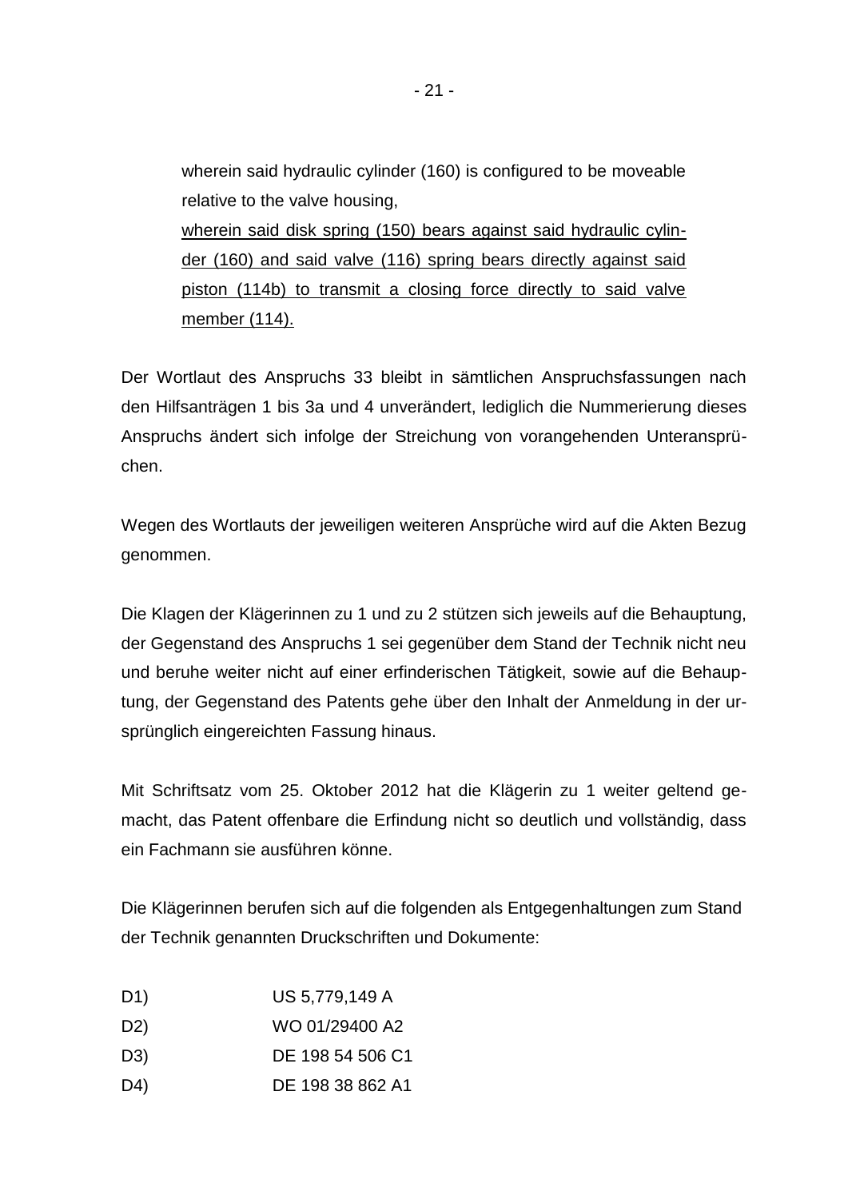> wherein said hydraulic cylinder (160) is configured to be moveable relative to the valve housing,
> <u>wherein said disk spring (150) bears against said hydraulic cylinder (160) and said valve (116) spring bears directly against said piston (114b) to transmit a closing force directly to said valve member (114).</u>

Der Wortlaut des Anspruchs 33 bleibt in sämtlichen Anspruchsfassungen nach den Hilfsanträgen 1 bis 3a und 4 unverändert, lediglich die Nummerierung dieses Anspruchs ändert sich infolge der Streichung von vorangehenden Unteransprüchen.

Wegen des Wortlauts der jeweiligen weiteren Ansprüche wird auf die Akten Bezug genommen.

Die Klagen der Klägerinnen zu 1 und zu 2 stützen sich jeweils auf die Behauptung, der Gegenstand des Anspruchs 1 sei gegenüber dem Stand der Technik nicht neu und beruhe weiter nicht auf einer erfinderischen Tätigkeit, sowie auf die Behauptung, der Gegenstand des Patents gehe über den Inhalt der Anmeldung in der ursprünglich eingereichten Fassung hinaus.

Mit Schriftsatz vom 25. Oktober 2012 hat die Klägerin zu 1 weiter geltend gemacht, das Patent offenbare die Erfindung nicht so deutlich und vollständig, dass ein Fachmann sie ausführen könne.

Die Klägerinnen berufen sich auf die folgenden als Entgegenhaltungen zum Stand der Technik genannten Druckschriften und Dokumente:

D1) US 5,779,149 A
D2) WO 01/29400 A2
D3) DE 198 54 506 C1
D4) DE 198 38 862 A1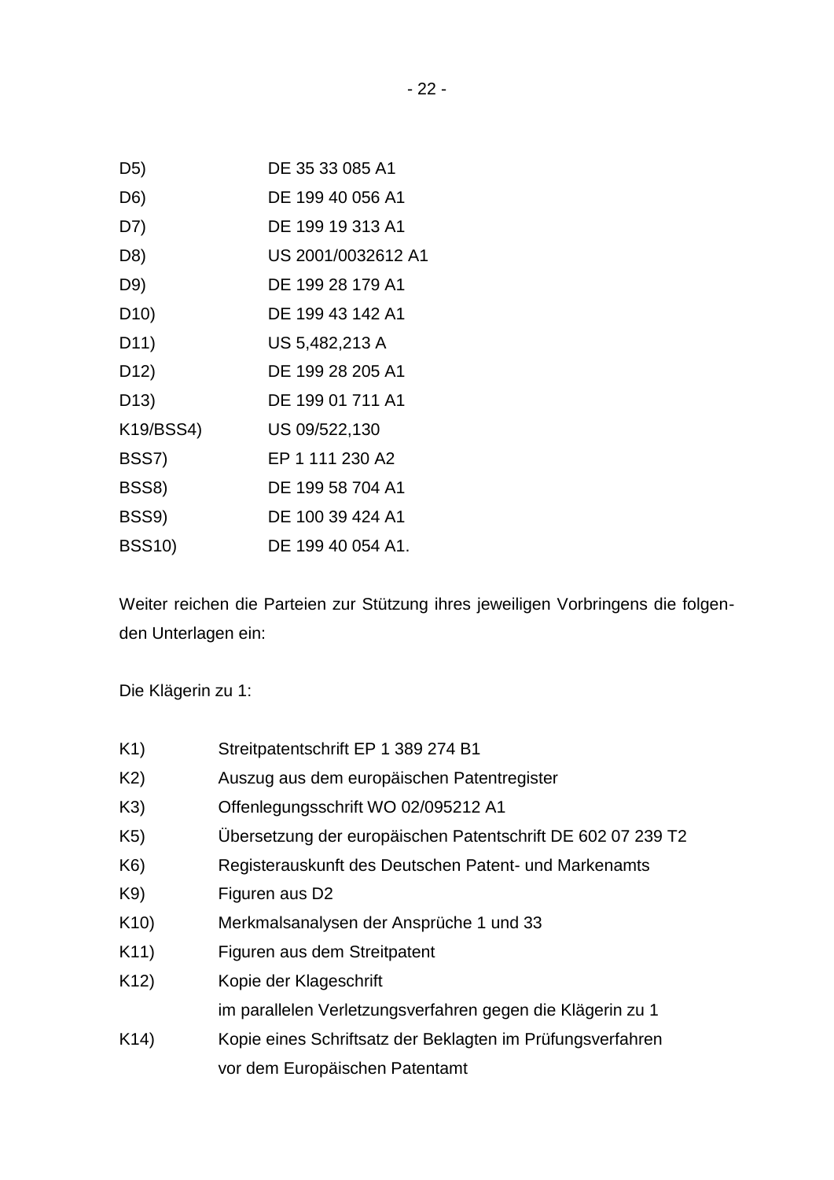| | |
|---|---|
| D5) | DE 35 33 085 A1 |
| D6) | DE 199 40 056 A1 |
| D7) | DE 199 19 313 A1 |
| D8) | US 2001/0032612 A1 |
| D9) | DE 199 28 179 A1 |
| D10) | DE 199 43 142 A1 |
| D11) | US 5,482,213 A |
| D12) | DE 199 28 205 A1 |
| D13) | DE 199 01 711 A1 |
| K19/BSS4) | US 09/522,130 |
| BSS7) | EP 1 111 230 A2 |
| BSS8) | DE 199 58 704 A1 |
| BSS9) | DE 100 39 424 A1 |
| BSS10) | DE 199 40 054 A1. |

Weiter reichen die Parteien zur Stützung ihres jeweiligen Vorbringens die folgenden Unterlagen ein:

Die Klägerin zu 1:

| | |
|---|---|
| K1) | Streitpatentschrift EP 1 389 274 B1 |
| K2) | Auszug aus dem europäischen Patentregister |
| K3) | Offenlegungsschrift WO 02/095212 A1 |
| K5) | Übersetzung der europäischen Patentschrift DE 602 07 239 T2 |
| K6) | Registerauskunft des Deutschen Patent- und Markenamts |
| K9) | Figuren aus D2 |
| K10) | Merkmalsanalysen der Ansprüche 1 und 33 |
| K11) | Figuren aus dem Streitpatent |
| K12) | Kopie der Klageschrift im parallelen Verletzungsverfahren gegen die Klägerin zu 1 |
| K14) | Kopie eines Schriftsatz der Beklagten im Prüfungsverfahren vor dem Europäischen Patentamt |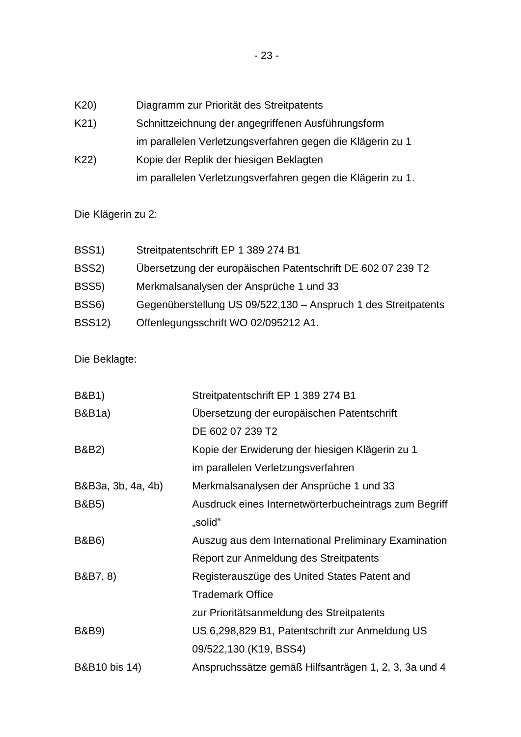K20) Diagramm zur Priorität des Streitpatents

K21) Schnittzeichnung der angegriffenen Ausführungsform im parallelen Verletzungsverfahren gegen die Klägerin zu 1

K22) Kopie der Replik der hiesigen Beklagten im parallelen Verletzungsverfahren gegen die Klägerin zu 1.

Die Klägerin zu 2:

BSS1) Streitpatentschrift EP 1 389 274 B1

BSS2) Übersetzung der europäischen Patentschrift DE 602 07 239 T2

BSS5) Merkmalsanalysen der Ansprüche 1 und 33

BSS6) Gegenüberstellung US 09/522,130 – Anspruch 1 des Streitpatents

BSS12) Offenlegungsschrift WO 02/095212 A1.

Die Beklagte:

B&B1) Streitpatentschrift EP 1 389 274 B1

B&B1a) Übersetzung der europäischen Patentschrift DE 602 07 239 T2

B&B2) Kopie der Erwiderung der hiesigen Klägerin zu 1 im parallelen Verletzungsverfahren

B&B3a, 3b, 4a, 4b) Merkmalsanalysen der Ansprüche 1 und 33

B&B5) Ausdruck eines Internetwörterbucheintrags zum Begriff „solid"

B&B6) Auszug aus dem International Preliminary Examination Report zur Anmeldung des Streitpatents

B&B7, 8) Registerauszüge des United States Patent and Trademark Office zur Prioritätsanmeldung des Streitpatents

B&B9) US 6,298,829 B1, Patentschrift zur Anmeldung US 09/522,130 (K19, BSS4)

B&B10 bis 14) Anspruchssätze gemäß Hilfsanträgen 1, 2, 3, 3a und 4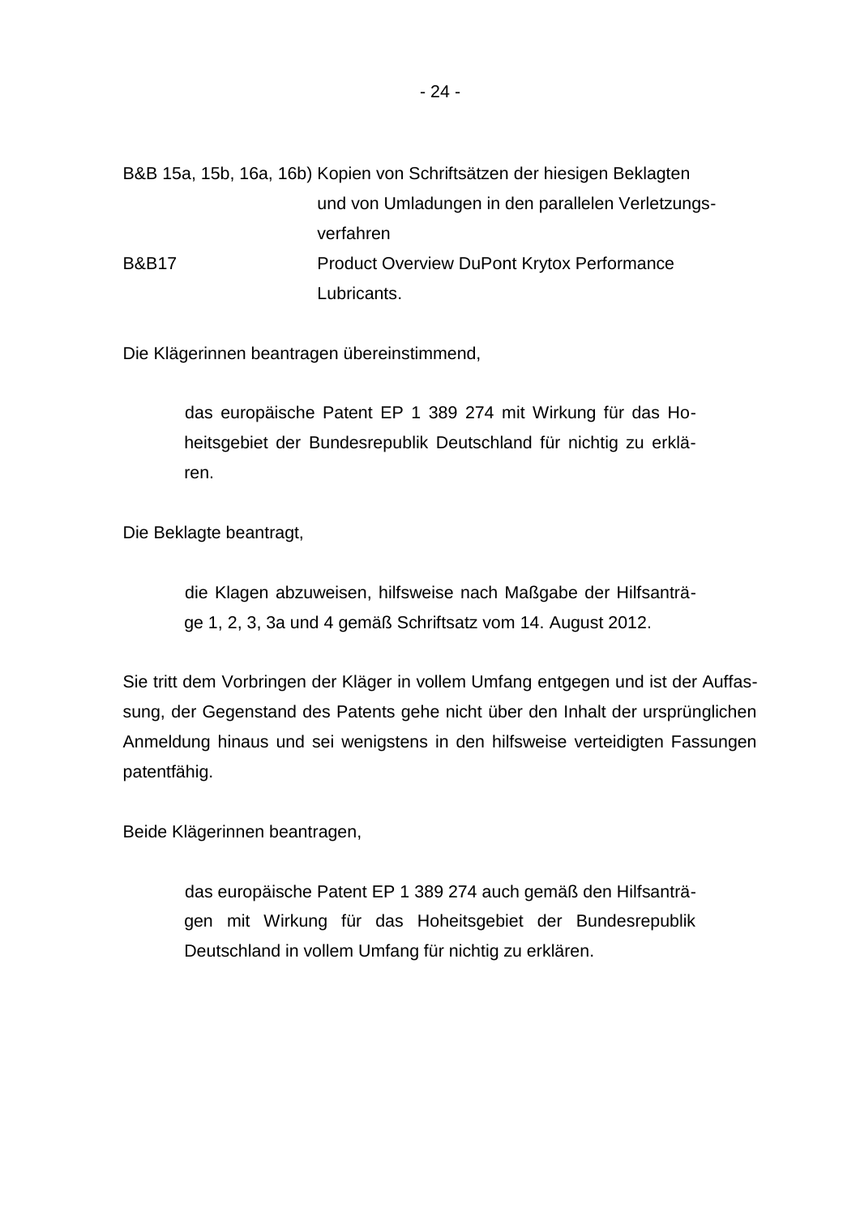| | |
|---|---|
| B&B 15a, 15b, 16a, 16b) | Kopien von Schriftsätzen der hiesigen Beklagten und von Umladungen in den parallelen Verletzungsverfahren |
| B&B17 | Product Overview DuPont Krytox Performance Lubricants. |

Die Klägerinnen beantragen übereinstimmend,

> das europäische Patent EP 1 389 274 mit Wirkung für das Hoheitsgebiet der Bundesrepublik Deutschland für nichtig zu erklären.

Die Beklagte beantragt,

> die Klagen abzuweisen, hilfsweise nach Maßgabe der Hilfsanträge 1, 2, 3, 3a und 4 gemäß Schriftsatz vom 14. August 2012.

Sie tritt dem Vorbringen der Kläger in vollem Umfang entgegen und ist der Auffassung, der Gegenstand des Patents gehe nicht über den Inhalt der ursprünglichen Anmeldung hinaus und sei wenigstens in den hilfsweise verteidigten Fassungen patentfähig.

Beide Klägerinnen beantragen,

> das europäische Patent EP 1 389 274 auch gemäß den Hilfsanträgen mit Wirkung für das Hoheitsgebiet der Bundesrepublik Deutschland in vollem Umfang für nichtig zu erklären.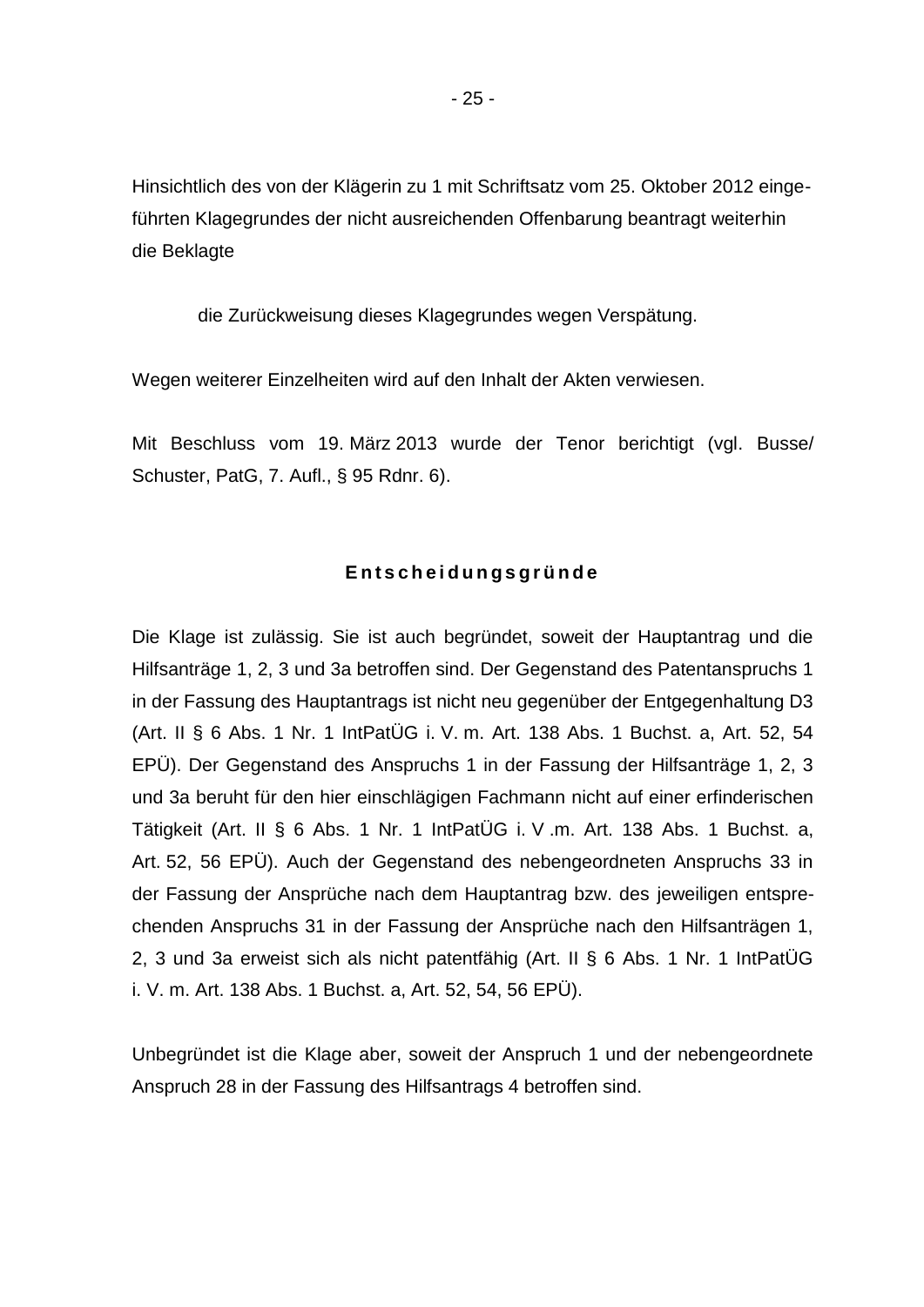Hinsichtlich des von der Klägerin zu 1 mit Schriftsatz vom 25. Oktober 2012 eingeführten Klagegrundes der nicht ausreichenden Offenbarung beantragt weiterhin die Beklagte

> die Zurückweisung dieses Klagegrundes wegen Verspätung.

Wegen weiterer Einzelheiten wird auf den Inhalt der Akten verwiesen.

Mit Beschluss vom 19. März 2013 wurde der Tenor berichtigt (vgl. Busse/ Schuster, PatG, 7. Aufl., § 95 Rdnr. 6).

## Entscheidungsgründe

Die Klage ist zulässig. Sie ist auch begründet, soweit der Hauptantrag und die Hilfsanträge 1, 2, 3 und 3a betroffen sind. Der Gegenstand des Patentanspruchs 1 in der Fassung des Hauptantrags ist nicht neu gegenüber der Entgegenhaltung D3 (Art. II § 6 Abs. 1 Nr. 1 IntPatÜG i. V. m. Art. 138 Abs. 1 Buchst. a, Art. 52, 54 EPÜ). Der Gegenstand des Anspruchs 1 in der Fassung der Hilfsanträge 1, 2, 3 und 3a beruht für den hier einschlägigen Fachmann nicht auf einer erfinderischen Tätigkeit (Art. II § 6 Abs. 1 Nr. 1 IntPatÜG i. V .m. Art. 138 Abs. 1 Buchst. a, Art. 52, 56 EPÜ). Auch der Gegenstand des nebengeordneten Anspruchs 33 in der Fassung der Ansprüche nach dem Hauptantrag bzw. des jeweiligen entsprechenden Anspruchs 31 in der Fassung der Ansprüche nach den Hilfsanträgen 1, 2, 3 und 3a erweist sich als nicht patentfähig (Art. II § 6 Abs. 1 Nr. 1 IntPatÜG i. V. m. Art. 138 Abs. 1 Buchst. a, Art. 52, 54, 56 EPÜ).

Unbegründet ist die Klage aber, soweit der Anspruch 1 und der nebengeordnete Anspruch 28 in der Fassung des Hilfsantrags 4 betroffen sind.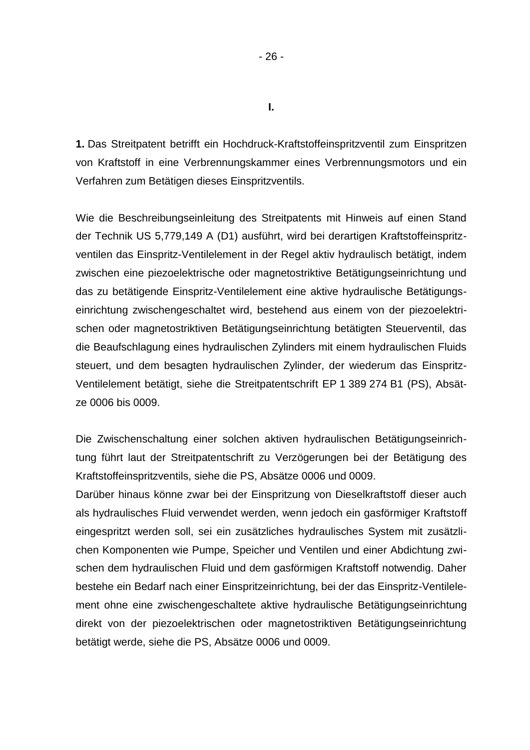## I.

**1.** Das Streitpatent betrifft ein Hochdruck-Kraftstoffeinspritzventil zum Einspritzen von Kraftstoff in eine Verbrennungskammer eines Verbrennungsmotors und ein Verfahren zum Betätigen dieses Einspritzventils.

Wie die Beschreibungseinleitung des Streitpatents mit Hinweis auf einen Stand der Technik US 5,779,149 A (D1) ausführt, wird bei derartigen Kraftstoffeinspritzventilen das Einspritz-Ventilelement in der Regel aktiv hydraulisch betätigt, indem zwischen eine piezoelektrische oder magnetostriktive Betätigungseinrichtung und das zu betätigende Einspritz-Ventilelement eine aktive hydraulische Betätigungseinrichtung zwischengeschaltet wird, bestehend aus einem von der piezoelektrischen oder magnetostriktiven Betätigungseinrichtung betätigten Steuerventil, das die Beaufschlagung eines hydraulischen Zylinders mit einem hydraulischen Fluids steuert, und dem besagten hydraulischen Zylinder, der wiederum das Einspritz-Ventilelement betätigt, siehe die Streitpatentschrift EP 1 389 274 B1 (PS), Absätze 0006 bis 0009.

Die Zwischenschaltung einer solchen aktiven hydraulischen Betätigungseinrichtung führt laut der Streitpatentschrift zu Verzögerungen bei der Betätigung des Kraftstoffeinspritzventils, siehe die PS, Absätze 0006 und 0009.
Darüber hinaus könne zwar bei der Einspritzung von Dieselkraftstoff dieser auch als hydraulisches Fluid verwendet werden, wenn jedoch ein gasförmiger Kraftstoff eingespritzt werden soll, sei ein zusätzliches hydraulisches System mit zusätzlichen Komponenten wie Pumpe, Speicher und Ventilen und einer Abdichtung zwischen dem hydraulischen Fluid und dem gasförmigen Kraftstoff notwendig. Daher bestehe ein Bedarf nach einer Einspritzeinrichtung, bei der das Einspritz-Ventilelement ohne eine zwischengeschaltete aktive hydraulische Betätigungseinrichtung direkt von der piezoelektrischen oder magnetostriktiven Betätigungseinrichtung betätigt werde, siehe die PS, Absätze 0006 und 0009.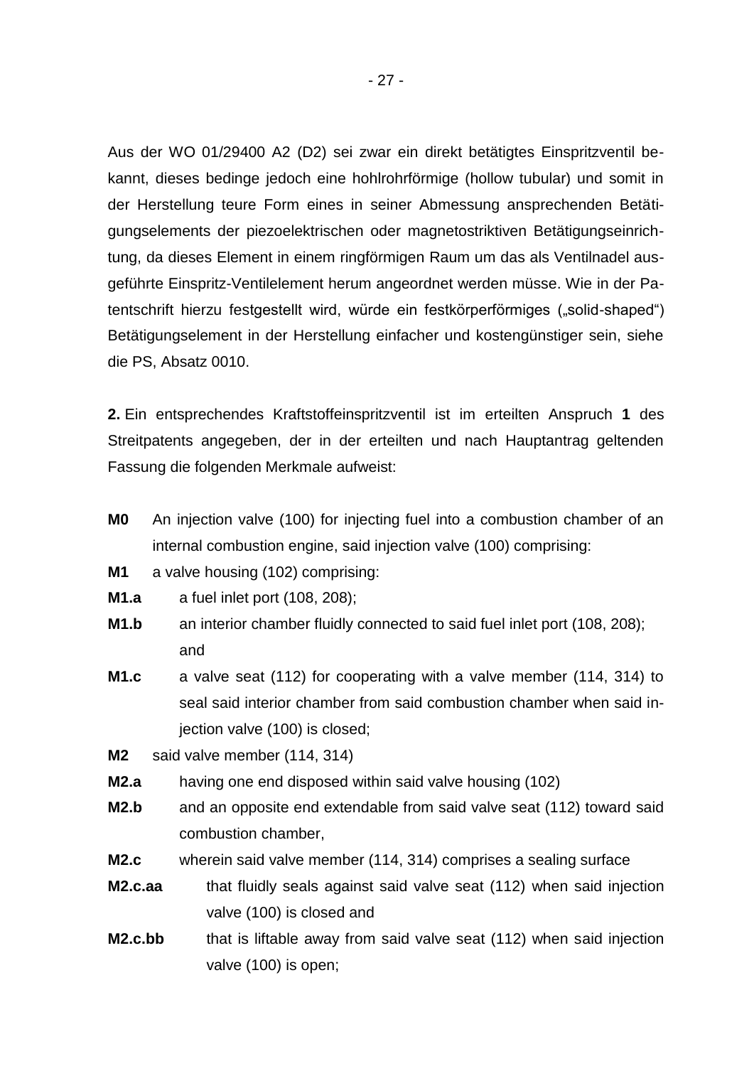Aus der WO 01/29400 A2 (D2) sei zwar ein direkt betätigtes Einspritzventil bekannt, dieses bedinge jedoch eine hohlrohrförmige (hollow tubular) und somit in der Herstellung teure Form eines in seiner Abmessung ansprechenden Betätigungselements der piezoelektrischen oder magnetostriktiven Betätigungseinrichtung, da dieses Element in einem ringförmigen Raum um das als Ventilnadel ausgeführte Einspritz-Ventilelement herum angeordnet werden müsse. Wie in der Patentschrift hierzu festgestellt wird, würde ein festkörperförmiges („solid-shaped") Betätigungselement in der Herstellung einfacher und kostengünstiger sein, siehe die PS, Absatz 0010.

**2.** Ein entsprechendes Kraftstoffeinspritzventil ist im erteilten Anspruch **1** des Streitpatents angegeben, der in der erteilten und nach Hauptantrag geltenden Fassung die folgenden Merkmale aufweist:

**M0** An injection valve (100) for injecting fuel into a combustion chamber of an internal combustion engine, said injection valve (100) comprising:

**M1** a valve housing (102) comprising:

**M1.a** a fuel inlet port (108, 208);

**M1.b** an interior chamber fluidly connected to said fuel inlet port (108, 208); and

**M1.c** a valve seat (112) for cooperating with a valve member (114, 314) to seal said interior chamber from said combustion chamber when said injection valve (100) is closed;

**M2** said valve member (114, 314)

**M2.a** having one end disposed within said valve housing (102)

**M2.b** and an opposite end extendable from said valve seat (112) toward said combustion chamber,

**M2.c** wherein said valve member (114, 314) comprises a sealing surface

**M2.c.aa** that fluidly seals against said valve seat (112) when said injection valve (100) is closed and

**M2.c.bb** that is liftable away from said valve seat (112) when said injection valve (100) is open;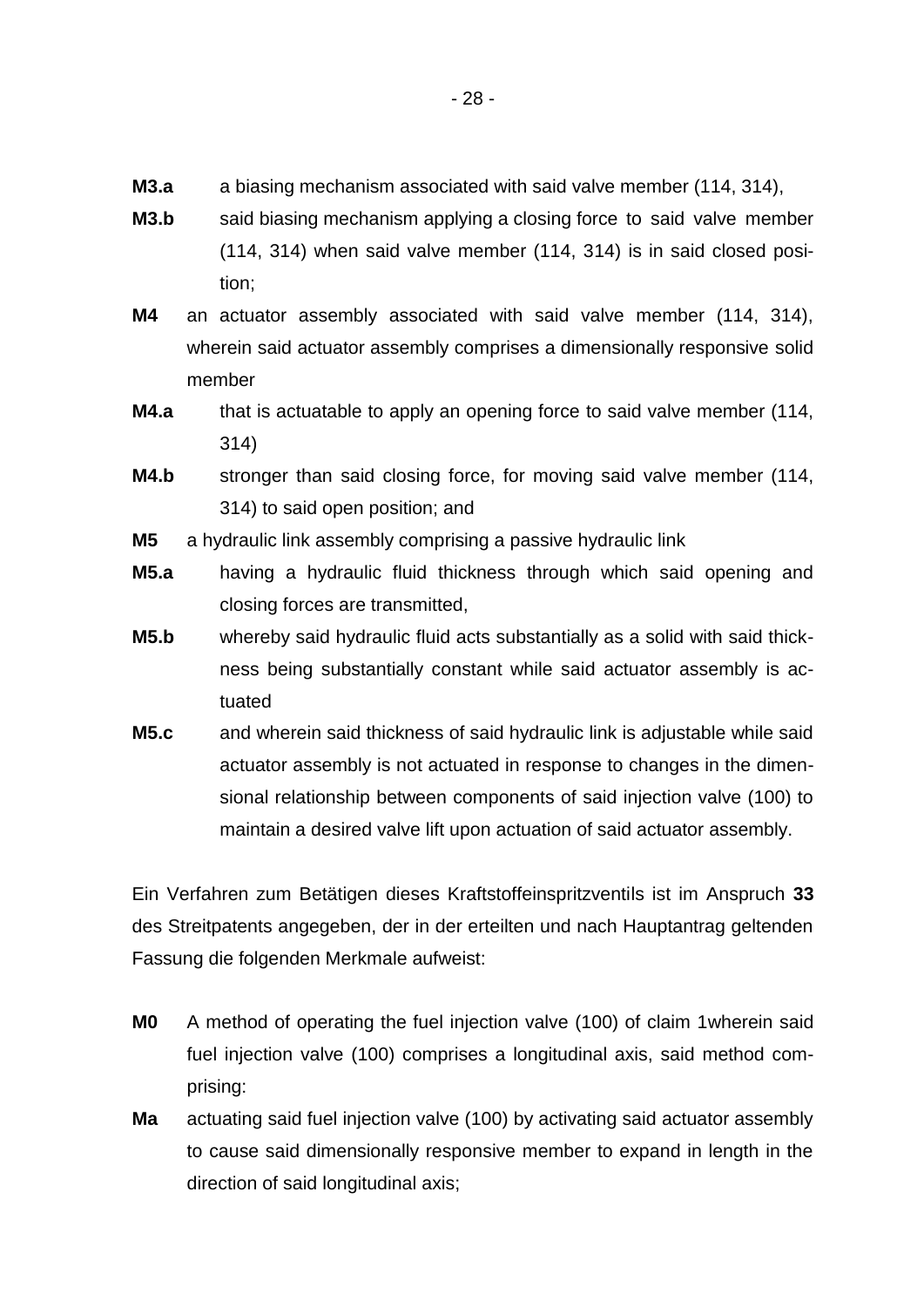**M3.a** a biasing mechanism associated with said valve member (114, 314),

**M3.b** said biasing mechanism applying a closing force to said valve member (114, 314) when said valve member (114, 314) is in said closed position;

**M4** an actuator assembly associated with said valve member (114, 314), wherein said actuator assembly comprises a dimensionally responsive solid member

**M4.a** that is actuatable to apply an opening force to said valve member (114, 314)

**M4.b** stronger than said closing force, for moving said valve member (114, 314) to said open position; and

**M5** a hydraulic link assembly comprising a passive hydraulic link

**M5.a** having a hydraulic fluid thickness through which said opening and closing forces are transmitted,

**M5.b** whereby said hydraulic fluid acts substantially as a solid with said thickness being substantially constant while said actuator assembly is actuated

**M5.c** and wherein said thickness of said hydraulic link is adjustable while said actuator assembly is not actuated in response to changes in the dimensional relationship between components of said injection valve (100) to maintain a desired valve lift upon actuation of said actuator assembly.

Ein Verfahren zum Betätigen dieses Kraftstoffeinspritzventils ist im Anspruch **33** des Streitpatents angegeben, der in der erteilten und nach Hauptantrag geltenden Fassung die folgenden Merkmale aufweist:

**M0** A method of operating the fuel injection valve (100) of claim 1wherein said fuel injection valve (100) comprises a longitudinal axis, said method comprising:

**Ma** actuating said fuel injection valve (100) by activating said actuator assembly to cause said dimensionally responsive member to expand in length in the direction of said longitudinal axis;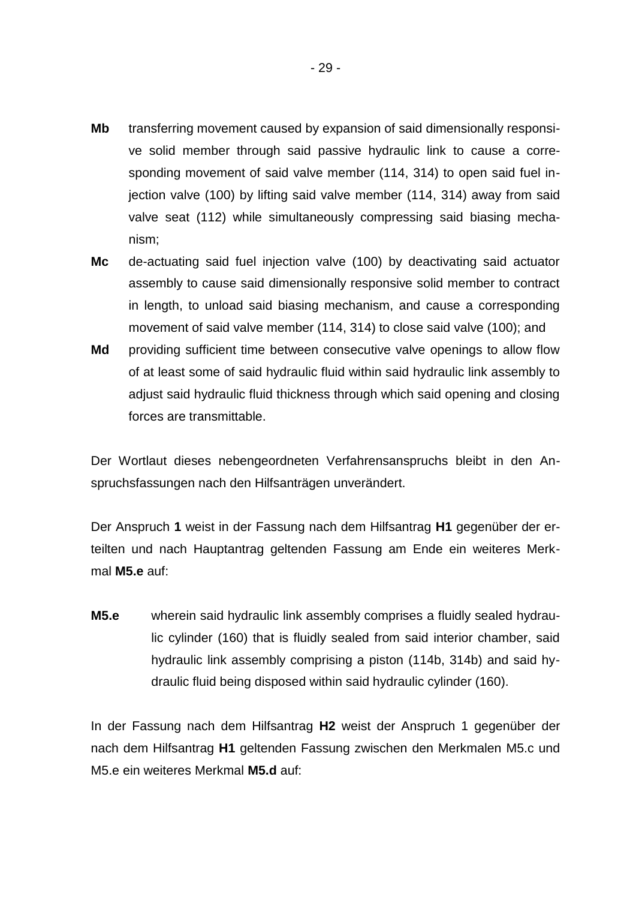**Mb** transferring movement caused by expansion of said dimensionally responsive solid member through said passive hydraulic link to cause a corresponding movement of said valve member (114, 314) to open said fuel injection valve (100) by lifting said valve member (114, 314) away from said valve seat (112) while simultaneously compressing said biasing mechanism;

**Mc** de-actuating said fuel injection valve (100) by deactivating said actuator assembly to cause said dimensionally responsive solid member to contract in length, to unload said biasing mechanism, and cause a corresponding movement of said valve member (114, 314) to close said valve (100); and

**Md** providing sufficient time between consecutive valve openings to allow flow of at least some of said hydraulic fluid within said hydraulic link assembly to adjust said hydraulic fluid thickness through which said opening and closing forces are transmittable.

Der Wortlaut dieses nebengeordneten Verfahrensanspruchs bleibt in den Anspruchsfassungen nach den Hilfsanträgen unverändert.

Der Anspruch **1** weist in der Fassung nach dem Hilfsantrag **H1** gegenüber der erteilten und nach Hauptantrag geltenden Fassung am Ende ein weiteres Merkmal **M5.e** auf:

**M5.e** wherein said hydraulic link assembly comprises a fluidly sealed hydraulic cylinder (160) that is fluidly sealed from said interior chamber, said hydraulic link assembly comprising a piston (114b, 314b) and said hydraulic fluid being disposed within said hydraulic cylinder (160).

In der Fassung nach dem Hilfsantrag **H2** weist der Anspruch 1 gegenüber der nach dem Hilfsantrag **H1** geltenden Fassung zwischen den Merkmalen M5.c und M5.e ein weiteres Merkmal **M5.d** auf: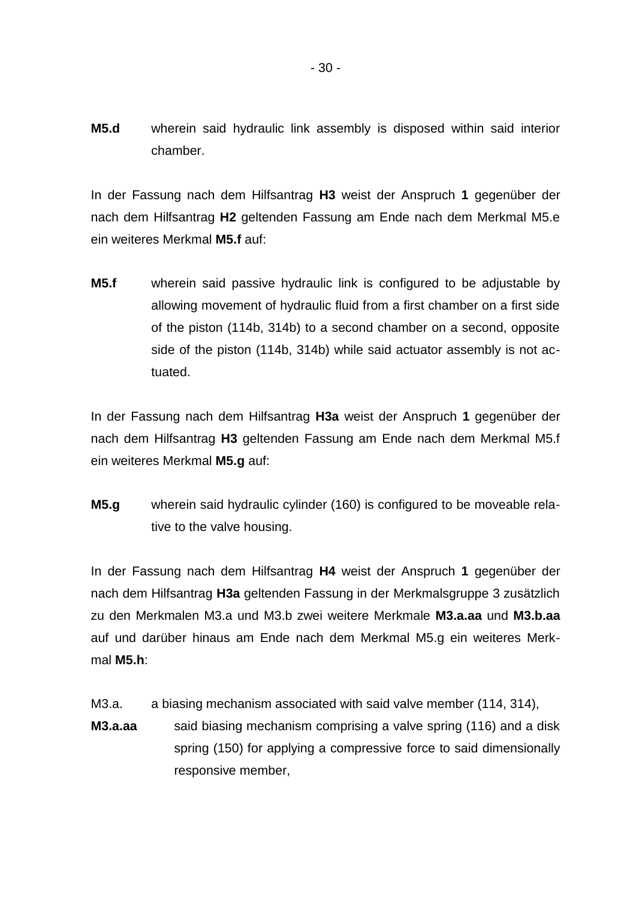**M5.d** wherein said hydraulic link assembly is disposed within said interior chamber.

In der Fassung nach dem Hilfsantrag **H3** weist der Anspruch **1** gegenüber der nach dem Hilfsantrag **H2** geltenden Fassung am Ende nach dem Merkmal M5.e ein weiteres Merkmal **M5.f** auf:

**M5.f** wherein said passive hydraulic link is configured to be adjustable by allowing movement of hydraulic fluid from a first chamber on a first side of the piston (114b, 314b) to a second chamber on a second, opposite side of the piston (114b, 314b) while said actuator assembly is not actuated.

In der Fassung nach dem Hilfsantrag **H3a** weist der Anspruch **1** gegenüber der nach dem Hilfsantrag **H3** geltenden Fassung am Ende nach dem Merkmal M5.f ein weiteres Merkmal **M5.g** auf:

**M5.g** wherein said hydraulic cylinder (160) is configured to be moveable relative to the valve housing.

In der Fassung nach dem Hilfsantrag **H4** weist der Anspruch **1** gegenüber der nach dem Hilfsantrag **H3a** geltenden Fassung in der Merkmalsgruppe 3 zusätzlich zu den Merkmalen M3.a und M3.b zwei weitere Merkmale **M3.a.aa** und **M3.b.aa** auf und darüber hinaus am Ende nach dem Merkmal M5.g ein weiteres Merkmal **M5.h**:

M3.a. a biasing mechanism associated with said valve member (114, 314),

**M3.a.aa** said biasing mechanism comprising a valve spring (116) and a disk spring (150) for applying a compressive force to said dimensionally responsive member,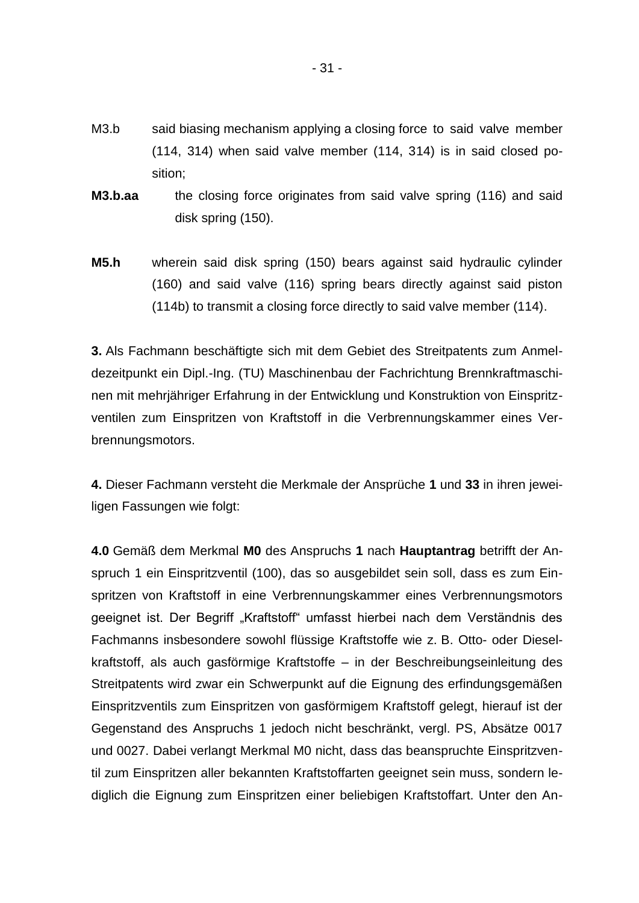M3.b said biasing mechanism applying a closing force to said valve member (114, 314) when said valve member (114, 314) is in said closed position;

**M3.b.aa** the closing force originates from said valve spring (116) and said disk spring (150).

**M5.h** wherein said disk spring (150) bears against said hydraulic cylinder (160) and said valve (116) spring bears directly against said piston (114b) to transmit a closing force directly to said valve member (114).

**3.** Als Fachmann beschäftigte sich mit dem Gebiet des Streitpatents zum Anmeldezeitpunkt ein Dipl.-Ing. (TU) Maschinenbau der Fachrichtung Brennkraftmaschinen mit mehrjähriger Erfahrung in der Entwicklung und Konstruktion von Einspritzventilen zum Einspritzen von Kraftstoff in die Verbrennungskammer eines Verbrennungsmotors.

**4.** Dieser Fachmann versteht die Merkmale der Ansprüche **1** und **33** in ihren jeweiligen Fassungen wie folgt:

**4.0** Gemäß dem Merkmal **M0** des Anspruchs **1** nach **Hauptantrag** betrifft der Anspruch 1 ein Einspritzventil (100), das so ausgebildet sein soll, dass es zum Einspritzen von Kraftstoff in eine Verbrennungskammer eines Verbrennungsmotors geeignet ist. Der Begriff „Kraftstoff" umfasst hierbei nach dem Verständnis des Fachmanns insbesondere sowohl flüssige Kraftstoffe wie z. B. Otto- oder Dieselkraftstoff, als auch gasförmige Kraftstoffe – in der Beschreibungseinleitung des Streitpatents wird zwar ein Schwerpunkt auf die Eignung des erfindungsgemäßen Einspritzventils zum Einspritzen von gasförmigem Kraftstoff gelegt, hierauf ist der Gegenstand des Anspruchs 1 jedoch nicht beschränkt, vergl. PS, Absätze 0017 und 0027. Dabei verlangt Merkmal M0 nicht, dass das beanspruchte Einspritzventil zum Einspritzen aller bekannten Kraftstoffarten geeignet sein muss, sondern lediglich die Eignung zum Einspritzen einer beliebigen Kraftstoffart. Unter den An-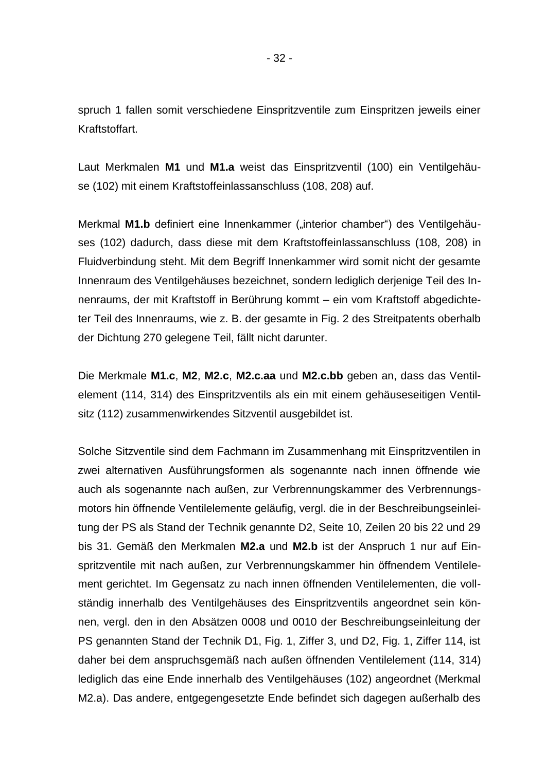spruch 1 fallen somit verschiedene Einspritzventile zum Einspritzen jeweils einer Kraftstoffart.

Laut Merkmalen **M1** und **M1.a** weist das Einspritzventil (100) ein Ventilgehäuse (102) mit einem Kraftstoffeinlassanschluss (108, 208) auf.

Merkmal **M1.b** definiert eine Innenkammer („interior chamber") des Ventilgehäuses (102) dadurch, dass diese mit dem Kraftstoffeinlassanschluss (108, 208) in Fluidverbindung steht. Mit dem Begriff Innenkammer wird somit nicht der gesamte Innenraum des Ventilgehäuses bezeichnet, sondern lediglich derjenige Teil des Innenraums, der mit Kraftstoff in Berührung kommt – ein vom Kraftstoff abgedichteter Teil des Innenraums, wie z. B. der gesamte in Fig. 2 des Streitpatents oberhalb der Dichtung 270 gelegene Teil, fällt nicht darunter.

Die Merkmale **M1.c**, **M2**, **M2.c**, **M2.c.aa** und **M2.c.bb** geben an, dass das Ventilelement (114, 314) des Einspritzventils als ein mit einem gehäuseseitigen Ventilsitz (112) zusammenwirkendes Sitzventil ausgebildet ist.

Solche Sitzventile sind dem Fachmann im Zusammenhang mit Einspritzventilen in zwei alternativen Ausführungsformen als sogenannte nach innen öffnende wie auch als sogenannte nach außen, zur Verbrennungskammer des Verbrennungsmotors hin öffnende Ventilelemente geläufig, vergl. die in der Beschreibungseinleitung der PS als Stand der Technik genannte D2, Seite 10, Zeilen 20 bis 22 und 29 bis 31. Gemäß den Merkmalen **M2.a** und **M2.b** ist der Anspruch 1 nur auf Einspritzventile mit nach außen, zur Verbrennungskammer hin öffnendem Ventilelement gerichtet. Im Gegensatz zu nach innen öffnenden Ventilelementen, die vollständig innerhalb des Ventilgehäuses des Einspritzventils angeordnet sein können, vergl. den in den Absätzen 0008 und 0010 der Beschreibungseinleitung der PS genannten Stand der Technik D1, Fig. 1, Ziffer 3, und D2, Fig. 1, Ziffer 114, ist daher bei dem anspruchsgemäß nach außen öffnenden Ventilelement (114, 314) lediglich das eine Ende innerhalb des Ventilgehäuses (102) angeordnet (Merkmal M2.a). Das andere, entgegengesetzte Ende befindet sich dagegen außerhalb des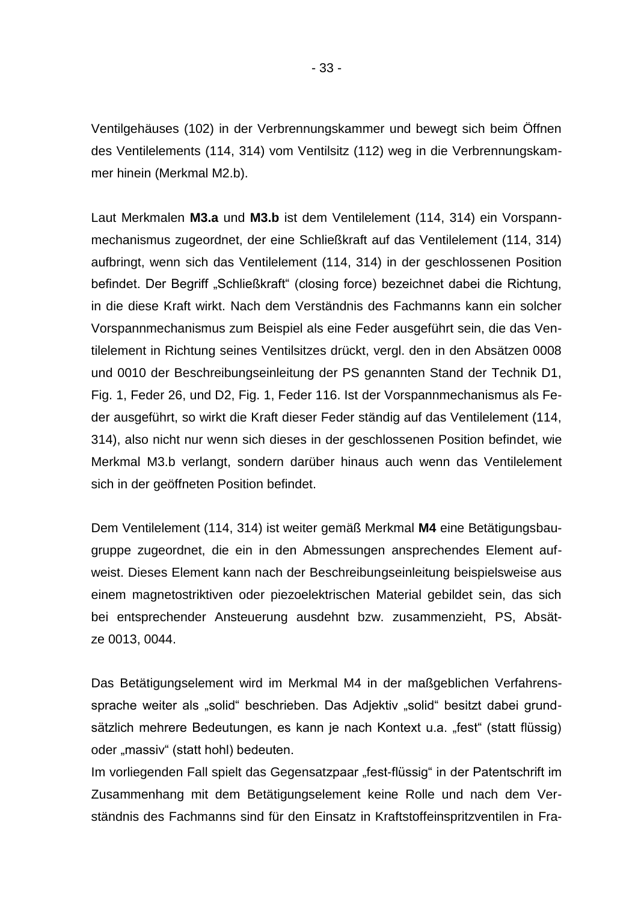Ventilgehäuses (102) in der Verbrennungskammer und bewegt sich beim Öffnen des Ventilelements (114, 314) vom Ventilsitz (112) weg in die Verbrennungskammer hinein (Merkmal M2.b).

Laut Merkmalen **M3.a** und **M3.b** ist dem Ventilelement (114, 314) ein Vorspannmechanismus zugeordnet, der eine Schließkraft auf das Ventilelement (114, 314) aufbringt, wenn sich das Ventilelement (114, 314) in der geschlossenen Position befindet. Der Begriff „Schließkraft" (closing force) bezeichnet dabei die Richtung, in die diese Kraft wirkt. Nach dem Verständnis des Fachmanns kann ein solcher Vorspannmechanismus zum Beispiel als eine Feder ausgeführt sein, die das Ventilelement in Richtung seines Ventilsitzes drückt, vergl. den in den Absätzen 0008 und 0010 der Beschreibungseinleitung der PS genannten Stand der Technik D1, Fig. 1, Feder 26, und D2, Fig. 1, Feder 116. Ist der Vorspannmechanismus als Feder ausgeführt, so wirkt die Kraft dieser Feder ständig auf das Ventilelement (114, 314), also nicht nur wenn sich dieses in der geschlossenen Position befindet, wie Merkmal M3.b verlangt, sondern darüber hinaus auch wenn das Ventilelement sich in der geöffneten Position befindet.

Dem Ventilelement (114, 314) ist weiter gemäß Merkmal **M4** eine Betätigungsbaugruppe zugeordnet, die ein in den Abmessungen ansprechendes Element aufweist. Dieses Element kann nach der Beschreibungseinleitung beispielsweise aus einem magnetostriktiven oder piezoelektrischen Material gebildet sein, das sich bei entsprechender Ansteuerung ausdehnt bzw. zusammenzieht, PS, Absätze 0013, 0044.

Das Betätigungselement wird im Merkmal M4 in der maßgeblichen Verfahrenssprache weiter als „solid" beschrieben. Das Adjektiv „solid" besitzt dabei grundsätzlich mehrere Bedeutungen, es kann je nach Kontext u.a. „fest" (statt flüssig) oder „massiv" (statt hohl) bedeuten.
Im vorliegenden Fall spielt das Gegensatzpaar „fest-flüssig" in der Patentschrift im Zusammenhang mit dem Betätigungselement keine Rolle und nach dem Verständnis des Fachmanns sind für den Einsatz in Kraftstoffeinspritzventilen in Fra-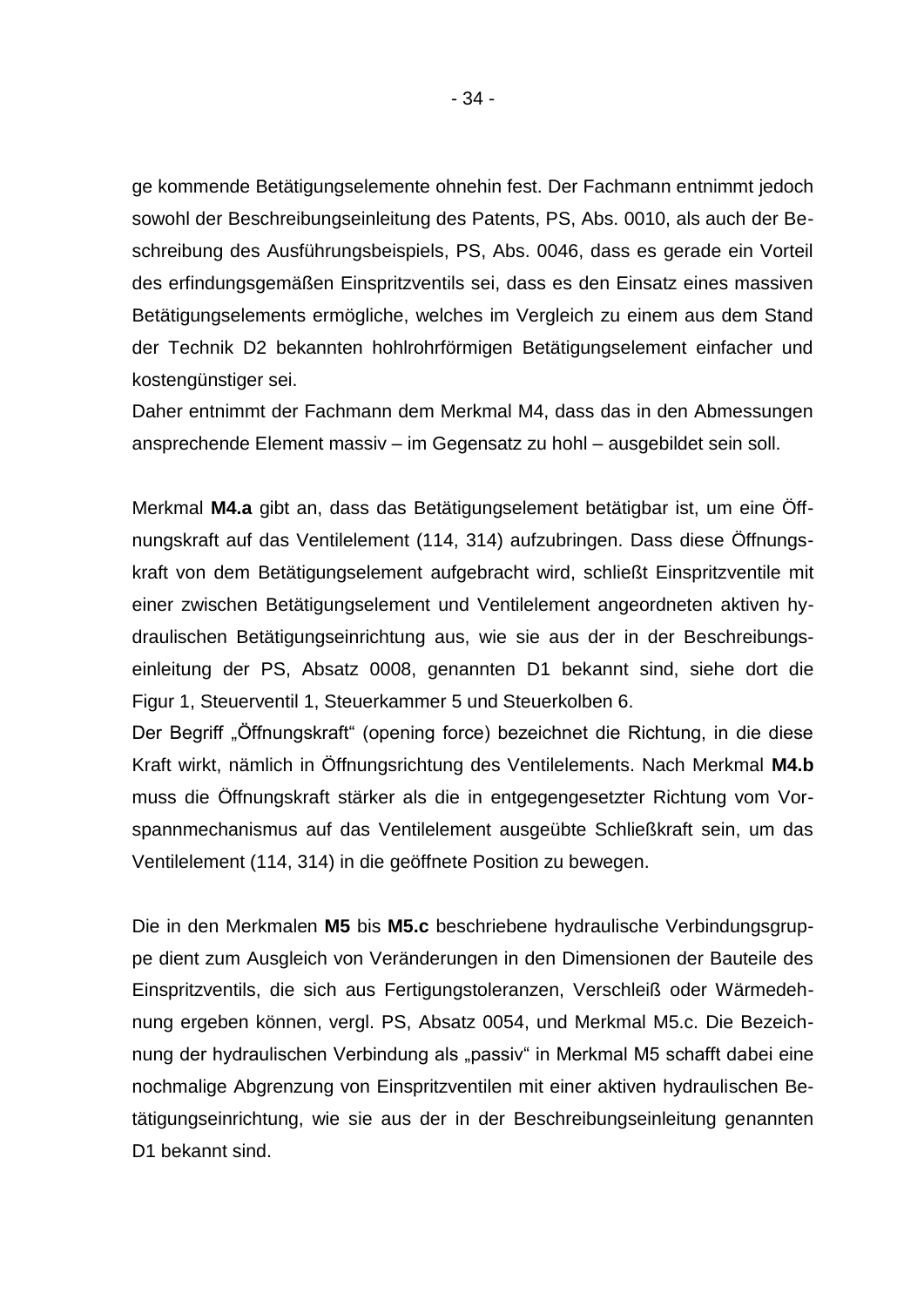ge kommende Betätigungselemente ohnehin fest. Der Fachmann entnimmt jedoch sowohl der Beschreibungseinleitung des Patents, PS, Abs. 0010, als auch der Beschreibung des Ausführungsbeispiels, PS, Abs. 0046, dass es gerade ein Vorteil des erfindungsgemäßen Einspritzventils sei, dass es den Einsatz eines massiven Betätigungselements ermögliche, welches im Vergleich zu einem aus dem Stand der Technik D2 bekannten hohlrohrförmigen Betätigungselement einfacher und kostengünstiger sei.
Daher entnimmt der Fachmann dem Merkmal M4, dass das in den Abmessungen ansprechende Element massiv – im Gegensatz zu hohl – ausgebildet sein soll.

Merkmal **M4.a** gibt an, dass das Betätigungselement betätigbar ist, um eine Öffnungskraft auf das Ventilelement (114, 314) aufzubringen. Dass diese Öffnungskraft von dem Betätigungselement aufgebracht wird, schließt Einspritzventile mit einer zwischen Betätigungselement und Ventilelement angeordneten aktiven hydraulischen Betätigungseinrichtung aus, wie sie aus der in der Beschreibungseinleitung der PS, Absatz 0008, genannten D1 bekannt sind, siehe dort die Figur 1, Steuerventil 1, Steuerkammer 5 und Steuerkolben 6.
Der Begriff „Öffnungskraft" (opening force) bezeichnet die Richtung, in die diese Kraft wirkt, nämlich in Öffnungsrichtung des Ventilelements. Nach Merkmal **M4.b** muss die Öffnungskraft stärker als die in entgegengesetzter Richtung vom Vorspannmechanismus auf das Ventilelement ausgeübte Schließkraft sein, um das Ventilelement (114, 314) in die geöffnete Position zu bewegen.

Die in den Merkmalen **M5** bis **M5.c** beschriebene hydraulische Verbindungsgruppe dient zum Ausgleich von Veränderungen in den Dimensionen der Bauteile des Einspritzventils, die sich aus Fertigungstoleranzen, Verschleiß oder Wärmedehnung ergeben können, vergl. PS, Absatz 0054, und Merkmal M5.c. Die Bezeichnung der hydraulischen Verbindung als „passiv" in Merkmal M5 schafft dabei eine nochmalige Abgrenzung von Einspritzventilen mit einer aktiven hydraulischen Betätigungseinrichtung, wie sie aus der in der Beschreibungseinleitung genannten D1 bekannt sind.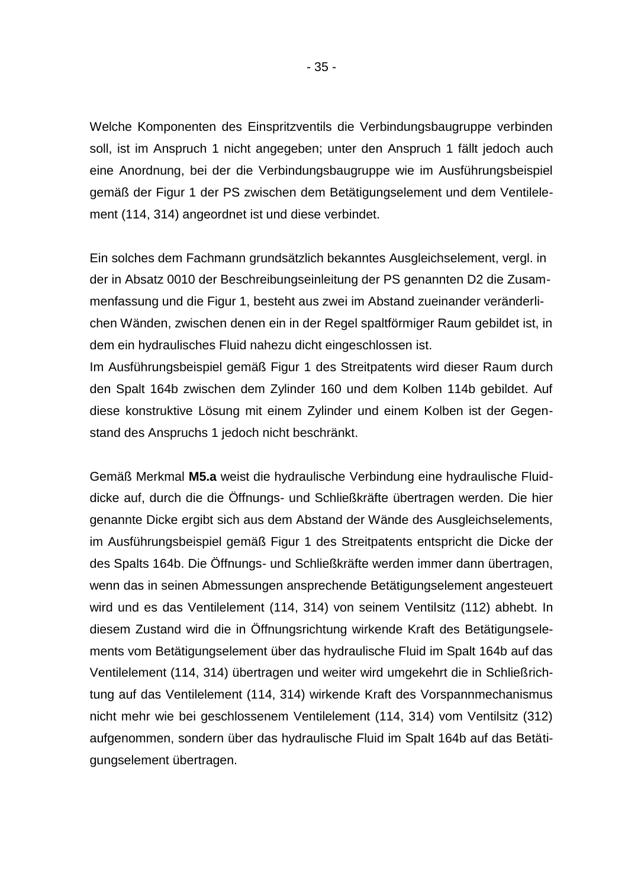Welche Komponenten des Einspritzventils die Verbindungsbaugruppe verbinden soll, ist im Anspruch 1 nicht angegeben; unter den Anspruch 1 fällt jedoch auch eine Anordnung, bei der die Verbindungsbaugruppe wie im Ausführungsbeispiel gemäß der Figur 1 der PS zwischen dem Betätigungselement und dem Ventilelement (114, 314) angeordnet ist und diese verbindet.

Ein solches dem Fachmann grundsätzlich bekanntes Ausgleichselement, vergl. in der in Absatz 0010 der Beschreibungseinleitung der PS genannten D2 die Zusammenfassung und die Figur 1, besteht aus zwei im Abstand zueinander veränderlichen Wänden, zwischen denen ein in der Regel spaltförmiger Raum gebildet ist, in dem ein hydraulisches Fluid nahezu dicht eingeschlossen ist.
Im Ausführungsbeispiel gemäß Figur 1 des Streitpatents wird dieser Raum durch den Spalt 164b zwischen dem Zylinder 160 und dem Kolben 114b gebildet. Auf diese konstruktive Lösung mit einem Zylinder und einem Kolben ist der Gegenstand des Anspruchs 1 jedoch nicht beschränkt.

Gemäß Merkmal **M5.a** weist die hydraulische Verbindung eine hydraulische Fluiddicke auf, durch die die Öffnungs- und Schließkräfte übertragen werden. Die hier genannte Dicke ergibt sich aus dem Abstand der Wände des Ausgleichselements, im Ausführungsbeispiel gemäß Figur 1 des Streitpatents entspricht die Dicke der des Spalts 164b. Die Öffnungs- und Schließkräfte werden immer dann übertragen, wenn das in seinen Abmessungen ansprechende Betätigungselement angesteuert wird und es das Ventilelement (114, 314) von seinem Ventilsitz (112) abhebt. In diesem Zustand wird die in Öffnungsrichtung wirkende Kraft des Betätigungselements vom Betätigungselement über das hydraulische Fluid im Spalt 164b auf das Ventilelement (114, 314) übertragen und weiter wird umgekehrt die in Schließrichtung auf das Ventilelement (114, 314) wirkende Kraft des Vorspannmechanismus nicht mehr wie bei geschlossenem Ventilelement (114, 314) vom Ventilsitz (312) aufgenommen, sondern über das hydraulische Fluid im Spalt 164b auf das Betätigungselement übertragen.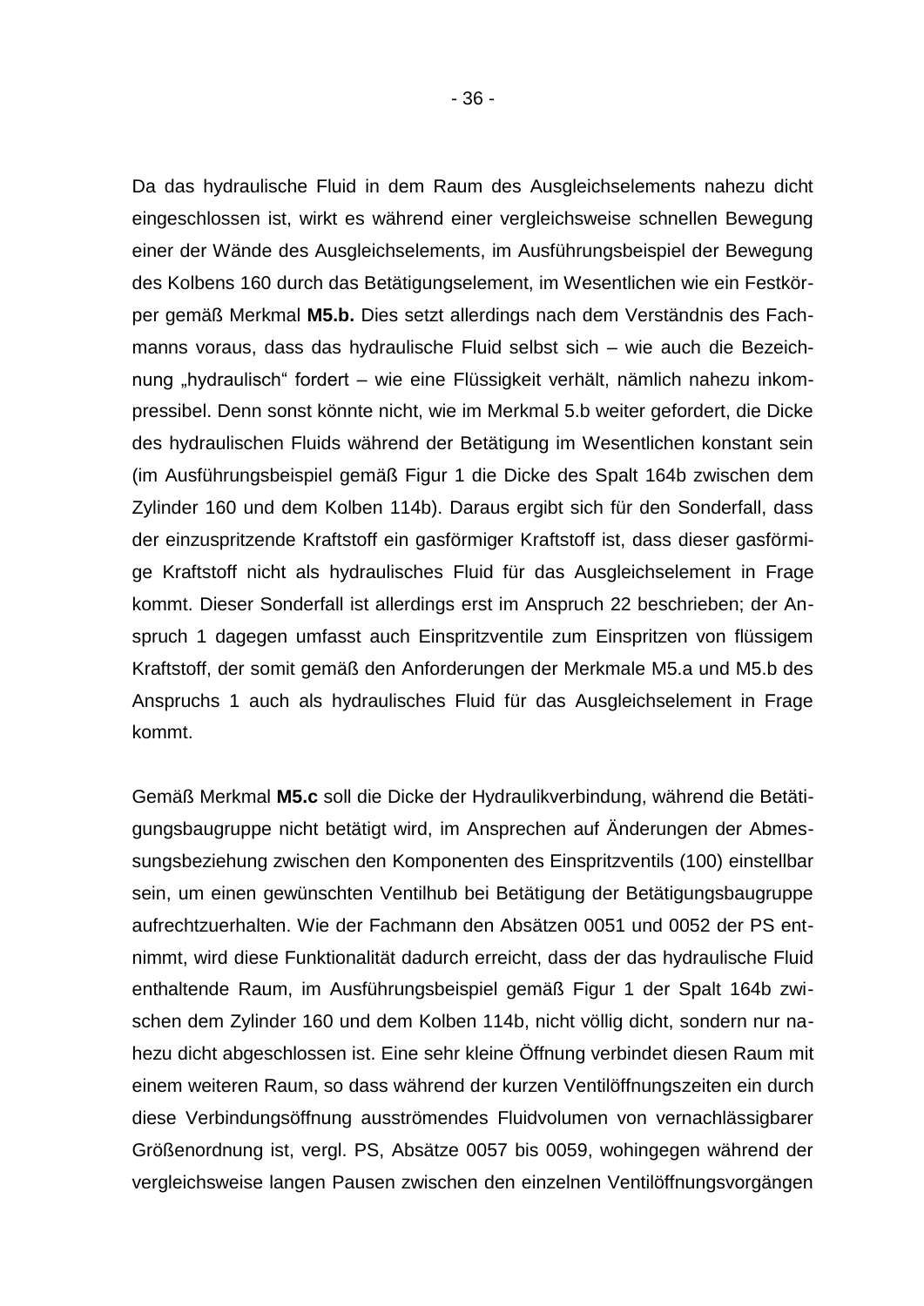Da das hydraulische Fluid in dem Raum des Ausgleichselements nahezu dicht eingeschlossen ist, wirkt es während einer vergleichsweise schnellen Bewegung einer der Wände des Ausgleichselements, im Ausführungsbeispiel der Bewegung des Kolbens 160 durch das Betätigungselement, im Wesentlichen wie ein Festkörper gemäß Merkmal **M5.b.** Dies setzt allerdings nach dem Verständnis des Fachmanns voraus, dass das hydraulische Fluid selbst sich – wie auch die Bezeichnung „hydraulisch" fordert – wie eine Flüssigkeit verhält, nämlich nahezu inkompressibel. Denn sonst könnte nicht, wie im Merkmal 5.b weiter gefordert, die Dicke des hydraulischen Fluids während der Betätigung im Wesentlichen konstant sein (im Ausführungsbeispiel gemäß Figur 1 die Dicke des Spalt 164b zwischen dem Zylinder 160 und dem Kolben 114b). Daraus ergibt sich für den Sonderfall, dass der einzuspritzende Kraftstoff ein gasförmiger Kraftstoff ist, dass dieser gasförmige Kraftstoff nicht als hydraulisches Fluid für das Ausgleichselement in Frage kommt. Dieser Sonderfall ist allerdings erst im Anspruch 22 beschrieben; der Anspruch 1 dagegen umfasst auch Einspritzventile zum Einspritzen von flüssigem Kraftstoff, der somit gemäß den Anforderungen der Merkmale M5.a und M5.b des Anspruchs 1 auch als hydraulisches Fluid für das Ausgleichselement in Frage kommt.

Gemäß Merkmal **M5.c** soll die Dicke der Hydraulikverbindung, während die Betätigungsbaugruppe nicht betätigt wird, im Ansprechen auf Änderungen der Abmessungsbeziehung zwischen den Komponenten des Einspritzventils (100) einstellbar sein, um einen gewünschten Ventilhub bei Betätigung der Betätigungsbaugruppe aufrechtzuerhalten. Wie der Fachmann den Absätzen 0051 und 0052 der PS entnimmt, wird diese Funktionalität dadurch erreicht, dass der das hydraulische Fluid enthaltende Raum, im Ausführungsbeispiel gemäß Figur 1 der Spalt 164b zwischen dem Zylinder 160 und dem Kolben 114b, nicht völlig dicht, sondern nur nahezu dicht abgeschlossen ist. Eine sehr kleine Öffnung verbindet diesen Raum mit einem weiteren Raum, so dass während der kurzen Ventilöffnungszeiten ein durch diese Verbindungsöffnung ausströmendes Fluidvolumen von vernachlässigbarer Größenordnung ist, vergl. PS, Absätze 0057 bis 0059, wohingegen während der vergleichsweise langen Pausen zwischen den einzelnen Ventilöffnungsvorgängen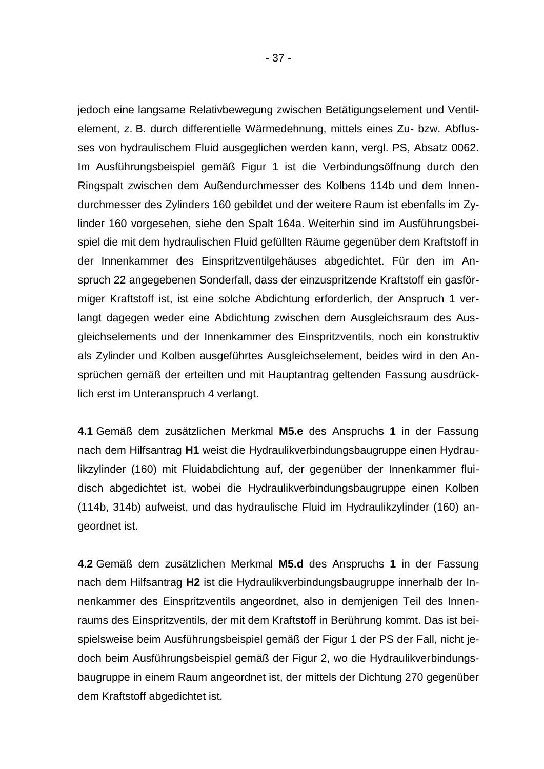jedoch eine langsame Relativbewegung zwischen Betätigungselement und Ventilelement, z. B. durch differentielle Wärmedehnung, mittels eines Zu- bzw. Abflusses von hydraulischem Fluid ausgeglichen werden kann, vergl. PS, Absatz 0062. Im Ausführungsbeispiel gemäß Figur 1 ist die Verbindungsöffnung durch den Ringspalt zwischen dem Außendurchmesser des Kolbens 114b und dem Innendurchmesser des Zylinders 160 gebildet und der weitere Raum ist ebenfalls im Zylinder 160 vorgesehen, siehe den Spalt 164a. Weiterhin sind im Ausführungsbeispiel die mit dem hydraulischen Fluid gefüllten Räume gegenüber dem Kraftstoff in der Innenkammer des Einspritzventilgehäuses abgedichtet. Für den im Anspruch 22 angegebenen Sonderfall, dass der einzuspritzende Kraftstoff ein gasförmiger Kraftstoff ist, ist eine solche Abdichtung erforderlich, der Anspruch 1 verlangt dagegen weder eine Abdichtung zwischen dem Ausgleichsraum des Ausgleichselements und der Innenkammer des Einspritzventils, noch ein konstruktiv als Zylinder und Kolben ausgeführtes Ausgleichselement, beides wird in den Ansprüchen gemäß der erteilten und mit Hauptantrag geltenden Fassung ausdrücklich erst im Unteranspruch 4 verlangt.

**4.1** Gemäß dem zusätzlichen Merkmal **M5.e** des Anspruchs **1** in der Fassung nach dem Hilfsantrag **H1** weist die Hydraulikverbindungsbaugruppe einen Hydraulikzylinder (160) mit Fluidabdichtung auf, der gegenüber der Innenkammer fluidisch abgedichtet ist, wobei die Hydraulikverbindungsbaugruppe einen Kolben (114b, 314b) aufweist, und das hydraulische Fluid im Hydraulikzylinder (160) angeordnet ist.

**4.2** Gemäß dem zusätzlichen Merkmal **M5.d** des Anspruchs **1** in der Fassung nach dem Hilfsantrag **H2** ist die Hydraulikverbindungsbaugruppe innerhalb der Innenkammer des Einspritzventils angeordnet, also in demjenigen Teil des Innenraums des Einspritzventils, der mit dem Kraftstoff in Berührung kommt. Das ist beispielsweise beim Ausführungsbeispiel gemäß der Figur 1 der PS der Fall, nicht jedoch beim Ausführungsbeispiel gemäß der Figur 2, wo die Hydraulikverbindungsbaugruppe in einem Raum angeordnet ist, der mittels der Dichtung 270 gegenüber dem Kraftstoff abgedichtet ist.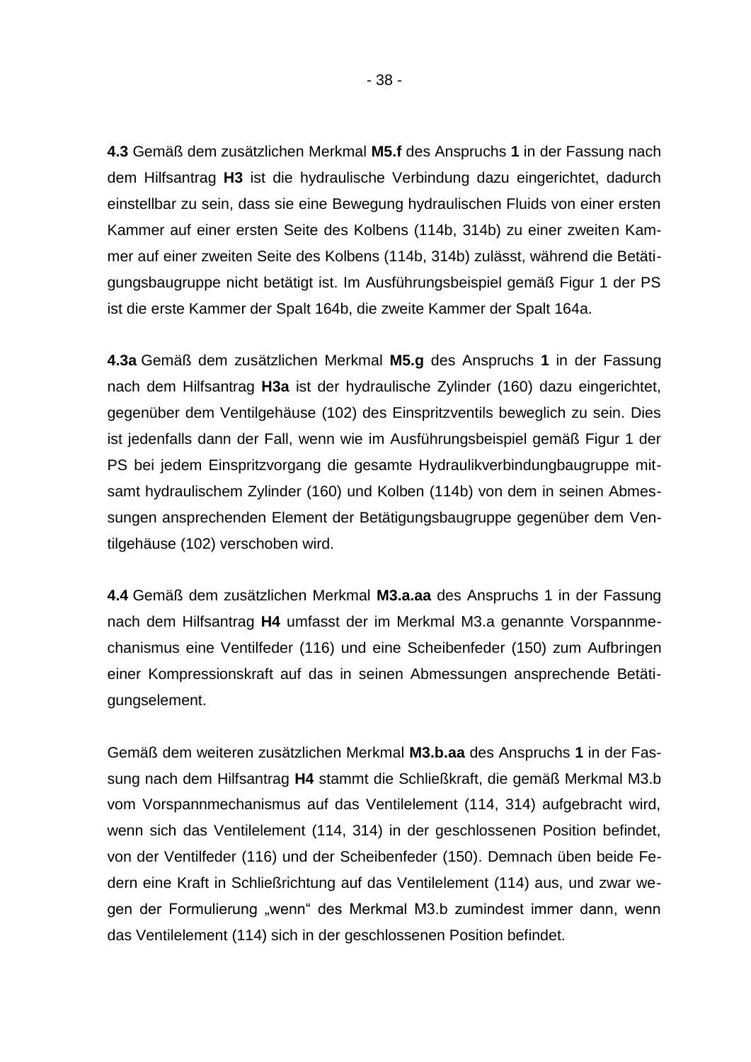**4.3** Gemäß dem zusätzlichen Merkmal **M5.f** des Anspruchs **1** in der Fassung nach dem Hilfsantrag **H3** ist die hydraulische Verbindung dazu eingerichtet, dadurch einstellbar zu sein, dass sie eine Bewegung hydraulischen Fluids von einer ersten Kammer auf einer ersten Seite des Kolbens (114b, 314b) zu einer zweiten Kammer auf einer zweiten Seite des Kolbens (114b, 314b) zulässt, während die Betätigungsbaugruppe nicht betätigt ist. Im Ausführungsbeispiel gemäß Figur 1 der PS ist die erste Kammer der Spalt 164b, die zweite Kammer der Spalt 164a.

**4.3a** Gemäß dem zusätzlichen Merkmal **M5.g** des Anspruchs **1** in der Fassung nach dem Hilfsantrag **H3a** ist der hydraulische Zylinder (160) dazu eingerichtet, gegenüber dem Ventilgehäuse (102) des Einspritzventils beweglich zu sein. Dies ist jedenfalls dann der Fall, wenn wie im Ausführungsbeispiel gemäß Figur 1 der PS bei jedem Einspritzvorgang die gesamte Hydraulikverbindungbaugruppe mitsamt hydraulischem Zylinder (160) und Kolben (114b) von dem in seinen Abmessungen ansprechenden Element der Betätigungsbaugruppe gegenüber dem Ventilgehäuse (102) verschoben wird.

**4.4** Gemäß dem zusätzlichen Merkmal **M3.a.aa** des Anspruchs 1 in der Fassung nach dem Hilfsantrag **H4** umfasst der im Merkmal M3.a genannte Vorspannmechanismus eine Ventilfeder (116) und eine Scheibenfeder (150) zum Aufbringen einer Kompressionskraft auf das in seinen Abmessungen ansprechende Betätigungselement.

Gemäß dem weiteren zusätzlichen Merkmal **M3.b.aa** des Anspruchs **1** in der Fassung nach dem Hilfsantrag **H4** stammt die Schließkraft, die gemäß Merkmal M3.b vom Vorspannmechanismus auf das Ventilelement (114, 314) aufgebracht wird, wenn sich das Ventilelement (114, 314) in der geschlossenen Position befindet, von der Ventilfeder (116) und der Scheibenfeder (150). Demnach üben beide Federn eine Kraft in Schließrichtung auf das Ventilelement (114) aus, und zwar wegen der Formulierung „wenn" des Merkmal M3.b zumindest immer dann, wenn das Ventilelement (114) sich in der geschlossenen Position befindet.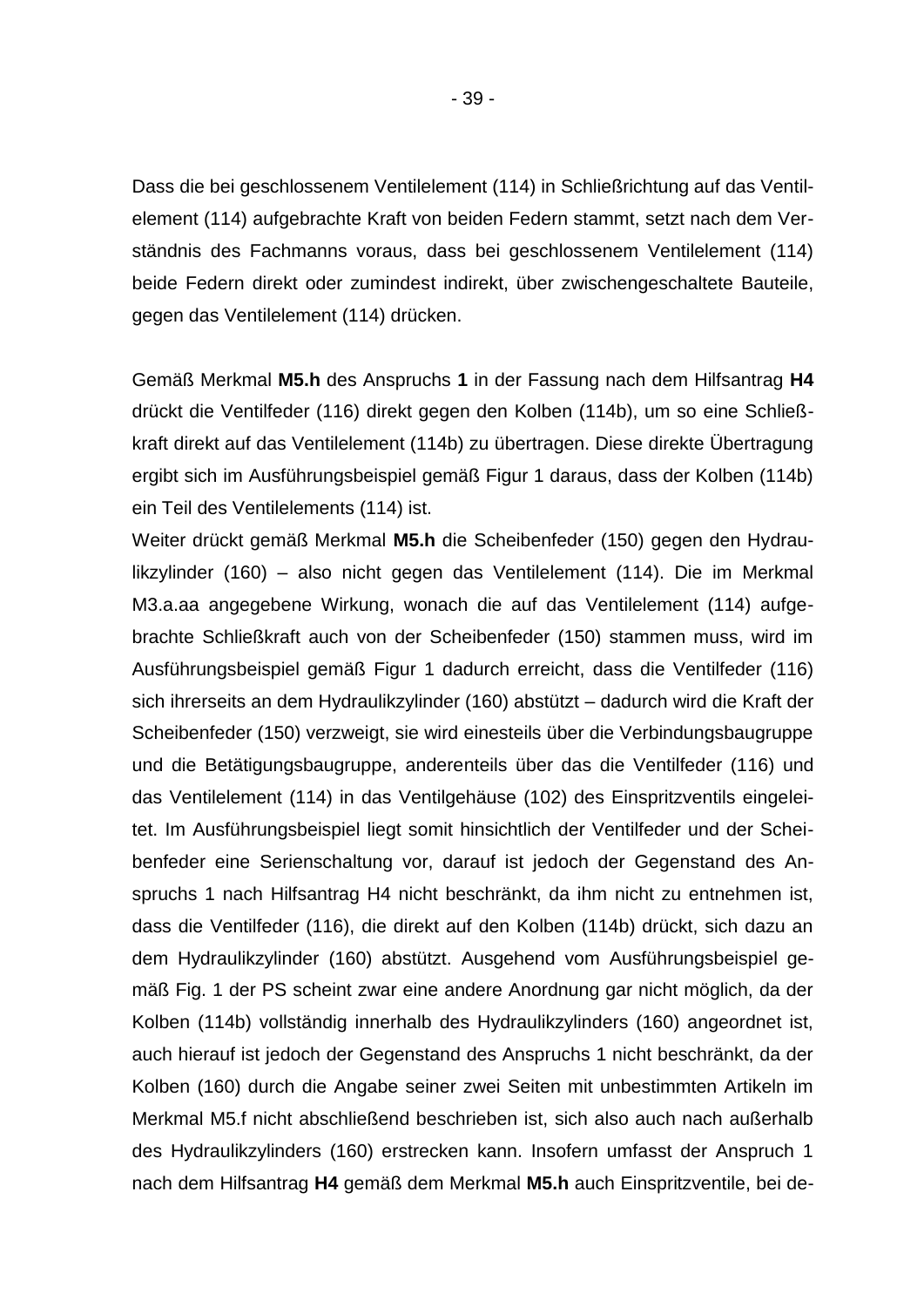Dass die bei geschlossenem Ventilelement (114) in Schließrichtung auf das Ventilelement (114) aufgebrachte Kraft von beiden Federn stammt, setzt nach dem Verständnis des Fachmanns voraus, dass bei geschlossenem Ventilelement (114) beide Federn direkt oder zumindest indirekt, über zwischengeschaltete Bauteile, gegen das Ventilelement (114) drücken.

Gemäß Merkmal **M5.h** des Anspruchs **1** in der Fassung nach dem Hilfsantrag **H4** drückt die Ventilfeder (116) direkt gegen den Kolben (114b), um so eine Schließkraft direkt auf das Ventilelement (114b) zu übertragen. Diese direkte Übertragung ergibt sich im Ausführungsbeispiel gemäß Figur 1 daraus, dass der Kolben (114b) ein Teil des Ventilelements (114) ist.
Weiter drückt gemäß Merkmal **M5.h** die Scheibenfeder (150) gegen den Hydraulikzylinder (160) – also nicht gegen das Ventilelement (114). Die im Merkmal M3.a.aa angegebene Wirkung, wonach die auf das Ventilelement (114) aufgebrachte Schließkraft auch von der Scheibenfeder (150) stammen muss, wird im Ausführungsbeispiel gemäß Figur 1 dadurch erreicht, dass die Ventilfeder (116) sich ihrerseits an dem Hydraulikzylinder (160) abstützt – dadurch wird die Kraft der Scheibenfeder (150) verzweigt, sie wird einesteils über die Verbindungsbaugruppe und die Betätigungsbaugruppe, anderenteils über das die Ventilfeder (116) und das Ventilelement (114) in das Ventilgehäuse (102) des Einspritzventils eingeleitet. Im Ausführungsbeispiel liegt somit hinsichtlich der Ventilfeder und der Scheibenfeder eine Serienschaltung vor, darauf ist jedoch der Gegenstand des Anspruchs 1 nach Hilfsantrag H4 nicht beschränkt, da ihm nicht zu entnehmen ist, dass die Ventilfeder (116), die direkt auf den Kolben (114b) drückt, sich dazu an dem Hydraulikzylinder (160) abstützt. Ausgehend vom Ausführungsbeispiel gemäß Fig. 1 der PS scheint zwar eine andere Anordnung gar nicht möglich, da der Kolben (114b) vollständig innerhalb des Hydraulikzylinders (160) angeordnet ist, auch hierauf ist jedoch der Gegenstand des Anspruchs 1 nicht beschränkt, da der Kolben (160) durch die Angabe seiner zwei Seiten mit unbestimmten Artikeln im Merkmal M5.f nicht abschließend beschrieben ist, sich also auch nach außerhalb des Hydraulikzylinders (160) erstrecken kann. Insofern umfasst der Anspruch 1 nach dem Hilfsantrag **H4** gemäß dem Merkmal **M5.h** auch Einspritzventile, bei de-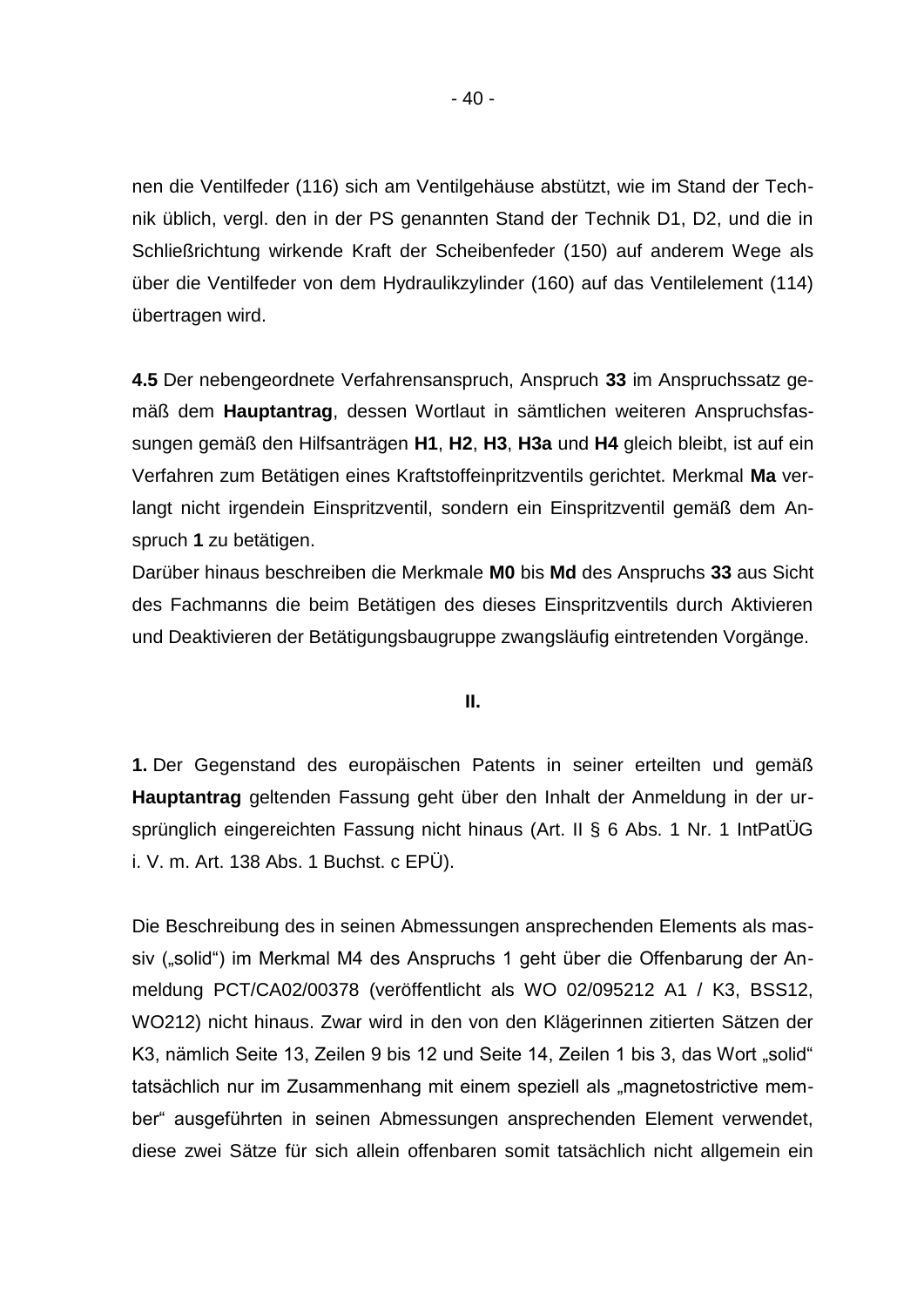nen die Ventilfeder (116) sich am Ventilgehäuse abstützt, wie im Stand der Technik üblich, vergl. den in der PS genannten Stand der Technik D1, D2, und die in Schließrichtung wirkende Kraft der Scheibenfeder (150) auf anderem Wege als über die Ventilfeder von dem Hydraulikzylinder (160) auf das Ventilelement (114) übertragen wird.

**4.5** Der nebengeordnete Verfahrensanspruch, Anspruch **33** im Anspruchssatz gemäß dem **Hauptantrag**, dessen Wortlaut in sämtlichen weiteren Anspruchsfassungen gemäß den Hilfsanträgen **H1**, **H2**, **H3**, **H3a** und **H4** gleich bleibt, ist auf ein Verfahren zum Betätigen eines Kraftstoffeinpritzventils gerichtet. Merkmal **Ma** verlangt nicht irgendein Einspritzventil, sondern ein Einspritzventil gemäß dem Anspruch **1** zu betätigen.
Darüber hinaus beschreiben die Merkmale **M0** bis **Md** des Anspruchs **33** aus Sicht des Fachmanns die beim Betätigen des dieses Einspritzventils durch Aktivieren und Deaktivieren der Betätigungsbaugruppe zwangsläufig eintretenden Vorgänge.

**II.**

**1.** Der Gegenstand des europäischen Patents in seiner erteilten und gemäß **Hauptantrag** geltenden Fassung geht über den Inhalt der Anmeldung in der ursprünglich eingereichten Fassung nicht hinaus (Art. II § 6 Abs. 1 Nr. 1 IntPatÜG i. V. m. Art. 138 Abs. 1 Buchst. c EPÜ).

Die Beschreibung des in seinen Abmessungen ansprechenden Elements als massiv („solid“) im Merkmal M4 des Anspruchs 1 geht über die Offenbarung der Anmeldung PCT/CA02/00378 (veröffentlicht als WO 02/095212 A1 / K3, BSS12, WO212) nicht hinaus. Zwar wird in den von den Klägerinnen zitierten Sätzen der K3, nämlich Seite 13, Zeilen 9 bis 12 und Seite 14, Zeilen 1 bis 3, das Wort „solid“ tatsächlich nur im Zusammenhang mit einem speziell als „magnetostrictive member“ ausgeführten in seinen Abmessungen ansprechenden Element verwendet, diese zwei Sätze für sich allein offenbaren somit tatsächlich nicht allgemein ein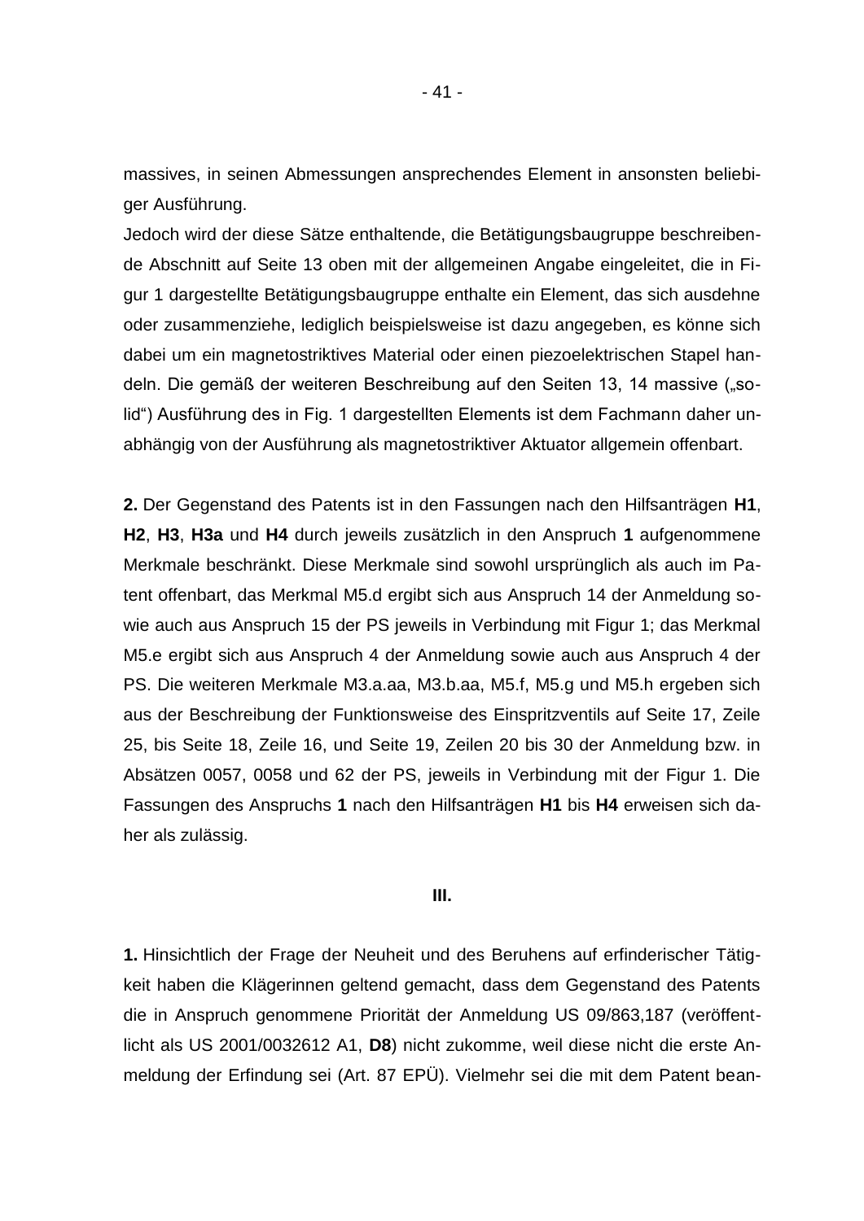massives, in seinen Abmessungen ansprechendes Element in ansonsten beliebiger Ausführung.
Jedoch wird der diese Sätze enthaltende, die Betätigungsbaugruppe beschreibende Abschnitt auf Seite 13 oben mit der allgemeinen Angabe eingeleitet, die in Figur 1 dargestellte Betätigungsbaugruppe enthalte ein Element, das sich ausdehne oder zusammenziehe, lediglich beispielsweise ist dazu angegeben, es könne sich dabei um ein magnetostriktives Material oder einen piezoelektrischen Stapel handeln. Die gemäß der weiteren Beschreibung auf den Seiten 13, 14 massive („solid") Ausführung des in Fig. 1 dargestellten Elements ist dem Fachmann daher unabhängig von der Ausführung als magnetostriktiver Aktuator allgemein offenbart.

**2.** Der Gegenstand des Patents ist in den Fassungen nach den Hilfsanträgen **H1**, **H2**, **H3**, **H3a** und **H4** durch jeweils zusätzlich in den Anspruch **1** aufgenommene Merkmale beschränkt. Diese Merkmale sind sowohl ursprünglich als auch im Patent offenbart, das Merkmal M5.d ergibt sich aus Anspruch 14 der Anmeldung sowie auch aus Anspruch 15 der PS jeweils in Verbindung mit Figur 1; das Merkmal M5.e ergibt sich aus Anspruch 4 der Anmeldung sowie auch aus Anspruch 4 der PS. Die weiteren Merkmale M3.a.aa, M3.b.aa, M5.f, M5.g und M5.h ergeben sich aus der Beschreibung der Funktionsweise des Einspritzventils auf Seite 17, Zeile 25, bis Seite 18, Zeile 16, und Seite 19, Zeilen 20 bis 30 der Anmeldung bzw. in Absätzen 0057, 0058 und 62 der PS, jeweils in Verbindung mit der Figur 1. Die Fassungen des Anspruchs **1** nach den Hilfsanträgen **H1** bis **H4** erweisen sich daher als zulässig.

**III.**

**1.** Hinsichtlich der Frage der Neuheit und des Beruhens auf erfinderischer Tätigkeit haben die Klägerinnen geltend gemacht, dass dem Gegenstand des Patents die in Anspruch genommene Priorität der Anmeldung US 09/863,187 (veröffentlicht als US 2001/0032612 A1, **D8**) nicht zukomme, weil diese nicht die erste Anmeldung der Erfindung sei (Art. 87 EPÜ). Vielmehr sei die mit dem Patent bean-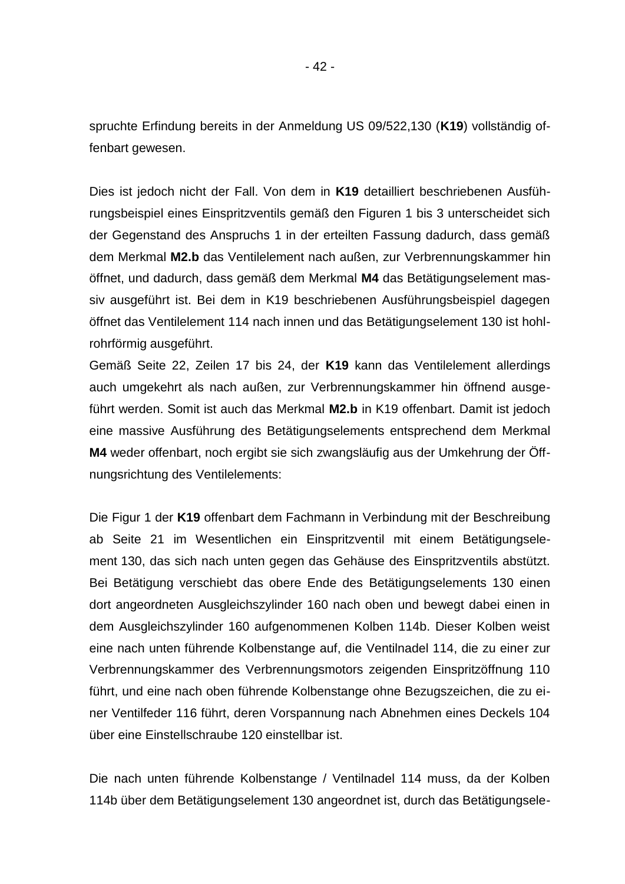spruchte Erfindung bereits in der Anmeldung US 09/522,130 (**K19**) vollständig offenbart gewesen.

Dies ist jedoch nicht der Fall. Von dem in **K19** detailliert beschriebenen Ausführungsbeispiel eines Einspritzventils gemäß den Figuren 1 bis 3 unterscheidet sich der Gegenstand des Anspruchs 1 in der erteilten Fassung dadurch, dass gemäß dem Merkmal **M2.b** das Ventilelement nach außen, zur Verbrennungskammer hin öffnet, und dadurch, dass gemäß dem Merkmal **M4** das Betätigungselement massiv ausgeführt ist. Bei dem in K19 beschriebenen Ausführungsbeispiel dagegen öffnet das Ventilelement 114 nach innen und das Betätigungselement 130 ist hohlrohrförmig ausgeführt.
Gemäß Seite 22, Zeilen 17 bis 24, der **K19** kann das Ventilelement allerdings auch umgekehrt als nach außen, zur Verbrennungskammer hin öffnend ausgeführt werden. Somit ist auch das Merkmal **M2.b** in K19 offenbart. Damit ist jedoch eine massive Ausführung des Betätigungselements entsprechend dem Merkmal **M4** weder offenbart, noch ergibt sie sich zwangsläufig aus der Umkehrung der Öffnungsrichtung des Ventilelements:

Die Figur 1 der **K19** offenbart dem Fachmann in Verbindung mit der Beschreibung ab Seite 21 im Wesentlichen ein Einspritzventil mit einem Betätigungselement 130, das sich nach unten gegen das Gehäuse des Einspritzventils abstützt. Bei Betätigung verschiebt das obere Ende des Betätigungselements 130 einen dort angeordneten Ausgleichszylinder 160 nach oben und bewegt dabei einen in dem Ausgleichszylinder 160 aufgenommenen Kolben 114b. Dieser Kolben weist eine nach unten führende Kolbenstange auf, die Ventilnadel 114, die zu einer zur Verbrennungskammer des Verbrennungsmotors zeigenden Einspritzöffnung 110 führt, und eine nach oben führende Kolbenstange ohne Bezugszeichen, die zu einer Ventilfeder 116 führt, deren Vorspannung nach Abnehmen eines Deckels 104 über eine Einstellschraube 120 einstellbar ist.

Die nach unten führende Kolbenstange / Ventilnadel 114 muss, da der Kolben 114b über dem Betätigungselement 130 angeordnet ist, durch das Betätigungsele-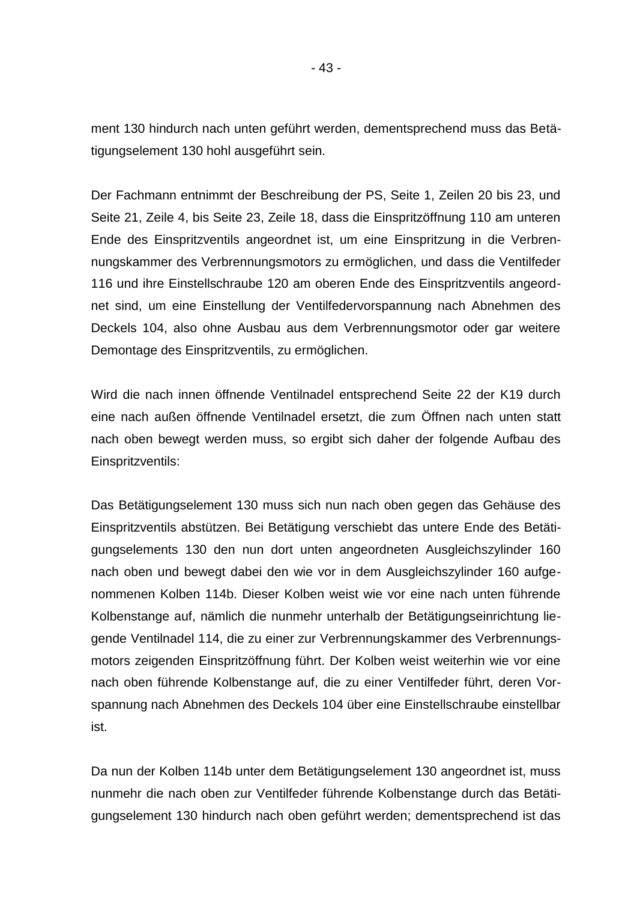ment 130 hindurch nach unten geführt werden, dementsprechend muss das Betätigungselement 130 hohl ausgeführt sein.

Der Fachmann entnimmt der Beschreibung der PS, Seite 1, Zeilen 20 bis 23, und Seite 21, Zeile 4, bis Seite 23, Zeile 18, dass die Einspritzöffnung 110 am unteren Ende des Einspritzventils angeordnet ist, um eine Einspritzung in die Verbrennungskammer des Verbrennungsmotors zu ermöglichen, und dass die Ventilfeder 116 und ihre Einstellschraube 120 am oberen Ende des Einspritzventils angeordnet sind, um eine Einstellung der Ventilfedervorspannung nach Abnehmen des Deckels 104, also ohne Ausbau aus dem Verbrennungsmotor oder gar weitere Demontage des Einspritzventils, zu ermöglichen.

Wird die nach innen öffnende Ventilnadel entsprechend Seite 22 der K19 durch eine nach außen öffnende Ventilnadel ersetzt, die zum Öffnen nach unten statt nach oben bewegt werden muss, so ergibt sich daher der folgende Aufbau des Einspritzventils:

Das Betätigungselement 130 muss sich nun nach oben gegen das Gehäuse des Einspritzventils abstützen. Bei Betätigung verschiebt das untere Ende des Betätigungselements 130 den nun dort unten angeordneten Ausgleichszylinder 160 nach oben und bewegt dabei den wie vor in dem Ausgleichszylinder 160 aufgenommenen Kolben 114b. Dieser Kolben weist wie vor eine nach unten führende Kolbenstange auf, nämlich die nunmehr unterhalb der Betätigungseinrichtung liegende Ventilnadel 114, die zu einer zur Verbrennungskammer des Verbrennungsmotors zeigenden Einspritzöffnung führt. Der Kolben weist weiterhin wie vor eine nach oben führende Kolbenstange auf, die zu einer Ventilfeder führt, deren Vorspannung nach Abnehmen des Deckels 104 über eine Einstellschraube einstellbar ist.

Da nun der Kolben 114b unter dem Betätigungselement 130 angeordnet ist, muss nunmehr die nach oben zur Ventilfeder führende Kolbenstange durch das Betätigungselement 130 hindurch nach oben geführt werden; dementsprechend ist das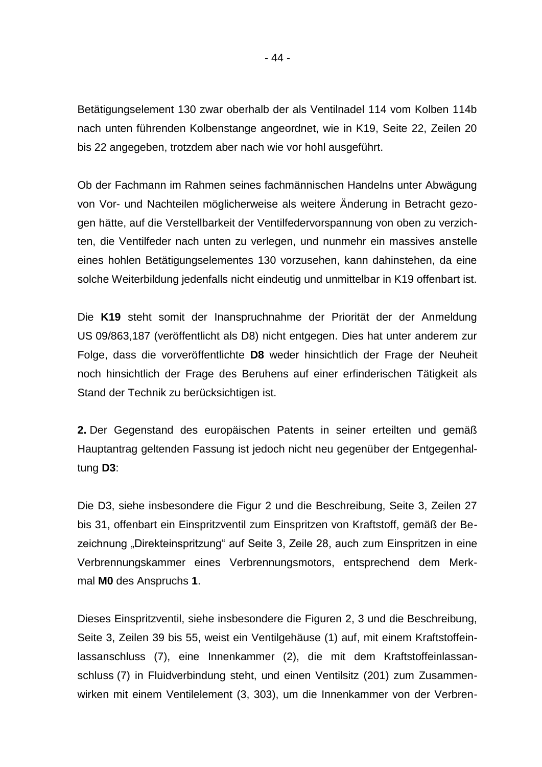Betätigungselement 130 zwar oberhalb der als Ventilnadel 114 vom Kolben 114b nach unten führenden Kolbenstange angeordnet, wie in K19, Seite 22, Zeilen 20 bis 22 angegeben, trotzdem aber nach wie vor hohl ausgeführt.

Ob der Fachmann im Rahmen seines fachmännischen Handelns unter Abwägung von Vor- und Nachteilen möglicherweise als weitere Änderung in Betracht gezogen hätte, auf die Verstellbarkeit der Ventilfedervorspannung von oben zu verzichten, die Ventilfeder nach unten zu verlegen, und nunmehr ein massives anstelle eines hohlen Betätigungselementes 130 vorzusehen, kann dahinstehen, da eine solche Weiterbildung jedenfalls nicht eindeutig und unmittelbar in K19 offenbart ist.

Die **K19** steht somit der Inanspruchnahme der Priorität der der Anmeldung US 09/863,187 (veröffentlicht als D8) nicht entgegen. Dies hat unter anderem zur Folge, dass die vorveröffentlichte **D8** weder hinsichtlich der Frage der Neuheit noch hinsichtlich der Frage des Beruhens auf einer erfinderischen Tätigkeit als Stand der Technik zu berücksichtigen ist.

**2.** Der Gegenstand des europäischen Patents in seiner erteilten und gemäß Hauptantrag geltenden Fassung ist jedoch nicht neu gegenüber der Entgegenhaltung **D3**:

Die D3, siehe insbesondere die Figur 2 und die Beschreibung, Seite 3, Zeilen 27 bis 31, offenbart ein Einspritzventil zum Einspritzen von Kraftstoff, gemäß der Bezeichnung „Direkteinspritzung" auf Seite 3, Zeile 28, auch zum Einspritzen in eine Verbrennungskammer eines Verbrennungsmotors, entsprechend dem Merkmal **M0** des Anspruchs **1**.

Dieses Einspritzventil, siehe insbesondere die Figuren 2, 3 und die Beschreibung, Seite 3, Zeilen 39 bis 55, weist ein Ventilgehäuse (1) auf, mit einem Kraftstoffeinlassanschluss (7), eine Innenkammer (2), die mit dem Kraftstoffeinlassanschluss (7) in Fluidverbindung steht, und einen Ventilsitz (201) zum Zusammenwirken mit einem Ventilelement (3, 303), um die Innenkammer von der Verbren-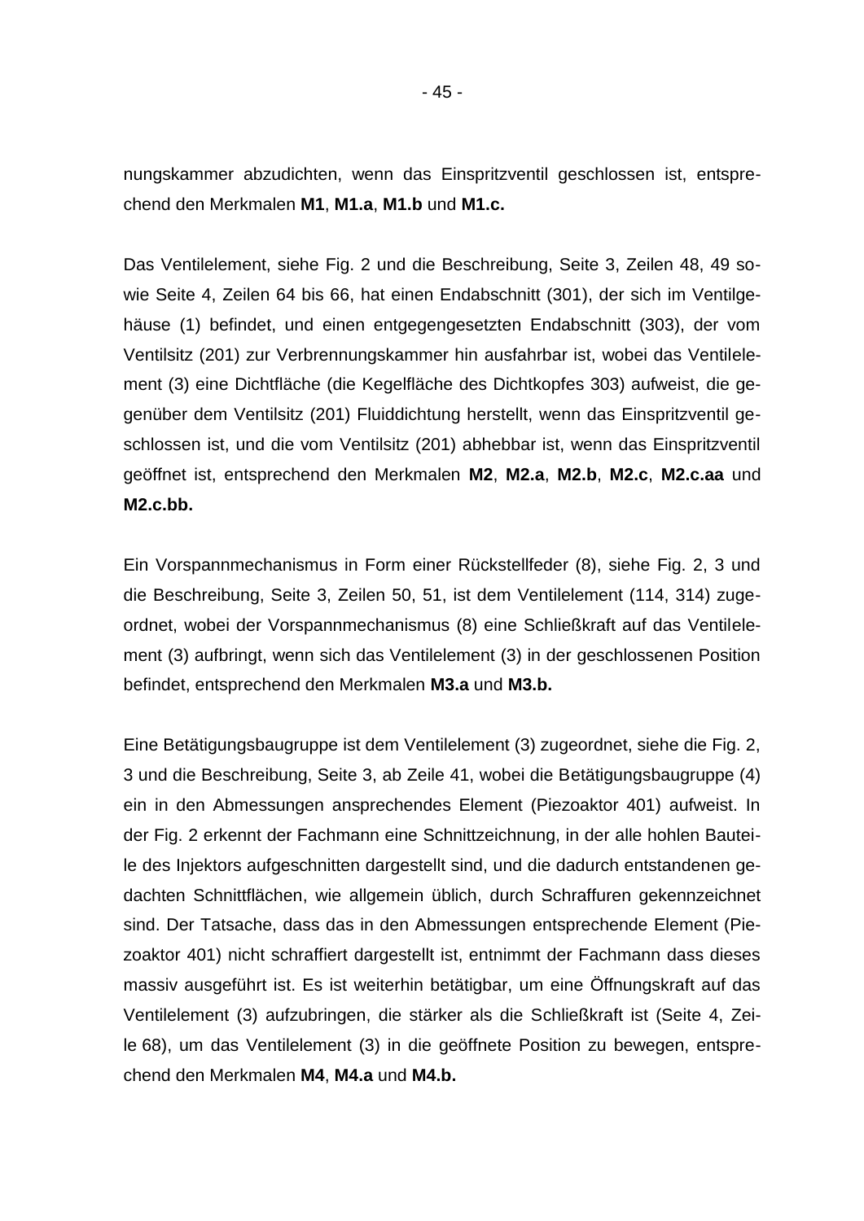nungskammer abzudichten, wenn das Einspritzventil geschlossen ist, entsprechend den Merkmalen **M1**, **M1.a**, **M1.b** und **M1.c.**

Das Ventilelement, siehe Fig. 2 und die Beschreibung, Seite 3, Zeilen 48, 49 sowie Seite 4, Zeilen 64 bis 66, hat einen Endabschnitt (301), der sich im Ventilgehäuse (1) befindet, und einen entgegengesetzten Endabschnitt (303), der vom Ventilsitz (201) zur Verbrennungskammer hin ausfahrbar ist, wobei das Ventilelement (3) eine Dichtfläche (die Kegelfläche des Dichtkopfes 303) aufweist, die gegenüber dem Ventilsitz (201) Fluiddichtung herstellt, wenn das Einspritzventil geschlossen ist, und die vom Ventilsitz (201) abhebbar ist, wenn das Einspritzventil geöffnet ist, entsprechend den Merkmalen **M2**, **M2.a**, **M2.b**, **M2.c**, **M2.c.aa** und **M2.c.bb.**

Ein Vorspannmechanismus in Form einer Rückstellfeder (8), siehe Fig. 2, 3 und die Beschreibung, Seite 3, Zeilen 50, 51, ist dem Ventilelement (114, 314) zugeordnet, wobei der Vorspannmechanismus (8) eine Schließkraft auf das Ventilelement (3) aufbringt, wenn sich das Ventilelement (3) in der geschlossenen Position befindet, entsprechend den Merkmalen **M3.a** und **M3.b.**

Eine Betätigungsbaugruppe ist dem Ventilelement (3) zugeordnet, siehe die Fig. 2, 3 und die Beschreibung, Seite 3, ab Zeile 41, wobei die Betätigungsbaugruppe (4) ein in den Abmessungen ansprechendes Element (Piezoaktor 401) aufweist. In der Fig. 2 erkennt der Fachmann eine Schnittzeichnung, in der alle hohlen Bauteile des Injektors aufgeschnitten dargestellt sind, und die dadurch entstandenen gedachten Schnittflächen, wie allgemein üblich, durch Schraffuren gekennzeichnet sind. Der Tatsache, dass das in den Abmessungen entsprechende Element (Piezoaktor 401) nicht schraffiert dargestellt ist, entnimmt der Fachmann dass dieses massiv ausgeführt ist. Es ist weiterhin betätigbar, um eine Öffnungskraft auf das Ventilelement (3) aufzubringen, die stärker als die Schließkraft ist (Seite 4, Zeile 68), um das Ventilelement (3) in die geöffnete Position zu bewegen, entsprechend den Merkmalen **M4**, **M4.a** und **M4.b.**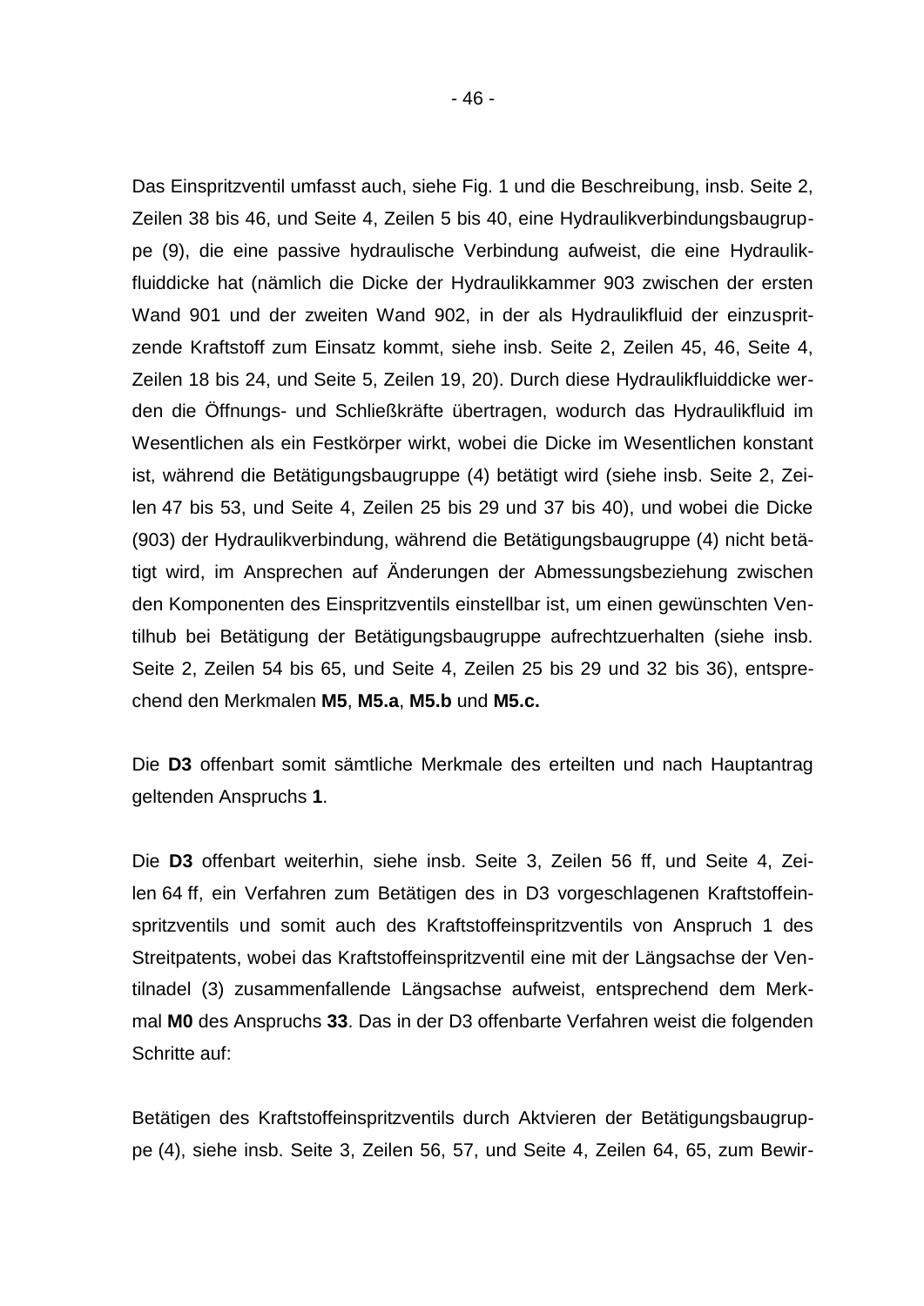Das Einspritzventil umfasst auch, siehe Fig. 1 und die Beschreibung, insb. Seite 2, Zeilen 38 bis 46, und Seite 4, Zeilen 5 bis 40, eine Hydraulikverbindungsbaugruppe (9), die eine passive hydraulische Verbindung aufweist, die eine Hydraulikfluiddicke hat (nämlich die Dicke der Hydraulikkammer 903 zwischen der ersten Wand 901 und der zweiten Wand 902, in der als Hydraulikfluid der einzuspritzende Kraftstoff zum Einsatz kommt, siehe insb. Seite 2, Zeilen 45, 46, Seite 4, Zeilen 18 bis 24, und Seite 5, Zeilen 19, 20). Durch diese Hydraulikfluiddicke werden die Öffnungs- und Schließkräfte übertragen, wodurch das Hydraulikfluid im Wesentlichen als ein Festkörper wirkt, wobei die Dicke im Wesentlichen konstant ist, während die Betätigungsbaugruppe (4) betätigt wird (siehe insb. Seite 2, Zeilen 47 bis 53, und Seite 4, Zeilen 25 bis 29 und 37 bis 40), und wobei die Dicke (903) der Hydraulikverbindung, während die Betätigungsbaugruppe (4) nicht betätigt wird, im Ansprechen auf Änderungen der Abmessungsbeziehung zwischen den Komponenten des Einspritzventils einstellbar ist, um einen gewünschten Ventilhub bei Betätigung der Betätigungsbaugruppe aufrechtzuerhalten (siehe insb. Seite 2, Zeilen 54 bis 65, und Seite 4, Zeilen 25 bis 29 und 32 bis 36), entsprechend den Merkmalen **M5**, **M5.a**, **M5.b** und **M5.c.**

Die **D3** offenbart somit sämtliche Merkmale des erteilten und nach Hauptantrag geltenden Anspruchs **1**.

Die **D3** offenbart weiterhin, siehe insb. Seite 3, Zeilen 56 ff, und Seite 4, Zeilen 64 ff, ein Verfahren zum Betätigen des in D3 vorgeschlagenen Kraftstoffeinspritzventils und somit auch des Kraftstoffeinspritzventils von Anspruch 1 des Streitpatents, wobei das Kraftstoffeinspritzventil eine mit der Längsachse der Ventilnadel (3) zusammenfallende Längsachse aufweist, entsprechend dem Merkmal **M0** des Anspruchs **33**. Das in der D3 offenbarte Verfahren weist die folgenden Schritte auf:

Betätigen des Kraftstoffeinspritzventils durch Aktvieren der Betätigungsbaugruppe (4), siehe insb. Seite 3, Zeilen 56, 57, und Seite 4, Zeilen 64, 65, zum Bewir-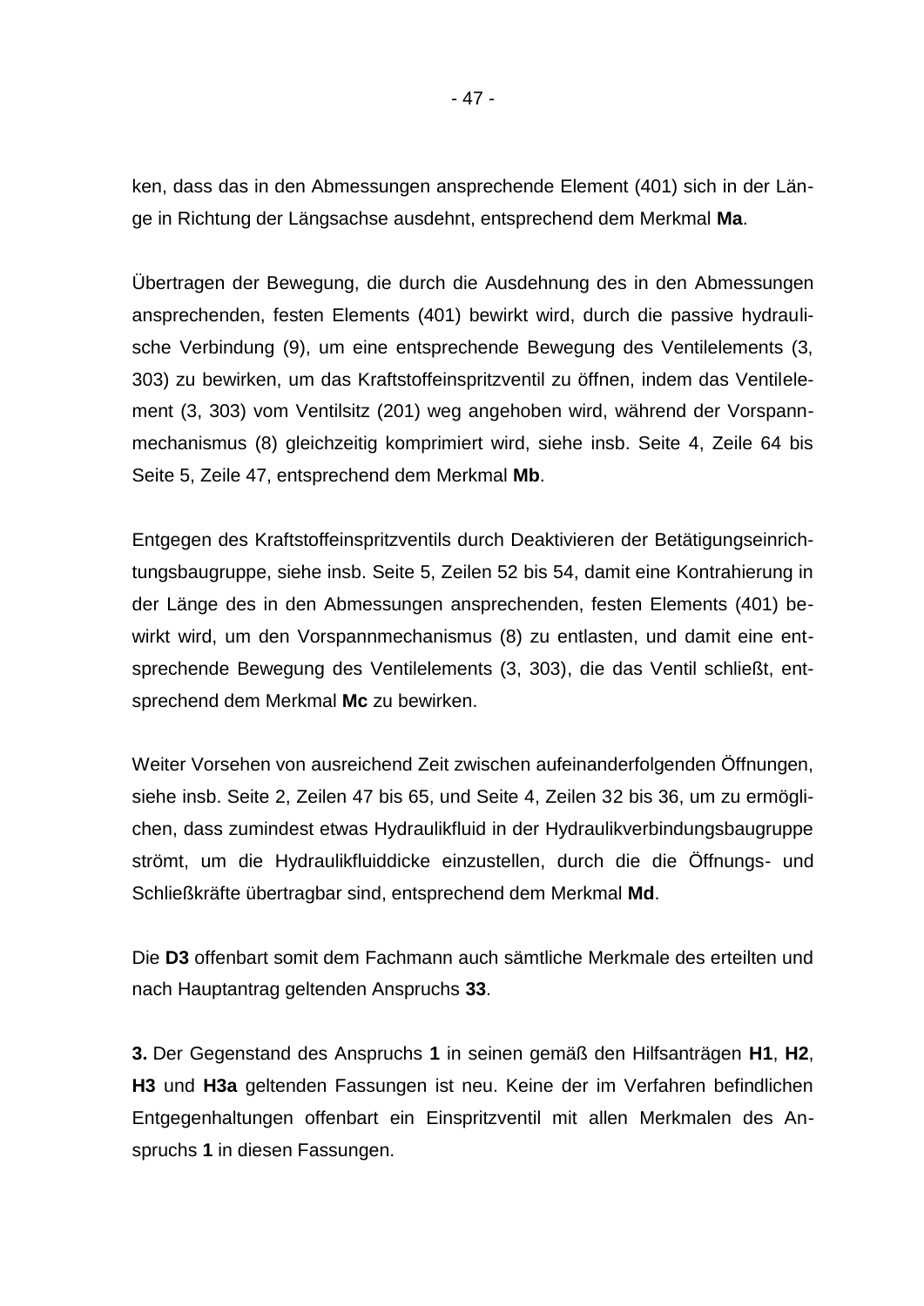ken, dass das in den Abmessungen ansprechende Element (401) sich in der Länge in Richtung der Längsachse ausdehnt, entsprechend dem Merkmal **Ma**.

Übertragen der Bewegung, die durch die Ausdehnung des in den Abmessungen ansprechenden, festen Elements (401) bewirkt wird, durch die passive hydraulische Verbindung (9), um eine entsprechende Bewegung des Ventilelements (3, 303) zu bewirken, um das Kraftstoffeinspritzventil zu öffnen, indem das Ventilelement (3, 303) vom Ventilsitz (201) weg angehoben wird, während der Vorspannmechanismus (8) gleichzeitig komprimiert wird, siehe insb. Seite 4, Zeile 64 bis Seite 5, Zeile 47, entsprechend dem Merkmal **Mb**.

Entgegen des Kraftstoffeinspritzventils durch Deaktivieren der Betätigungseinrichtungsbaugruppe, siehe insb. Seite 5, Zeilen 52 bis 54, damit eine Kontrahierung in der Länge des in den Abmessungen ansprechenden, festen Elements (401) bewirkt wird, um den Vorspannmechanismus (8) zu entlasten, und damit eine entsprechende Bewegung des Ventilelements (3, 303), die das Ventil schließt, entsprechend dem Merkmal **Mc** zu bewirken.

Weiter Vorsehen von ausreichend Zeit zwischen aufeinanderfolgenden Öffnungen, siehe insb. Seite 2, Zeilen 47 bis 65, und Seite 4, Zeilen 32 bis 36, um zu ermöglichen, dass zumindest etwas Hydraulikfluid in der Hydraulikverbindungsbaugruppe strömt, um die Hydraulikfluiddicke einzustellen, durch die die Öffnungs- und Schließkräfte übertragbar sind, entsprechend dem Merkmal **Md**.

Die **D3** offenbart somit dem Fachmann auch sämtliche Merkmale des erteilten und nach Hauptantrag geltenden Anspruchs **33**.

**3.** Der Gegenstand des Anspruchs **1** in seinen gemäß den Hilfsanträgen **H1**, **H2**, **H3** und **H3a** geltenden Fassungen ist neu. Keine der im Verfahren befindlichen Entgegenhaltungen offenbart ein Einspritzventil mit allen Merkmalen des Anspruchs **1** in diesen Fassungen.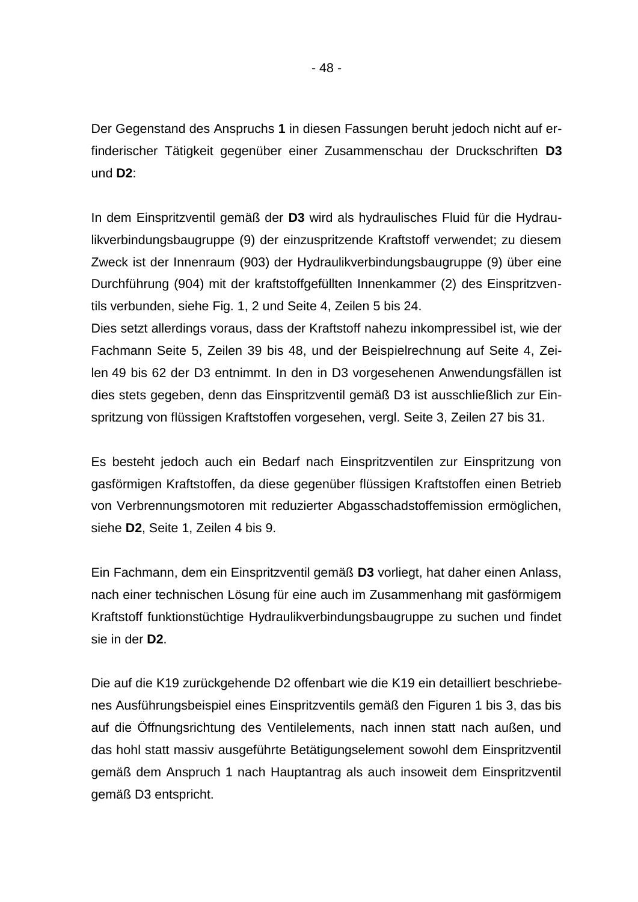Der Gegenstand des Anspruchs **1** in diesen Fassungen beruht jedoch nicht auf erfinderischer Tätigkeit gegenüber einer Zusammenschau der Druckschriften **D3** und **D2**:

In dem Einspritzventil gemäß der **D3** wird als hydraulisches Fluid für die Hydraulikverbindungsbaugruppe (9) der einzuspritzende Kraftstoff verwendet; zu diesem Zweck ist der Innenraum (903) der Hydraulikverbindungsbaugruppe (9) über eine Durchführung (904) mit der kraftstoffgefüllten Innenkammer (2) des Einspritzventils verbunden, siehe Fig. 1, 2 und Seite 4, Zeilen 5 bis 24.
Dies setzt allerdings voraus, dass der Kraftstoff nahezu inkompressibel ist, wie der Fachmann Seite 5, Zeilen 39 bis 48, und der Beispielrechnung auf Seite 4, Zeilen 49 bis 62 der D3 entnimmt. In den in D3 vorgesehenen Anwendungsfällen ist dies stets gegeben, denn das Einspritzventil gemäß D3 ist ausschließlich zur Einspritzung von flüssigen Kraftstoffen vorgesehen, vergl. Seite 3, Zeilen 27 bis 31.

Es besteht jedoch auch ein Bedarf nach Einspritzventilen zur Einspritzung von gasförmigen Kraftstoffen, da diese gegenüber flüssigen Kraftstoffen einen Betrieb von Verbrennungsmotoren mit reduzierter Abgasschadstoffemission ermöglichen, siehe **D2**, Seite 1, Zeilen 4 bis 9.

Ein Fachmann, dem ein Einspritzventil gemäß **D3** vorliegt, hat daher einen Anlass, nach einer technischen Lösung für eine auch im Zusammenhang mit gasförmigem Kraftstoff funktionstüchtige Hydraulikverbindungsbaugruppe zu suchen und findet sie in der **D2**.

Die auf die K19 zurückgehende D2 offenbart wie die K19 ein detailliert beschriebenes Ausführungsbeispiel eines Einspritzventils gemäß den Figuren 1 bis 3, das bis auf die Öffnungsrichtung des Ventilelements, nach innen statt nach außen, und das hohl statt massiv ausgeführte Betätigungselement sowohl dem Einspritzventil gemäß dem Anspruch 1 nach Hauptantrag als auch insoweit dem Einspritzventil gemäß D3 entspricht.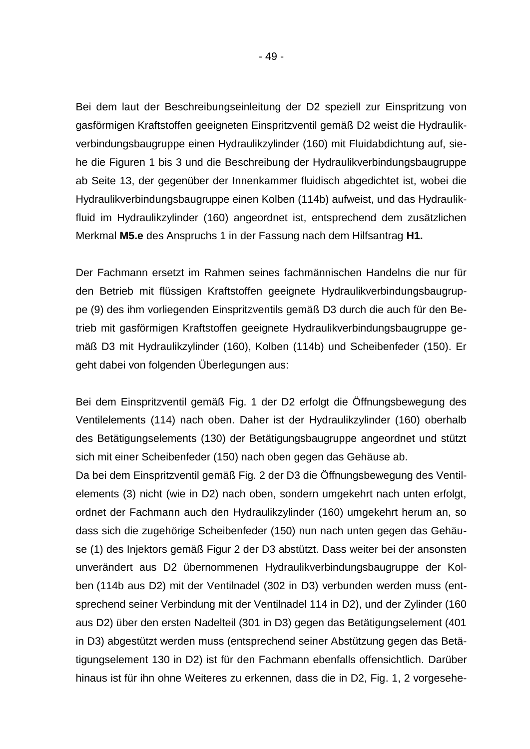Bei dem laut der Beschreibungseinleitung der D2 speziell zur Einspritzung von gasförmigen Kraftstoffen geeigneten Einspritzventil gemäß D2 weist die Hydraulikverbindungsbaugruppe einen Hydraulikzylinder (160) mit Fluidabdichtung auf, siehe die Figuren 1 bis 3 und die Beschreibung der Hydraulikverbindungsbaugruppe ab Seite 13, der gegenüber der Innenkammer fluidisch abgedichtet ist, wobei die Hydraulikverbindungsbaugruppe einen Kolben (114b) aufweist, und das Hydraulikfluid im Hydraulikzylinder (160) angeordnet ist, entsprechend dem zusätzlichen Merkmal **M5.e** des Anspruchs 1 in der Fassung nach dem Hilfsantrag **H1.**

Der Fachmann ersetzt im Rahmen seines fachmännischen Handelns die nur für den Betrieb mit flüssigen Kraftstoffen geeignete Hydraulikverbindungsbaugruppe (9) des ihm vorliegenden Einspritzventils gemäß D3 durch die auch für den Betrieb mit gasförmigen Kraftstoffen geeignete Hydraulikverbindungsbaugruppe gemäß D3 mit Hydraulikzylinder (160), Kolben (114b) und Scheibenfeder (150). Er geht dabei von folgenden Überlegungen aus:

Bei dem Einspritzventil gemäß Fig. 1 der D2 erfolgt die Öffnungsbewegung des Ventilelements (114) nach oben. Daher ist der Hydraulikzylinder (160) oberhalb des Betätigungselements (130) der Betätigungsbaugruppe angeordnet und stützt sich mit einer Scheibenfeder (150) nach oben gegen das Gehäuse ab.
Da bei dem Einspritzventil gemäß Fig. 2 der D3 die Öffnungsbewegung des Ventilelements (3) nicht (wie in D2) nach oben, sondern umgekehrt nach unten erfolgt, ordnet der Fachmann auch den Hydraulikzylinder (160) umgekehrt herum an, so dass sich die zugehörige Scheibenfeder (150) nun nach unten gegen das Gehäuse (1) des Injektors gemäß Figur 2 der D3 abstützt. Dass weiter bei der ansonsten unverändert aus D2 übernommenen Hydraulikverbindungsbaugruppe der Kolben (114b aus D2) mit der Ventilnadel (302 in D3) verbunden werden muss (entsprechend seiner Verbindung mit der Ventilnadel 114 in D2), und der Zylinder (160 aus D2) über den ersten Nadelteil (301 in D3) gegen das Betätigungselement (401 in D3) abgestützt werden muss (entsprechend seiner Abstützung gegen das Betätigungselement 130 in D2) ist für den Fachmann ebenfalls offensichtlich. Darüber hinaus ist für ihn ohne Weiteres zu erkennen, dass die in D2, Fig. 1, 2 vorgesehe-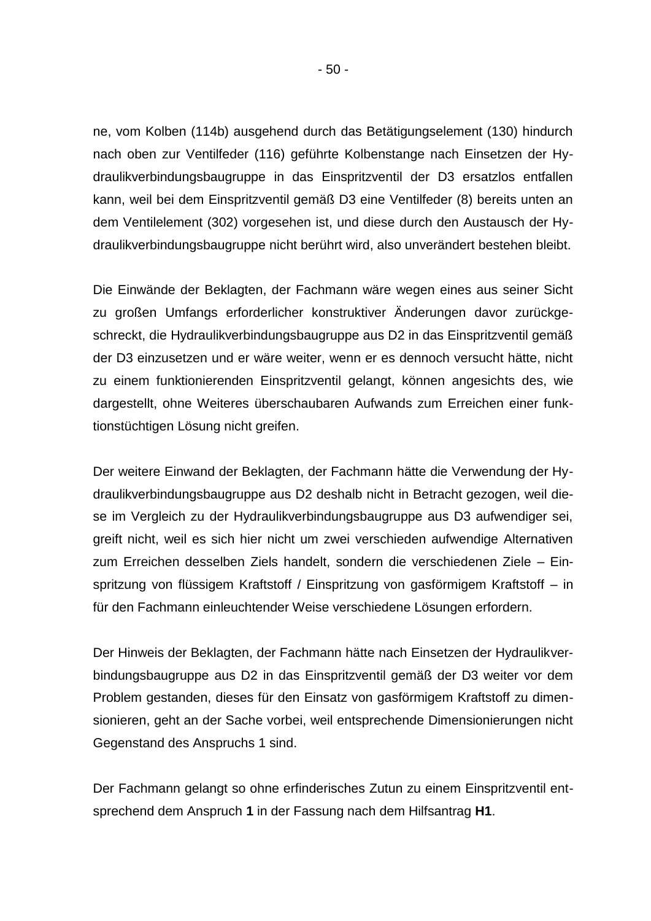ne, vom Kolben (114b) ausgehend durch das Betätigungselement (130) hindurch nach oben zur Ventilfeder (116) geführte Kolbenstange nach Einsetzen der Hydraulikverbindungsbaugruppe in das Einspritzventil der D3 ersatzlos entfallen kann, weil bei dem Einspritzventil gemäß D3 eine Ventilfeder (8) bereits unten an dem Ventilelement (302) vorgesehen ist, und diese durch den Austausch der Hydraulikverbindungsbaugruppe nicht berührt wird, also unverändert bestehen bleibt.

Die Einwände der Beklagten, der Fachmann wäre wegen eines aus seiner Sicht zu großen Umfangs erforderlicher konstruktiver Änderungen davor zurückgeschreckt, die Hydraulikverbindungsbaugruppe aus D2 in das Einspritzventil gemäß der D3 einzusetzen und er wäre weiter, wenn er es dennoch versucht hätte, nicht zu einem funktionierenden Einspritzventil gelangt, können angesichts des, wie dargestellt, ohne Weiteres überschaubaren Aufwands zum Erreichen einer funktionstüchtigen Lösung nicht greifen.

Der weitere Einwand der Beklagten, der Fachmann hätte die Verwendung der Hydraulikverbindungsbaugruppe aus D2 deshalb nicht in Betracht gezogen, weil diese im Vergleich zu der Hydraulikverbindungsbaugruppe aus D3 aufwendiger sei, greift nicht, weil es sich hier nicht um zwei verschieden aufwendige Alternativen zum Erreichen desselben Ziels handelt, sondern die verschiedenen Ziele – Einspritzung von flüssigem Kraftstoff / Einspritzung von gasförmigem Kraftstoff – in für den Fachmann einleuchtender Weise verschiedene Lösungen erfordern.

Der Hinweis der Beklagten, der Fachmann hätte nach Einsetzen der Hydraulikverbindungsbaugruppe aus D2 in das Einspritzventil gemäß der D3 weiter vor dem Problem gestanden, dieses für den Einsatz von gasförmigem Kraftstoff zu dimensionieren, geht an der Sache vorbei, weil entsprechende Dimensionierungen nicht Gegenstand des Anspruchs 1 sind.

Der Fachmann gelangt so ohne erfinderisches Zutun zu einem Einspritzventil entsprechend dem Anspruch **1** in der Fassung nach dem Hilfsantrag **H1**.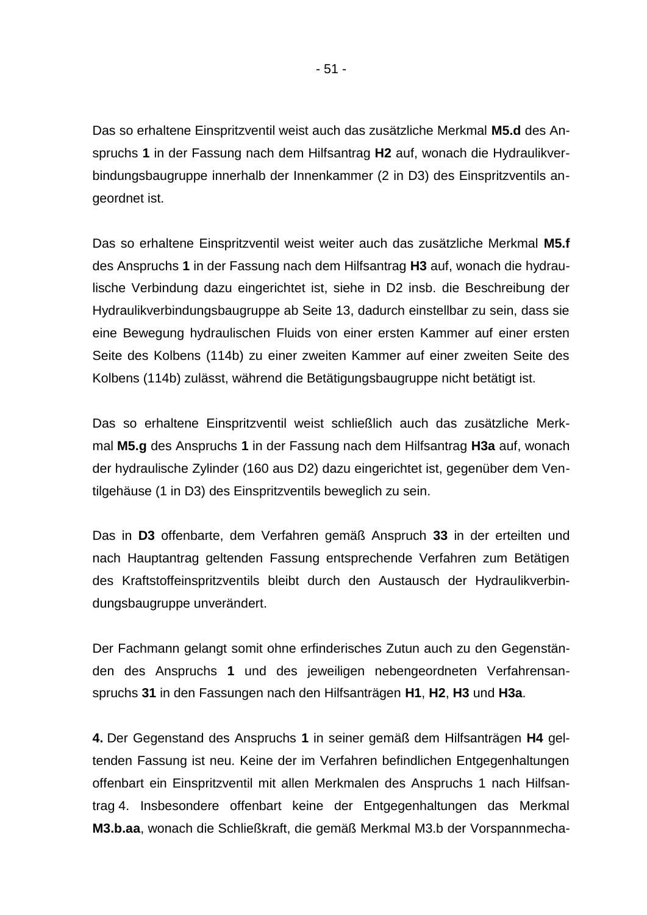Das so erhaltene Einspritzventil weist auch das zusätzliche Merkmal **M5.d** des Anspruchs **1** in der Fassung nach dem Hilfsantrag **H2** auf, wonach die Hydraulikverbindungsbaugruppe innerhalb der Innenkammer (2 in D3) des Einspritzventils angeordnet ist.

Das so erhaltene Einspritzventil weist weiter auch das zusätzliche Merkmal **M5.f** des Anspruchs **1** in der Fassung nach dem Hilfsantrag **H3** auf, wonach die hydraulische Verbindung dazu eingerichtet ist, siehe in D2 insb. die Beschreibung der Hydraulikverbindungsbaugruppe ab Seite 13, dadurch einstellbar zu sein, dass sie eine Bewegung hydraulischen Fluids von einer ersten Kammer auf einer ersten Seite des Kolbens (114b) zu einer zweiten Kammer auf einer zweiten Seite des Kolbens (114b) zulässt, während die Betätigungsbaugruppe nicht betätigt ist.

Das so erhaltene Einspritzventil weist schließlich auch das zusätzliche Merkmal **M5.g** des Anspruchs **1** in der Fassung nach dem Hilfsantrag **H3a** auf, wonach der hydraulische Zylinder (160 aus D2) dazu eingerichtet ist, gegenüber dem Ventilgehäuse (1 in D3) des Einspritzventils beweglich zu sein.

Das in **D3** offenbarte, dem Verfahren gemäß Anspruch **33** in der erteilten und nach Hauptantrag geltenden Fassung entsprechende Verfahren zum Betätigen des Kraftstoffeinspritzventils bleibt durch den Austausch der Hydraulikverbindungsbaugruppe unverändert.

Der Fachmann gelangt somit ohne erfinderisches Zutun auch zu den Gegenständen des Anspruchs **1** und des jeweiligen nebengeordneten Verfahrensanspruchs **31** in den Fassungen nach den Hilfsanträgen **H1**, **H2**, **H3** und **H3a**.

**4.** Der Gegenstand des Anspruchs **1** in seiner gemäß dem Hilfsanträgen **H4** geltenden Fassung ist neu. Keine der im Verfahren befindlichen Entgegenhaltungen offenbart ein Einspritzventil mit allen Merkmalen des Anspruchs 1 nach Hilfsantrag 4. Insbesondere offenbart keine der Entgegenhaltungen das Merkmal **M3.b.aa**, wonach die Schließkraft, die gemäß Merkmal M3.b der Vorspannmecha-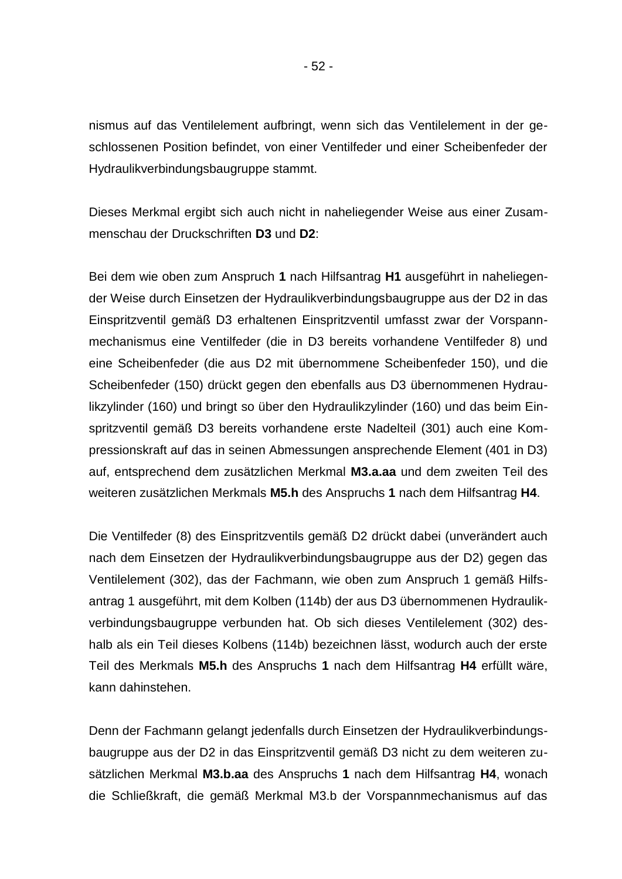nismus auf das Ventilelement aufbringt, wenn sich das Ventilelement in der geschlossenen Position befindet, von einer Ventilfeder und einer Scheibenfeder der Hydraulikverbindungsbaugruppe stammt.

Dieses Merkmal ergibt sich auch nicht in naheliegender Weise aus einer Zusammenschau der Druckschriften **D3** und **D2**:

Bei dem wie oben zum Anspruch **1** nach Hilfsantrag **H1** ausgeführt in naheliegender Weise durch Einsetzen der Hydraulikverbindungsbaugruppe aus der D2 in das Einspritzventil gemäß D3 erhaltenen Einspritzventil umfasst zwar der Vorspannmechanismus eine Ventilfeder (die in D3 bereits vorhandene Ventilfeder 8) und eine Scheibenfeder (die aus D2 mit übernommene Scheibenfeder 150), und die Scheibenfeder (150) drückt gegen den ebenfalls aus D3 übernommenen Hydraulikzylinder (160) und bringt so über den Hydraulikzylinder (160) und das beim Einspritzventil gemäß D3 bereits vorhandene erste Nadelteil (301) auch eine Kompressionskraft auf das in seinen Abmessungen ansprechende Element (401 in D3) auf, entsprechend dem zusätzlichen Merkmal **M3.a.aa** und dem zweiten Teil des weiteren zusätzlichen Merkmals **M5.h** des Anspruchs **1** nach dem Hilfsantrag **H4**.

Die Ventilfeder (8) des Einspritzventils gemäß D2 drückt dabei (unverändert auch nach dem Einsetzen der Hydraulikverbindungsbaugruppe aus der D2) gegen das Ventilelement (302), das der Fachmann, wie oben zum Anspruch 1 gemäß Hilfsantrag 1 ausgeführt, mit dem Kolben (114b) der aus D3 übernommenen Hydraulikverbindungsbaugruppe verbunden hat. Ob sich dieses Ventilelement (302) deshalb als ein Teil dieses Kolbens (114b) bezeichnen lässt, wodurch auch der erste Teil des Merkmals **M5.h** des Anspruchs **1** nach dem Hilfsantrag **H4** erfüllt wäre, kann dahinstehen.

Denn der Fachmann gelangt jedenfalls durch Einsetzen der Hydraulikverbindungsbaugruppe aus der D2 in das Einspritzventil gemäß D3 nicht zu dem weiteren zusätzlichen Merkmal **M3.b.aa** des Anspruchs **1** nach dem Hilfsantrag **H4**, wonach die Schließkraft, die gemäß Merkmal M3.b der Vorspannmechanismus auf das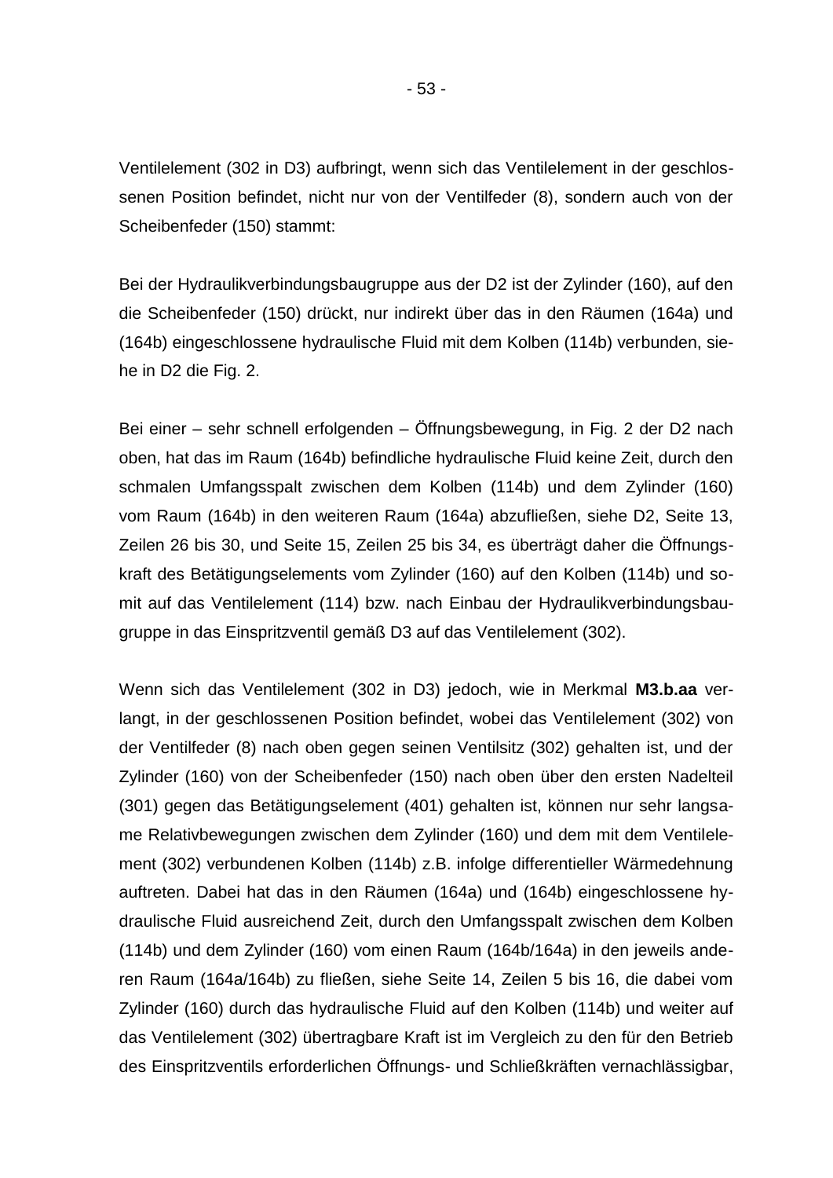Ventilelement (302 in D3) aufbringt, wenn sich das Ventilelement in der geschlossenen Position befindet, nicht nur von der Ventilfeder (8), sondern auch von der Scheibenfeder (150) stammt:

Bei der Hydraulikverbindungsbaugruppe aus der D2 ist der Zylinder (160), auf den die Scheibenfeder (150) drückt, nur indirekt über das in den Räumen (164a) und (164b) eingeschlossene hydraulische Fluid mit dem Kolben (114b) verbunden, siehe in D2 die Fig. 2.

Bei einer – sehr schnell erfolgenden – Öffnungsbewegung, in Fig. 2 der D2 nach oben, hat das im Raum (164b) befindliche hydraulische Fluid keine Zeit, durch den schmalen Umfangsspalt zwischen dem Kolben (114b) und dem Zylinder (160) vom Raum (164b) in den weiteren Raum (164a) abzufließen, siehe D2, Seite 13, Zeilen 26 bis 30, und Seite 15, Zeilen 25 bis 34, es überträgt daher die Öffnungskraft des Betätigungselements vom Zylinder (160) auf den Kolben (114b) und somit auf das Ventilelement (114) bzw. nach Einbau der Hydraulikverbindungsbaugruppe in das Einspritzventil gemäß D3 auf das Ventilelement (302).

Wenn sich das Ventilelement (302 in D3) jedoch, wie in Merkmal **M3.b.aa** verlangt, in der geschlossenen Position befindet, wobei das Ventilelement (302) von der Ventilfeder (8) nach oben gegen seinen Ventilsitz (302) gehalten ist, und der Zylinder (160) von der Scheibenfeder (150) nach oben über den ersten Nadelteil (301) gegen das Betätigungselement (401) gehalten ist, können nur sehr langsame Relativbewegungen zwischen dem Zylinder (160) und dem mit dem Ventilelement (302) verbundenen Kolben (114b) z.B. infolge differentieller Wärmedehnung auftreten. Dabei hat das in den Räumen (164a) und (164b) eingeschlossene hydraulische Fluid ausreichend Zeit, durch den Umfangsspalt zwischen dem Kolben (114b) und dem Zylinder (160) vom einen Raum (164b/164a) in den jeweils anderen Raum (164a/164b) zu fließen, siehe Seite 14, Zeilen 5 bis 16, die dabei vom Zylinder (160) durch das hydraulische Fluid auf den Kolben (114b) und weiter auf das Ventilelement (302) übertragbare Kraft ist im Vergleich zu den für den Betrieb des Einspritzventils erforderlichen Öffnungs- und Schließkräften vernachlässigbar,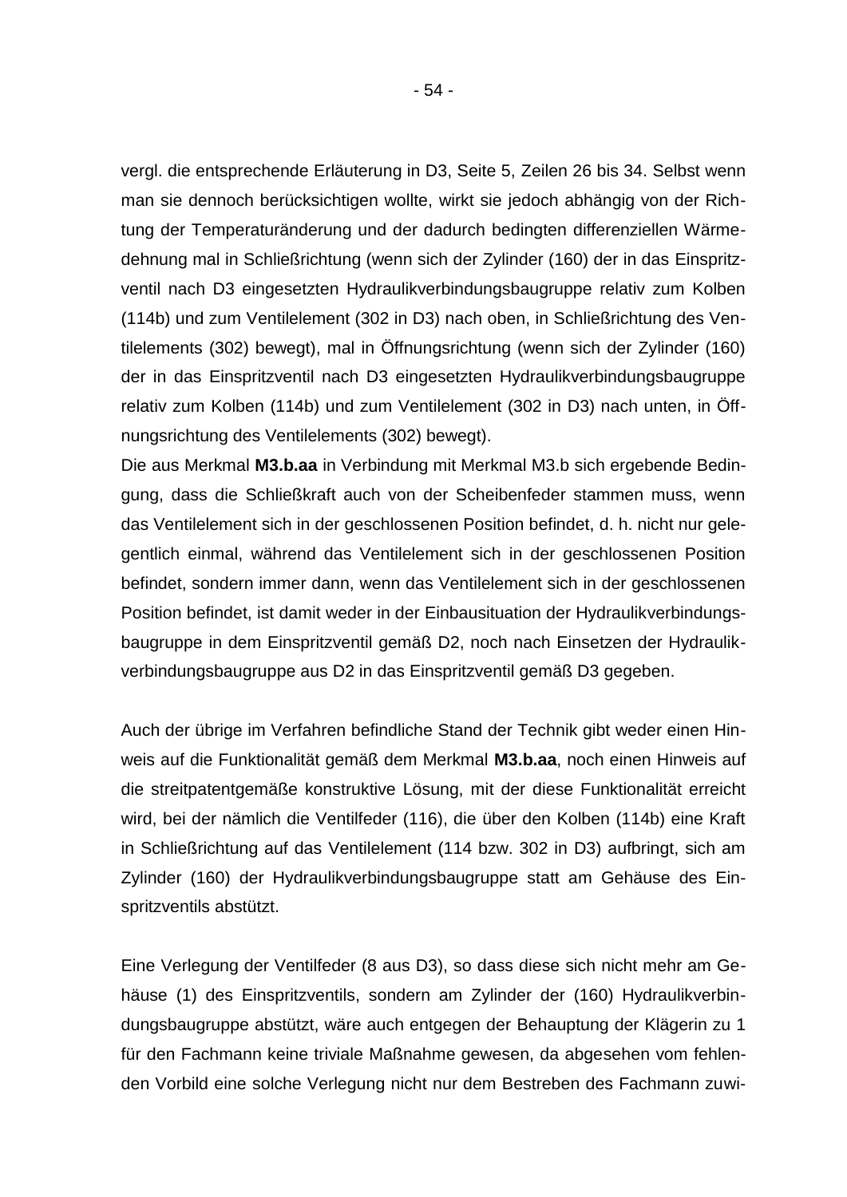vergl. die entsprechende Erläuterung in D3, Seite 5, Zeilen 26 bis 34. Selbst wenn man sie dennoch berücksichtigen wollte, wirkt sie jedoch abhängig von der Richtung der Temperaturänderung und der dadurch bedingten differenziellen Wärmedehnung mal in Schließrichtung (wenn sich der Zylinder (160) der in das Einspritzventil nach D3 eingesetzten Hydraulikverbindungsbaugruppe relativ zum Kolben (114b) und zum Ventilelement (302 in D3) nach oben, in Schließrichtung des Ventilelements (302) bewegt), mal in Öffnungsrichtung (wenn sich der Zylinder (160) der in das Einspritzventil nach D3 eingesetzten Hydraulikverbindungsbaugruppe relativ zum Kolben (114b) und zum Ventilelement (302 in D3) nach unten, in Öffnungsrichtung des Ventilelements (302) bewegt).

Die aus Merkmal **M3.b.aa** in Verbindung mit Merkmal M3.b sich ergebende Bedingung, dass die Schließkraft auch von der Scheibenfeder stammen muss, wenn das Ventilelement sich in der geschlossenen Position befindet, d. h. nicht nur gelegentlich einmal, während das Ventilelement sich in der geschlossenen Position befindet, sondern immer dann, wenn das Ventilelement sich in der geschlossenen Position befindet, ist damit weder in der Einbausituation der Hydraulikverbindungsbaugruppe in dem Einspritzventil gemäß D2, noch nach Einsetzen der Hydraulikverbindungsbaugruppe aus D2 in das Einspritzventil gemäß D3 gegeben.

Auch der übrige im Verfahren befindliche Stand der Technik gibt weder einen Hinweis auf die Funktionalität gemäß dem Merkmal **M3.b.aa**, noch einen Hinweis auf die streitpatentgemäße konstruktive Lösung, mit der diese Funktionalität erreicht wird, bei der nämlich die Ventilfeder (116), die über den Kolben (114b) eine Kraft in Schließrichtung auf das Ventilelement (114 bzw. 302 in D3) aufbringt, sich am Zylinder (160) der Hydraulikverbindungsbaugruppe statt am Gehäuse des Einspritzventils abstützt.

Eine Verlegung der Ventilfeder (8 aus D3), so dass diese sich nicht mehr am Gehäuse (1) des Einspritzventils, sondern am Zylinder der (160) Hydraulikverbindungsbaugruppe abstützt, wäre auch entgegen der Behauptung der Klägerin zu 1 für den Fachmann keine triviale Maßnahme gewesen, da abgesehen vom fehlenden Vorbild eine solche Verlegung nicht nur dem Bestreben des Fachmann zuwi-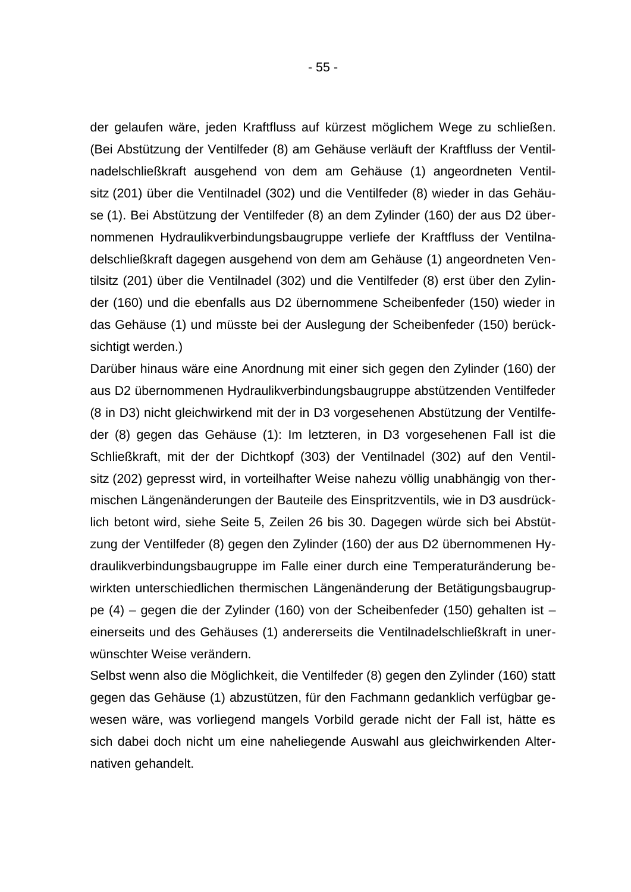der gelaufen wäre, jeden Kraftfluss auf kürzest möglichem Wege zu schließen. (Bei Abstützung der Ventilfeder (8) am Gehäuse verläuft der Kraftfluss der Ventilnadelschließkraft ausgehend von dem am Gehäuse (1) angeordneten Ventilsitz (201) über die Ventilnadel (302) und die Ventilfeder (8) wieder in das Gehäuse (1). Bei Abstützung der Ventilfeder (8) an dem Zylinder (160) der aus D2 übernommenen Hydraulikverbindungsbaugruppe verliefe der Kraftfluss der Ventilnadelschließkraft dagegen ausgehend von dem am Gehäuse (1) angeordneten Ventilsitz (201) über die Ventilnadel (302) und die Ventilfeder (8) erst über den Zylinder (160) und die ebenfalls aus D2 übernommene Scheibenfeder (150) wieder in das Gehäuse (1) und müsste bei der Auslegung der Scheibenfeder (150) berücksichtigt werden.)

Darüber hinaus wäre eine Anordnung mit einer sich gegen den Zylinder (160) der aus D2 übernommenen Hydraulikverbindungsbaugruppe abstützenden Ventilfeder (8 in D3) nicht gleichwirkend mit der in D3 vorgesehenen Abstützung der Ventilfeder (8) gegen das Gehäuse (1): Im letzteren, in D3 vorgesehenen Fall ist die Schließkraft, mit der der Dichtkopf (303) der Ventilnadel (302) auf den Ventilsitz (202) gepresst wird, in vorteilhafter Weise nahezu völlig unabhängig von thermischen Längenänderungen der Bauteile des Einspritzventils, wie in D3 ausdrücklich betont wird, siehe Seite 5, Zeilen 26 bis 30. Dagegen würde sich bei Abstützung der Ventilfeder (8) gegen den Zylinder (160) der aus D2 übernommenen Hydraulikverbindungsbaugruppe im Falle einer durch eine Temperaturänderung bewirkten unterschiedlichen thermischen Längenänderung der Betätigungsbaugruppe (4) – gegen die der Zylinder (160) von der Scheibenfeder (150) gehalten ist – einerseits und des Gehäuses (1) andererseits die Ventilnadelschließkraft in unerwünschter Weise verändern.

Selbst wenn also die Möglichkeit, die Ventilfeder (8) gegen den Zylinder (160) statt gegen das Gehäuse (1) abzustützen, für den Fachmann gedanklich verfügbar gewesen wäre, was vorliegend mangels Vorbild gerade nicht der Fall ist, hätte es sich dabei doch nicht um eine naheliegende Auswahl aus gleichwirkenden Alternativen gehandelt.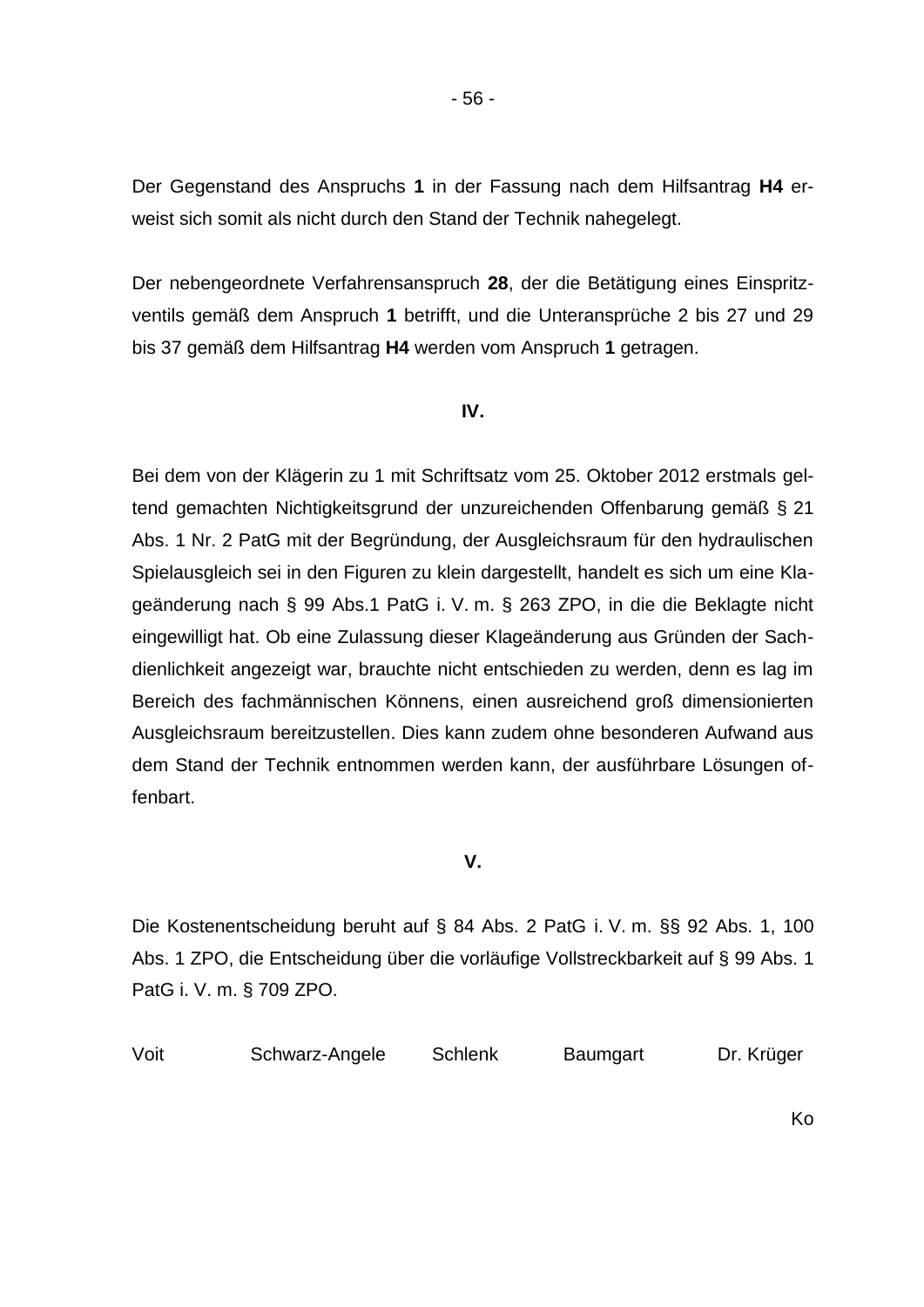Der Gegenstand des Anspruchs **1** in der Fassung nach dem Hilfsantrag **H4** erweist sich somit als nicht durch den Stand der Technik nahegelegt.

Der nebengeordnete Verfahrensanspruch **28**, der die Betätigung eines Einspritzventils gemäß dem Anspruch **1** betrifft, und die Unteransprüche 2 bis 27 und 29 bis 37 gemäß dem Hilfsantrag **H4** werden vom Anspruch **1** getragen.

**IV.**

Bei dem von der Klägerin zu 1 mit Schriftsatz vom 25. Oktober 2012 erstmals geltend gemachten Nichtigkeitsgrund der unzureichenden Offenbarung gemäß § 21 Abs. 1 Nr. 2 PatG mit der Begründung, der Ausgleichsraum für den hydraulischen Spielausgleich sei in den Figuren zu klein dargestellt, handelt es sich um eine Klageänderung nach § 99 Abs.1 PatG i. V. m. § 263 ZPO, in die die Beklagte nicht eingewilligt hat. Ob eine Zulassung dieser Klageänderung aus Gründen der Sachdienlichkeit angezeigt war, brauchte nicht entschieden zu werden, denn es lag im Bereich des fachmännischen Könnens, einen ausreichend groß dimensionierten Ausgleichsraum bereitzustellen. Dies kann zudem ohne besonderen Aufwand aus dem Stand der Technik entnommen werden kann, der ausführbare Lösungen offenbart.

**V.**

Die Kostenentscheidung beruht auf § 84 Abs. 2 PatG i. V. m. §§ 92 Abs. 1, 100 Abs. 1 ZPO, die Entscheidung über die vorläufige Vollstreckbarkeit auf § 99 Abs. 1 PatG i. V. m. § 709 ZPO.

Voit Schwarz-Angele Schlenk Baumgart Dr. Krüger

Ko